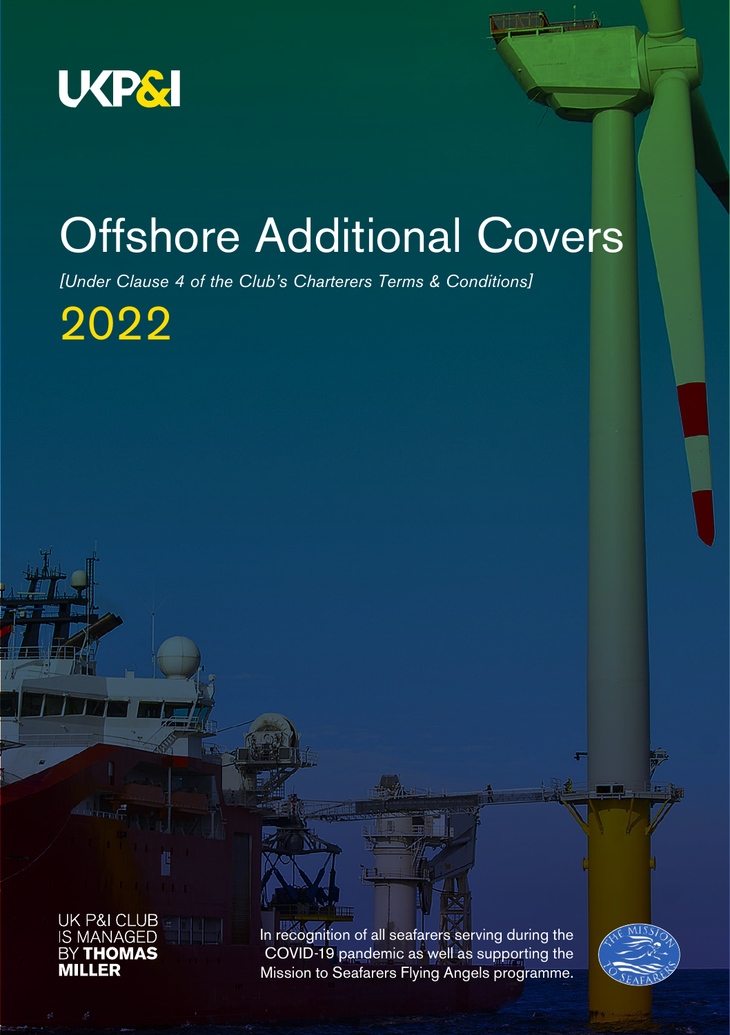UKP&I

# Offshore Additional Covers

*[Under Clause 4 of the Club's Charterers Terms & Conditions]*

2022

UK P&I CLUB IS MANAGED BY **THOMAS MILLER**

In recognition of all seafarers serving during the COVID-19 pandemic as well as supporting the Mission to Seafarers Flying Angels programme.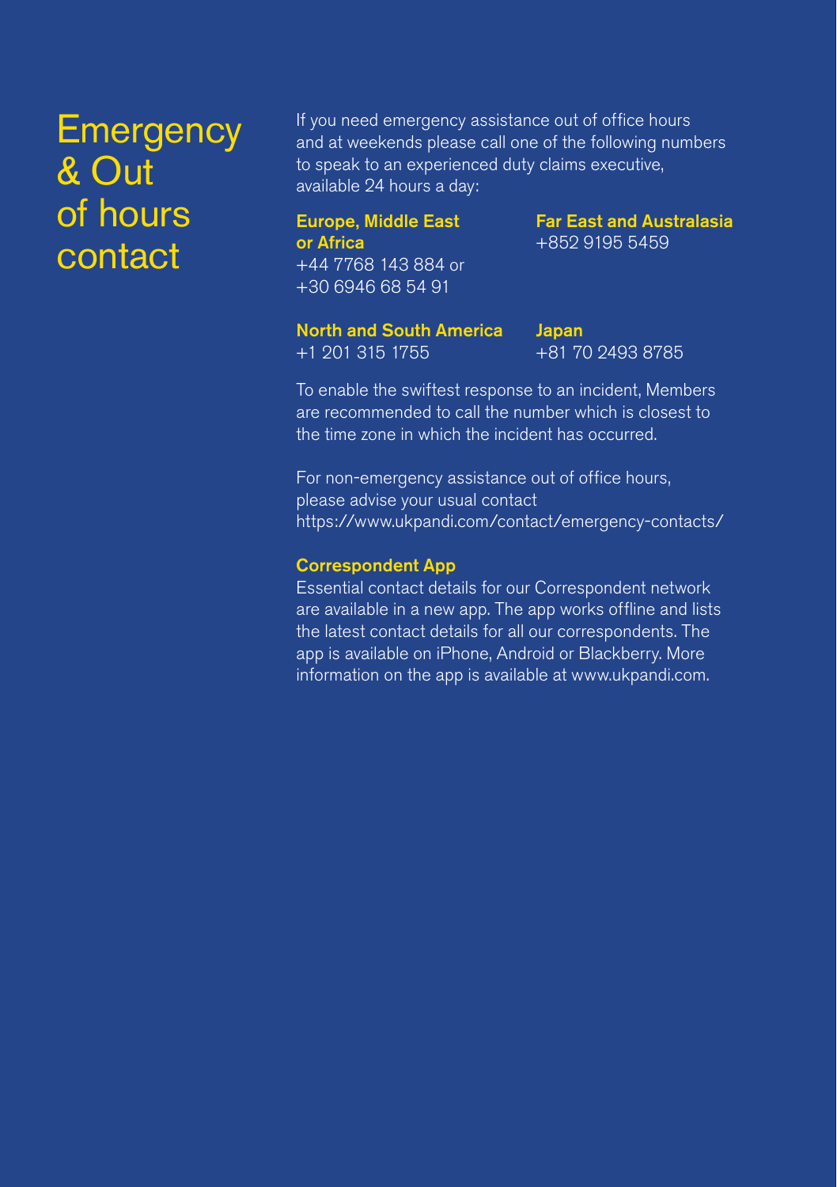# Emergency & Out of hours contact

If you need emergency assistance out of office hours and at weekends please call one of the following numbers to speak to an experienced duty claims executive, available 24 hours a day:

**Europe, Middle East or Africa**
+44 7768 143 884 or
+30 6946 68 54 91

**Far East and Australasia**
+852 9195 5459

**North and South America**
+1 201 315 1755

**Japan**
+81 70 2493 8785

To enable the swiftest response to an incident, Members are recommended to call the number which is closest to the time zone in which the incident has occurred.

For non-emergency assistance out of office hours, please advise your usual contact
https://www.ukpandi.com/contact/emergency-contacts/

**Correspondent App**

Essential contact details for our Correspondent network are available in a new app. The app works offline and lists the latest contact details for all our correspondents. The app is available on iPhone, Android or Blackberry. More information on the app is available at www.ukpandi.com.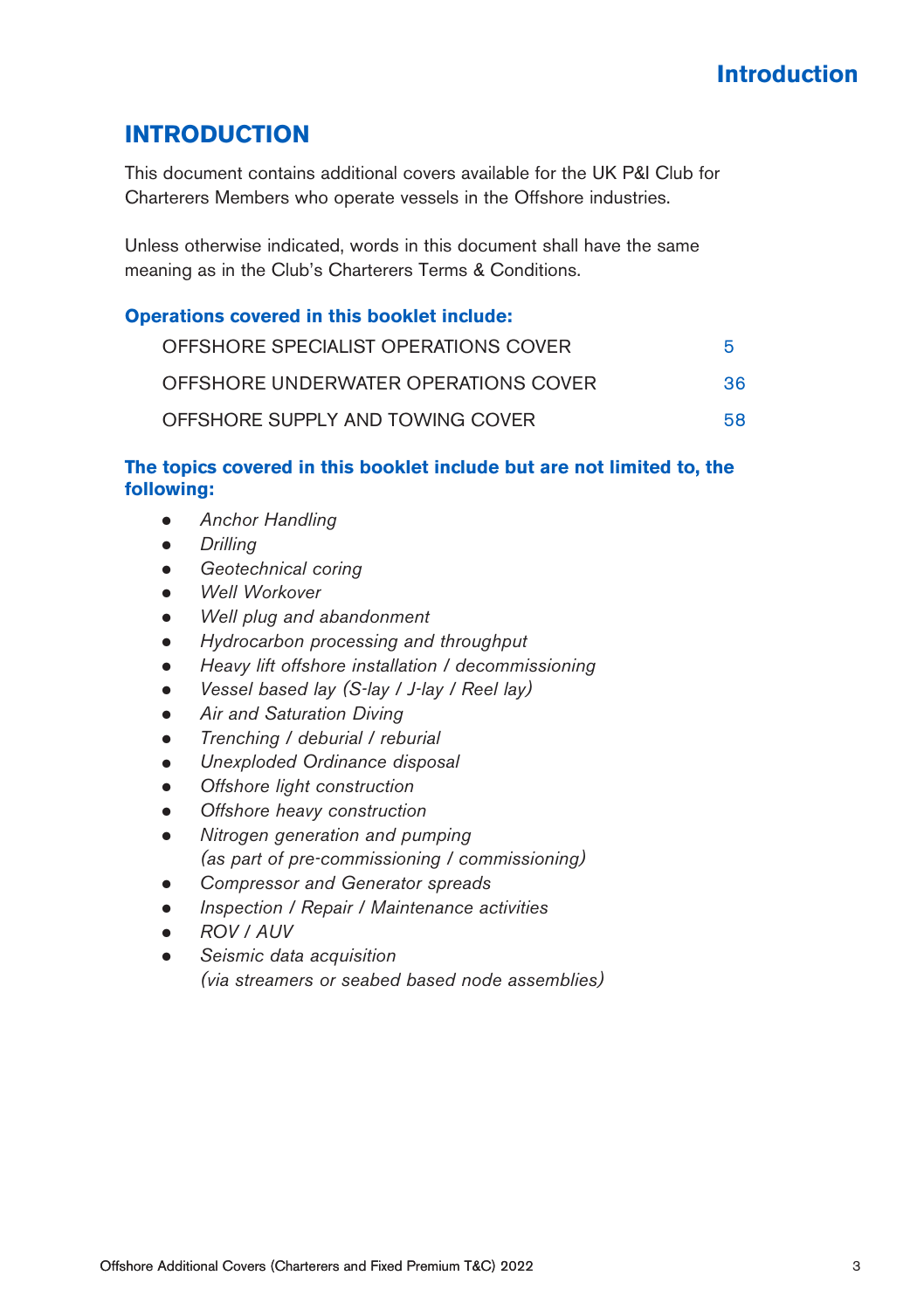# INTRODUCTION

This document contains additional covers available for the UK P&I Club for Charterers Members who operate vessels in the Offshore industries.

Unless otherwise indicated, words in this document shall have the same meaning as in the Club's Charterers Terms & Conditions.

### Operations covered in this booklet include:

| | |
|---|---|
| OFFSHORE SPECIALIST OPERATIONS COVER | 5 |
| OFFSHORE UNDERWATER OPERATIONS COVER | 36 |
| OFFSHORE SUPPLY AND TOWING COVER | 58 |

### The topics covered in this booklet include but are not limited to, the following:

- *Anchor Handling*
- *Drilling*
- *Geotechnical coring*
- *Well Workover*
- *Well plug and abandonment*
- *Hydrocarbon processing and throughput*
- *Heavy lift offshore installation / decommissioning*
- *Vessel based lay (S-lay / J-lay / Reel lay)*
- *Air and Saturation Diving*
- *Trenching / deburial / reburial*
- *Unexploded Ordinance disposal*
- *Offshore light construction*
- *Offshore heavy construction*
- *Nitrogen generation and pumping (as part of pre-commissioning / commissioning)*
- *Compressor and Generator spreads*
- *Inspection / Repair / Maintenance activities*
- *ROV / AUV*
- *Seismic data acquisition (via streamers or seabed based node assemblies)*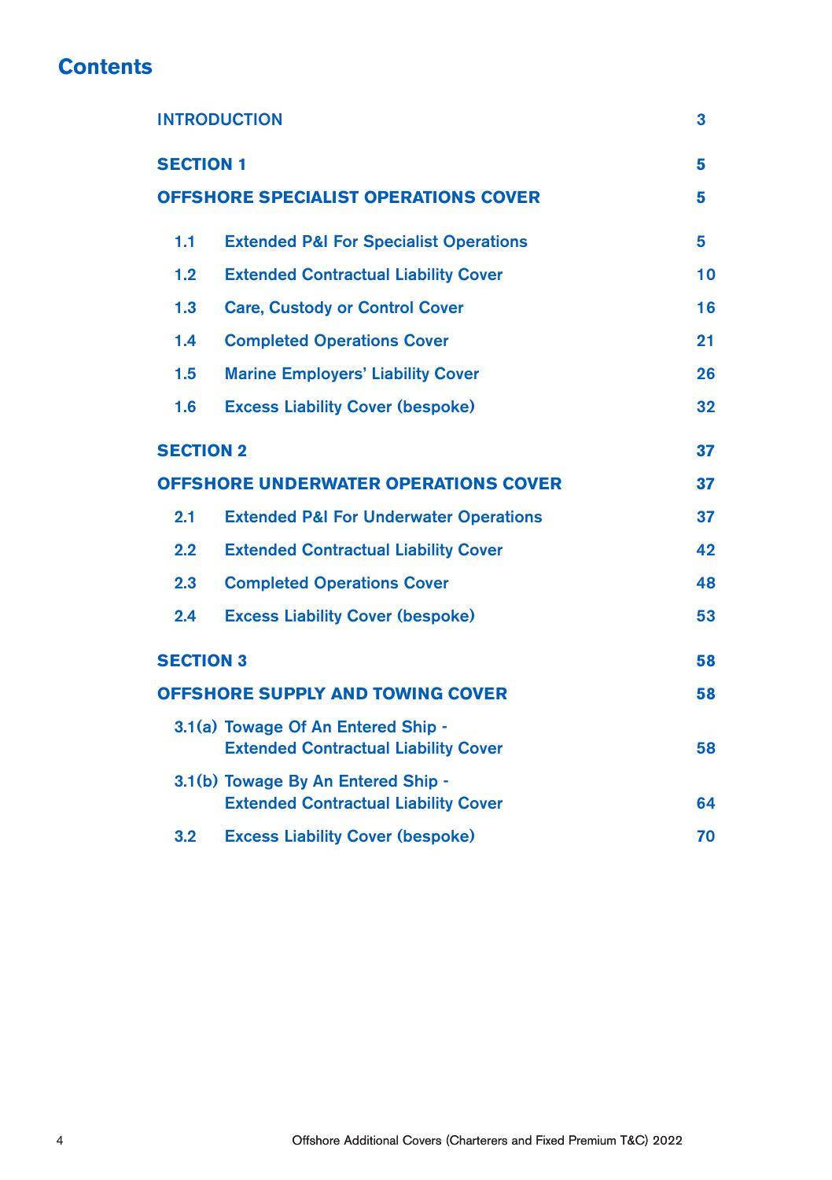# Contents

| | | |
|---|---|---|
| INTRODUCTION | | 3 |
| **SECTION 1** | | **5** |
| **OFFSHORE SPECIALIST OPERATIONS COVER** | | **5** |
| **1.1** | **Extended P&I For Specialist Operations** | **5** |
| **1.2** | **Extended Contractual Liability Cover** | **10** |
| **1.3** | **Care, Custody or Control Cover** | **16** |
| **1.4** | **Completed Operations Cover** | **21** |
| **1.5** | **Marine Employers' Liability Cover** | **26** |
| **1.6** | **Excess Liability Cover (bespoke)** | **32** |
| **SECTION 2** | | **37** |
| **OFFSHORE UNDERWATER OPERATIONS COVER** | | **37** |
| **2.1** | **Extended P&I For Underwater Operations** | **37** |
| **2.2** | **Extended Contractual Liability Cover** | **42** |
| **2.3** | **Completed Operations Cover** | **48** |
| **2.4** | **Excess Liability Cover (bespoke)** | **53** |
| **SECTION 3** | | **58** |
| **OFFSHORE SUPPLY AND TOWING COVER** | | **58** |
| **3.1(a)** | **Towage Of An Entered Ship - Extended Contractual Liability Cover** | **58** |
| **3.1(b)** | **Towage By An Entered Ship - Extended Contractual Liability Cover** | **64** |
| **3.2** | **Excess Liability Cover (bespoke)** | **70** |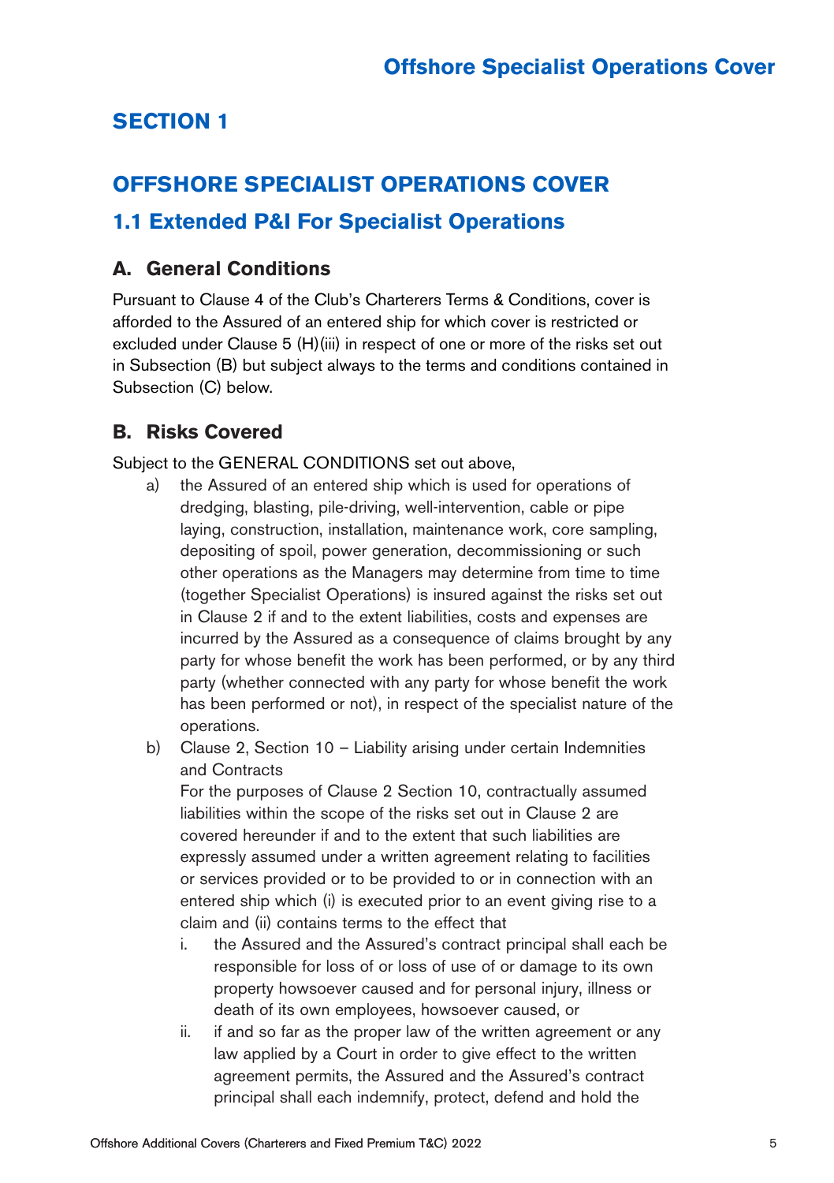# SECTION 1

# OFFSHORE SPECIALIST OPERATIONS COVER

## 1.1 Extended P&I For Specialist Operations

### A. General Conditions

Pursuant to Clause 4 of the Club's Charterers Terms & Conditions, cover is afforded to the Assured of an entered ship for which cover is restricted or excluded under Clause 5 (H)(iii) in respect of one or more of the risks set out in Subsection (B) but subject always to the terms and conditions contained in Subsection (C) below.

### B. Risks Covered

Subject to the GENERAL CONDITIONS set out above,

a) the Assured of an entered ship which is used for operations of dredging, blasting, pile-driving, well-intervention, cable or pipe laying, construction, installation, maintenance work, core sampling, depositing of spoil, power generation, decommissioning or such other operations as the Managers may determine from time to time (together Specialist Operations) is insured against the risks set out in Clause 2 if and to the extent liabilities, costs and expenses are incurred by the Assured as a consequence of claims brought by any party for whose benefit the work has been performed, or by any third party (whether connected with any party for whose benefit the work has been performed or not), in respect of the specialist nature of the operations.

b) Clause 2, Section 10 – Liability arising under certain Indemnities and Contracts

   For the purposes of Clause 2 Section 10, contractually assumed liabilities within the scope of the risks set out in Clause 2 are covered hereunder if and to the extent that such liabilities are expressly assumed under a written agreement relating to facilities or services provided or to be provided to or in connection with an entered ship which (i) is executed prior to an event giving rise to a claim and (ii) contains terms to the effect that

   i. the Assured and the Assured's contract principal shall each be responsible for loss of or loss of use of or damage to its own property howsoever caused and for personal injury, illness or death of its own employees, howsoever caused, or

   ii. if and so far as the proper law of the written agreement or any law applied by a Court in order to give effect to the written agreement permits, the Assured and the Assured's contract principal shall each indemnify, protect, defend and hold the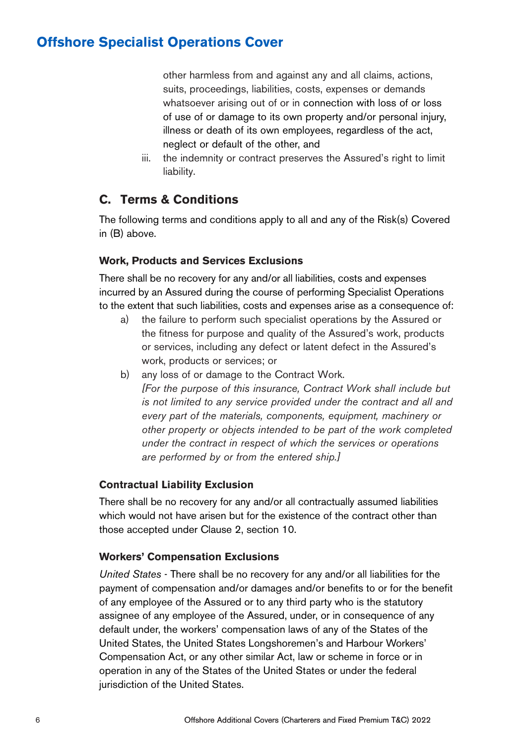other harmless from and against any and all claims, actions, suits, proceedings, liabilities, costs, expenses or demands whatsoever arising out of or in connection with loss of or loss of use of or damage to its own property and/or personal injury, illness or death of its own employees, regardless of the act, neglect or default of the other, and

iii. the indemnity or contract preserves the Assured's right to limit liability.

## C. Terms & Conditions

The following terms and conditions apply to all and any of the Risk(s) Covered in (B) above.

### Work, Products and Services Exclusions

There shall be no recovery for any and/or all liabilities, costs and expenses incurred by an Assured during the course of performing Specialist Operations to the extent that such liabilities, costs and expenses arise as a consequence of:

a) the failure to perform such specialist operations by the Assured or the fitness for purpose and quality of the Assured's work, products or services, including any defect or latent defect in the Assured's work, products or services; or

b) any loss of or damage to the Contract Work.
*[For the purpose of this insurance, Contract Work shall include but is not limited to any service provided under the contract and all and every part of the materials, components, equipment, machinery or other property or objects intended to be part of the work completed under the contract in respect of which the services or operations are performed by or from the entered ship.]*

### Contractual Liability Exclusion

There shall be no recovery for any and/or all contractually assumed liabilities which would not have arisen but for the existence of the contract other than those accepted under Clause 2, section 10.

### Workers' Compensation Exclusions

*United States* - There shall be no recovery for any and/or all liabilities for the payment of compensation and/or damages and/or benefits to or for the benefit of any employee of the Assured or to any third party who is the statutory assignee of any employee of the Assured, under, or in consequence of any default under, the workers' compensation laws of any of the States of the United States, the United States Longshoremen's and Harbour Workers' Compensation Act, or any other similar Act, law or scheme in force or in operation in any of the States of the United States or under the federal jurisdiction of the United States.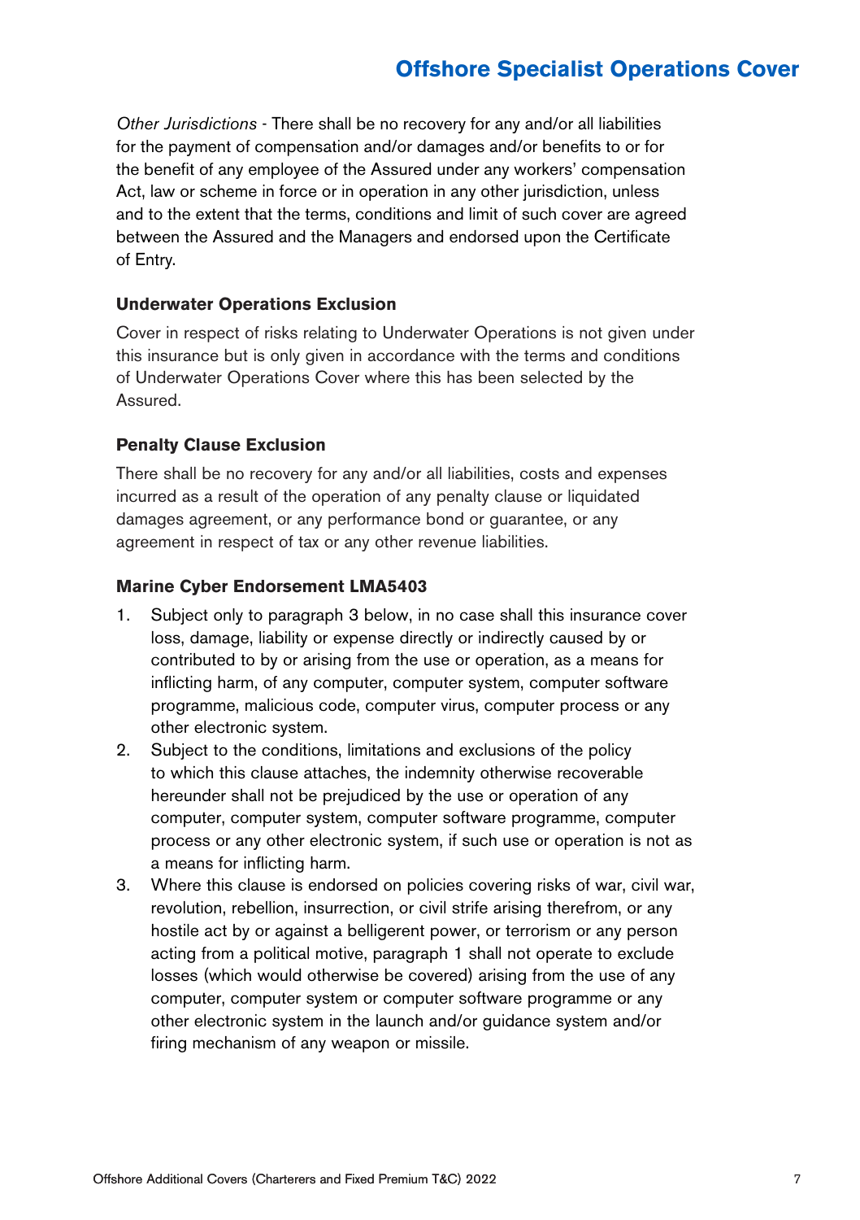*Other Jurisdictions* - There shall be no recovery for any and/or all liabilities for the payment of compensation and/or damages and/or benefits to or for the benefit of any employee of the Assured under any workers' compensation Act, law or scheme in force or in operation in any other jurisdiction, unless and to the extent that the terms, conditions and limit of such cover are agreed between the Assured and the Managers and endorsed upon the Certificate of Entry.

### Underwater Operations Exclusion

Cover in respect of risks relating to Underwater Operations is not given under this insurance but is only given in accordance with the terms and conditions of Underwater Operations Cover where this has been selected by the Assured.

### Penalty Clause Exclusion

There shall be no recovery for any and/or all liabilities, costs and expenses incurred as a result of the operation of any penalty clause or liquidated damages agreement, or any performance bond or guarantee, or any agreement in respect of tax or any other revenue liabilities.

### Marine Cyber Endorsement LMA5403

1. Subject only to paragraph 3 below, in no case shall this insurance cover loss, damage, liability or expense directly or indirectly caused by or contributed to by or arising from the use or operation, as a means for inflicting harm, of any computer, computer system, computer software programme, malicious code, computer virus, computer process or any other electronic system.
2. Subject to the conditions, limitations and exclusions of the policy to which this clause attaches, the indemnity otherwise recoverable hereunder shall not be prejudiced by the use or operation of any computer, computer system, computer software programme, computer process or any other electronic system, if such use or operation is not as a means for inflicting harm.
3. Where this clause is endorsed on policies covering risks of war, civil war, revolution, rebellion, insurrection, or civil strife arising therefrom, or any hostile act by or against a belligerent power, or terrorism or any person acting from a political motive, paragraph 1 shall not operate to exclude losses (which would otherwise be covered) arising from the use of any computer, computer system or computer software programme or any other electronic system in the launch and/or guidance system and/or firing mechanism of any weapon or missile.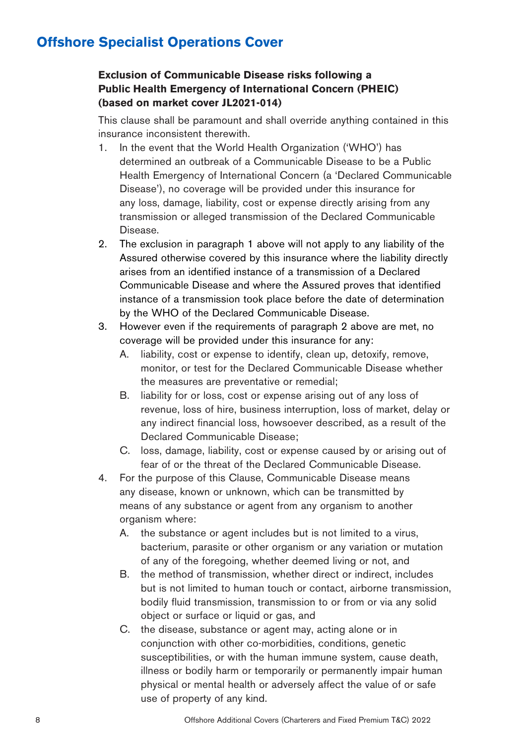## Offshore Specialist Operations Cover

**Exclusion of Communicable Disease risks following a Public Health Emergency of International Concern (PHEIC) (based on market cover JL2021-014)**

This clause shall be paramount and shall override anything contained in this insurance inconsistent therewith.

1. In the event that the World Health Organization ('WHO') has determined an outbreak of a Communicable Disease to be a Public Health Emergency of International Concern (a 'Declared Communicable Disease'), no coverage will be provided under this insurance for any loss, damage, liability, cost or expense directly arising from any transmission or alleged transmission of the Declared Communicable Disease.
2. The exclusion in paragraph 1 above will not apply to any liability of the Assured otherwise covered by this insurance where the liability directly arises from an identified instance of a transmission of a Declared Communicable Disease and where the Assured proves that identified instance of a transmission took place before the date of determination by the WHO of the Declared Communicable Disease.
3. However even if the requirements of paragraph 2 above are met, no coverage will be provided under this insurance for any:
   - A. liability, cost or expense to identify, clean up, detoxify, remove, monitor, or test for the Declared Communicable Disease whether the measures are preventative or remedial;
   - B. liability for or loss, cost or expense arising out of any loss of revenue, loss of hire, business interruption, loss of market, delay or any indirect financial loss, howsoever described, as a result of the Declared Communicable Disease;
   - C. loss, damage, liability, cost or expense caused by or arising out of fear of or the threat of the Declared Communicable Disease.
4. For the purpose of this Clause, Communicable Disease means any disease, known or unknown, which can be transmitted by means of any substance or agent from any organism to another organism where:
   - A. the substance or agent includes but is not limited to a virus, bacterium, parasite or other organism or any variation or mutation of any of the foregoing, whether deemed living or not, and
   - B. the method of transmission, whether direct or indirect, includes but is not limited to human touch or contact, airborne transmission, bodily fluid transmission, transmission to or from or via any solid object or surface or liquid or gas, and
   - C. the disease, substance or agent may, acting alone or in conjunction with other co-morbidities, conditions, genetic susceptibilities, or with the human immune system, cause death, illness or bodily harm or temporarily or permanently impair human physical or mental health or adversely affect the value of or safe use of property of any kind.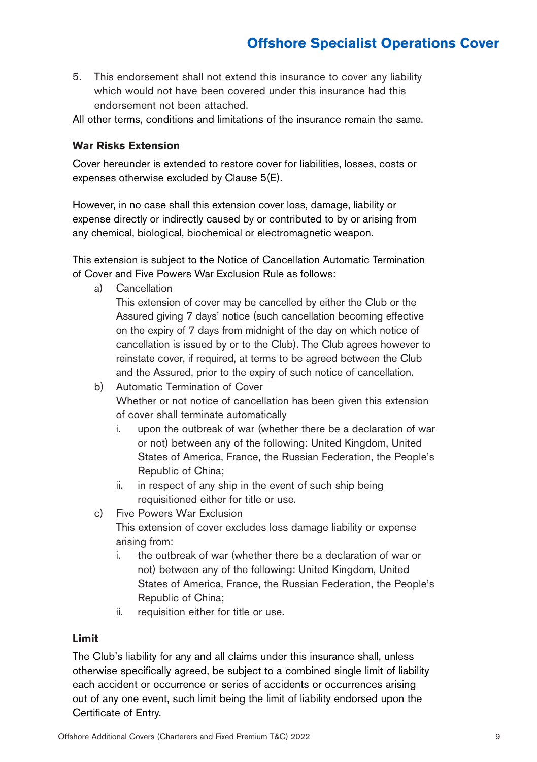5. This endorsement shall not extend this insurance to cover any liability which would not have been covered under this insurance had this endorsement not been attached.

All other terms, conditions and limitations of the insurance remain the same.

### War Risks Extension

Cover hereunder is extended to restore cover for liabilities, losses, costs or expenses otherwise excluded by Clause 5(E).

However, in no case shall this extension cover loss, damage, liability or expense directly or indirectly caused by or contributed to by or arising from any chemical, biological, biochemical or electromagnetic weapon.

This extension is subject to the Notice of Cancellation Automatic Termination of Cover and Five Powers War Exclusion Rule as follows:

a) Cancellation
   This extension of cover may be cancelled by either the Club or the Assured giving 7 days' notice (such cancellation becoming effective on the expiry of 7 days from midnight of the day on which notice of cancellation is issued by or to the Club). The Club agrees however to reinstate cover, if required, at terms to be agreed between the Club and the Assured, prior to the expiry of such notice of cancellation.

b) Automatic Termination of Cover
   Whether or not notice of cancellation has been given this extension of cover shall terminate automatically
   i. upon the outbreak of war (whether there be a declaration of war or not) between any of the following: United Kingdom, United States of America, France, the Russian Federation, the People's Republic of China;
   ii. in respect of any ship in the event of such ship being requisitioned either for title or use.

c) Five Powers War Exclusion
   This extension of cover excludes loss damage liability or expense arising from:
   i. the outbreak of war (whether there be a declaration of war or not) between any of the following: United Kingdom, United States of America, France, the Russian Federation, the People's Republic of China;
   ii. requisition either for title or use.

### Limit

The Club's liability for any and all claims under this insurance shall, unless otherwise specifically agreed, be subject to a combined single limit of liability each accident or occurrence or series of accidents or occurrences arising out of any one event, such limit being the limit of liability endorsed upon the Certificate of Entry.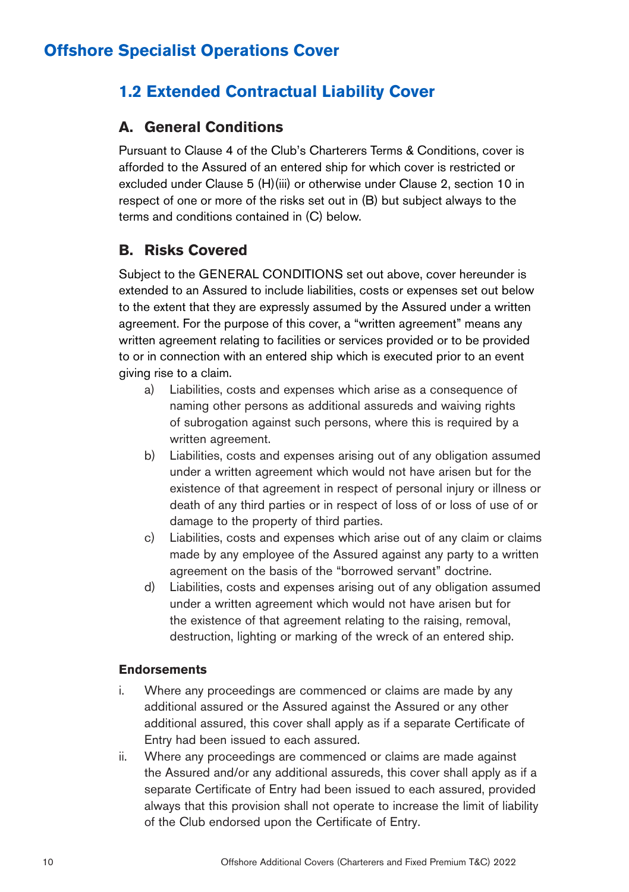# Offshore Specialist Operations Cover

## 1.2 Extended Contractual Liability Cover

### A. General Conditions

Pursuant to Clause 4 of the Club's Charterers Terms & Conditions, cover is afforded to the Assured of an entered ship for which cover is restricted or excluded under Clause 5 (H)(iii) or otherwise under Clause 2, section 10 in respect of one or more of the risks set out in (B) but subject always to the terms and conditions contained in (C) below.

### B. Risks Covered

Subject to the GENERAL CONDITIONS set out above, cover hereunder is extended to an Assured to include liabilities, costs or expenses set out below to the extent that they are expressly assumed by the Assured under a written agreement. For the purpose of this cover, a "written agreement" means any written agreement relating to facilities or services provided or to be provided to or in connection with an entered ship which is executed prior to an event giving rise to a claim.

a) Liabilities, costs and expenses which arise as a consequence of naming other persons as additional assureds and waiving rights of subrogation against such persons, where this is required by a written agreement.

b) Liabilities, costs and expenses arising out of any obligation assumed under a written agreement which would not have arisen but for the existence of that agreement in respect of personal injury or illness or death of any third parties or in respect of loss of or loss of use of or damage to the property of third parties.

c) Liabilities, costs and expenses which arise out of any claim or claims made by any employee of the Assured against any party to a written agreement on the basis of the "borrowed servant" doctrine.

d) Liabilities, costs and expenses arising out of any obligation assumed under a written agreement which would not have arisen but for the existence of that agreement relating to the raising, removal, destruction, lighting or marking of the wreck of an entered ship.

#### Endorsements

i. Where any proceedings are commenced or claims are made by any additional assured or the Assured against the Assured or any other additional assured, this cover shall apply as if a separate Certificate of Entry had been issued to each assured.

ii. Where any proceedings are commenced or claims are made against the Assured and/or any additional assureds, this cover shall apply as if a separate Certificate of Entry had been issued to each assured, provided always that this provision shall not operate to increase the limit of liability of the Club endorsed upon the Certificate of Entry.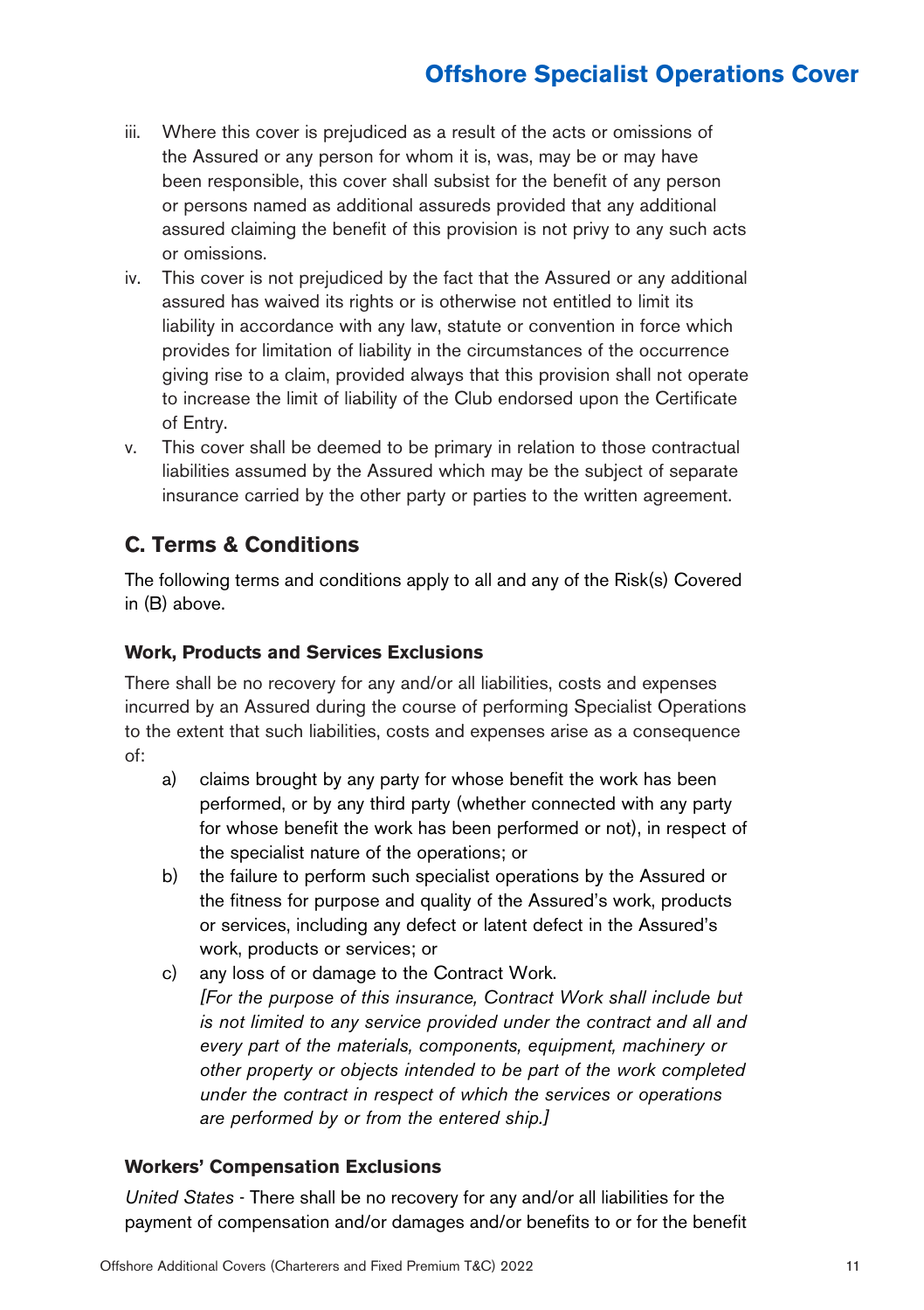iii. Where this cover is prejudiced as a result of the acts or omissions of the Assured or any person for whom it is, was, may be or may have been responsible, this cover shall subsist for the benefit of any person or persons named as additional assureds provided that any additional assured claiming the benefit of this provision is not privy to any such acts or omissions.

iv. This cover is not prejudiced by the fact that the Assured or any additional assured has waived its rights or is otherwise not entitled to limit its liability in accordance with any law, statute or convention in force which provides for limitation of liability in the circumstances of the occurrence giving rise to a claim, provided always that this provision shall not operate to increase the limit of liability of the Club endorsed upon the Certificate of Entry.

v. This cover shall be deemed to be primary in relation to those contractual liabilities assumed by the Assured which may be the subject of separate insurance carried by the other party or parties to the written agreement.

## C. Terms & Conditions

The following terms and conditions apply to all and any of the Risk(s) Covered in (B) above.

### Work, Products and Services Exclusions

There shall be no recovery for any and/or all liabilities, costs and expenses incurred by an Assured during the course of performing Specialist Operations to the extent that such liabilities, costs and expenses arise as a consequence of:

a) claims brought by any party for whose benefit the work has been performed, or by any third party (whether connected with any party for whose benefit the work has been performed or not), in respect of the specialist nature of the operations; or

b) the failure to perform such specialist operations by the Assured or the fitness for purpose and quality of the Assured's work, products or services, including any defect or latent defect in the Assured's work, products or services; or

c) any loss of or damage to the Contract Work.
*[For the purpose of this insurance, Contract Work shall include but is not limited to any service provided under the contract and all and every part of the materials, components, equipment, machinery or other property or objects intended to be part of the work completed under the contract in respect of which the services or operations are performed by or from the entered ship.]*

### Workers' Compensation Exclusions

*United States* - There shall be no recovery for any and/or all liabilities for the payment of compensation and/or damages and/or benefits to or for the benefit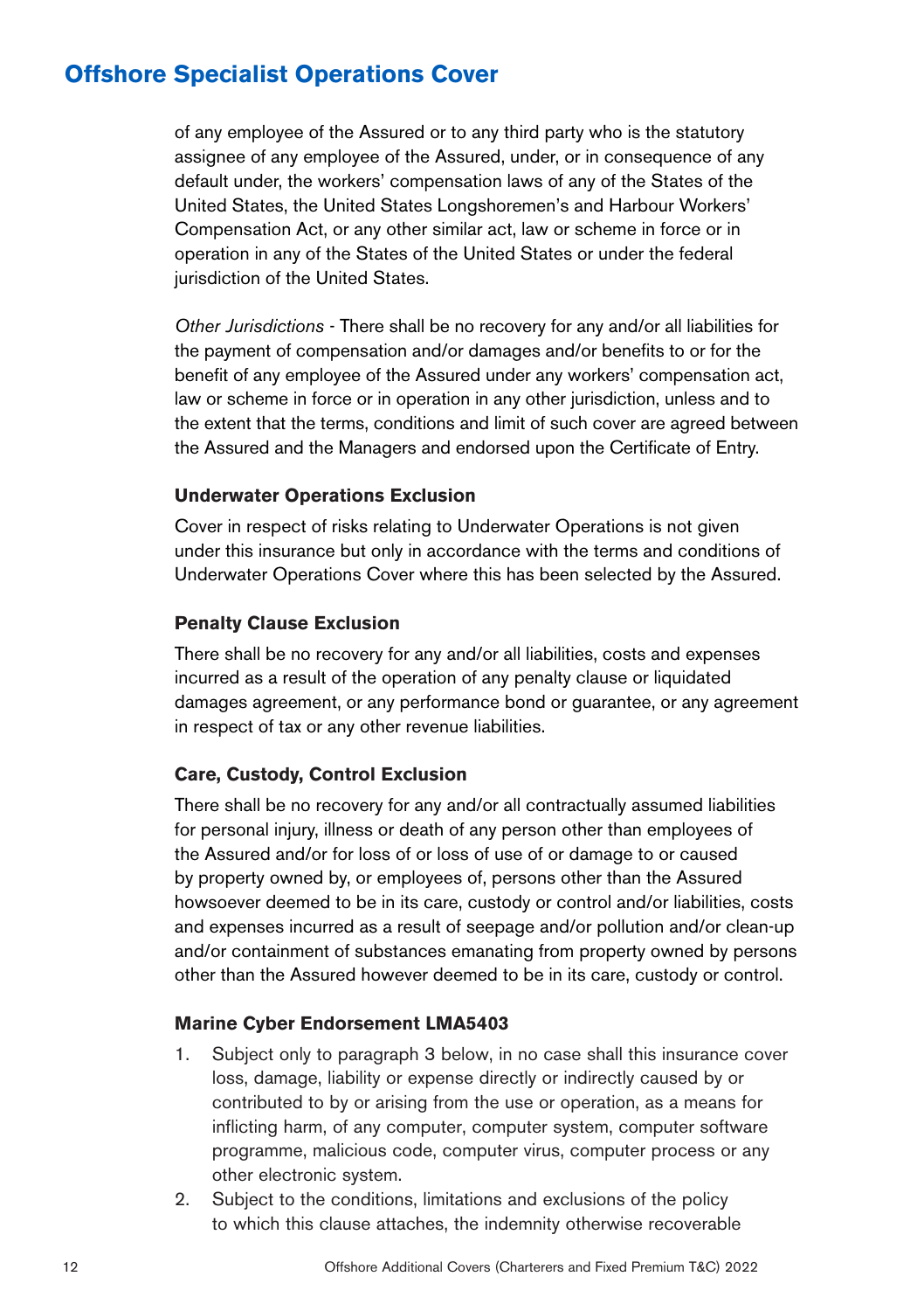of any employee of the Assured or to any third party who is the statutory assignee of any employee of the Assured, under, or in consequence of any default under, the workers' compensation laws of any of the States of the United States, the United States Longshoremen's and Harbour Workers' Compensation Act, or any other similar act, law or scheme in force or in operation in any of the States of the United States or under the federal jurisdiction of the United States.

*Other Jurisdictions* - There shall be no recovery for any and/or all liabilities for the payment of compensation and/or damages and/or benefits to or for the benefit of any employee of the Assured under any workers' compensation act, law or scheme in force or in operation in any other jurisdiction, unless and to the extent that the terms, conditions and limit of such cover are agreed between the Assured and the Managers and endorsed upon the Certificate of Entry.

#### Underwater Operations Exclusion

Cover in respect of risks relating to Underwater Operations is not given under this insurance but only in accordance with the terms and conditions of Underwater Operations Cover where this has been selected by the Assured.

#### Penalty Clause Exclusion

There shall be no recovery for any and/or all liabilities, costs and expenses incurred as a result of the operation of any penalty clause or liquidated damages agreement, or any performance bond or guarantee, or any agreement in respect of tax or any other revenue liabilities.

#### Care, Custody, Control Exclusion

There shall be no recovery for any and/or all contractually assumed liabilities for personal injury, illness or death of any person other than employees of the Assured and/or for loss of or loss of use of or damage to or caused by property owned by, or employees of, persons other than the Assured howsoever deemed to be in its care, custody or control and/or liabilities, costs and expenses incurred as a result of seepage and/or pollution and/or clean-up and/or containment of substances emanating from property owned by persons other than the Assured however deemed to be in its care, custody or control.

#### Marine Cyber Endorsement LMA5403

1. Subject only to paragraph 3 below, in no case shall this insurance cover loss, damage, liability or expense directly or indirectly caused by or contributed to by or arising from the use or operation, as a means for inflicting harm, of any computer, computer system, computer software programme, malicious code, computer virus, computer process or any other electronic system.
2. Subject to the conditions, limitations and exclusions of the policy to which this clause attaches, the indemnity otherwise recoverable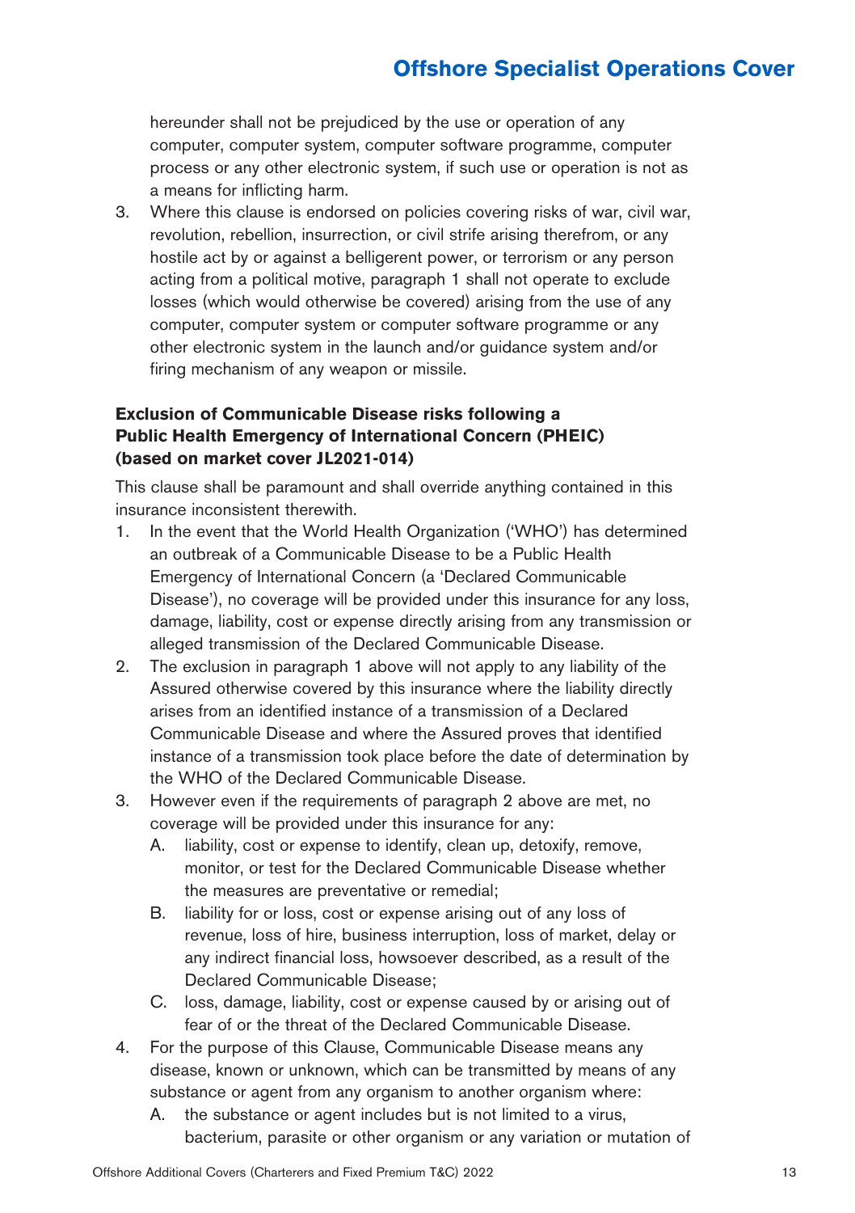hereunder shall not be prejudiced by the use or operation of any computer, computer system, computer software programme, computer process or any other electronic system, if such use or operation is not as a means for inflicting harm.

3. Where this clause is endorsed on policies covering risks of war, civil war, revolution, rebellion, insurrection, or civil strife arising therefrom, or any hostile act by or against a belligerent power, or terrorism or any person acting from a political motive, paragraph 1 shall not operate to exclude losses (which would otherwise be covered) arising from the use of any computer, computer system or computer software programme or any other electronic system in the launch and/or guidance system and/or firing mechanism of any weapon or missile.

### Exclusion of Communicable Disease risks following a Public Health Emergency of International Concern (PHEIC) (based on market cover JL2021-014)

This clause shall be paramount and shall override anything contained in this insurance inconsistent therewith.

1. In the event that the World Health Organization ('WHO') has determined an outbreak of a Communicable Disease to be a Public Health Emergency of International Concern (a 'Declared Communicable Disease'), no coverage will be provided under this insurance for any loss, damage, liability, cost or expense directly arising from any transmission or alleged transmission of the Declared Communicable Disease.
2. The exclusion in paragraph 1 above will not apply to any liability of the Assured otherwise covered by this insurance where the liability directly arises from an identified instance of a transmission of a Declared Communicable Disease and where the Assured proves that identified instance of a transmission took place before the date of determination by the WHO of the Declared Communicable Disease.
3. However even if the requirements of paragraph 2 above are met, no coverage will be provided under this insurance for any:
   A. liability, cost or expense to identify, clean up, detoxify, remove, monitor, or test for the Declared Communicable Disease whether the measures are preventative or remedial;
   B. liability for or loss, cost or expense arising out of any loss of revenue, loss of hire, business interruption, loss of market, delay or any indirect financial loss, howsoever described, as a result of the Declared Communicable Disease;
   C. loss, damage, liability, cost or expense caused by or arising out of fear of or the threat of the Declared Communicable Disease.
4. For the purpose of this Clause, Communicable Disease means any disease, known or unknown, which can be transmitted by means of any substance or agent from any organism to another organism where:
   A. the substance or agent includes but is not limited to a virus, bacterium, parasite or other organism or any variation or mutation of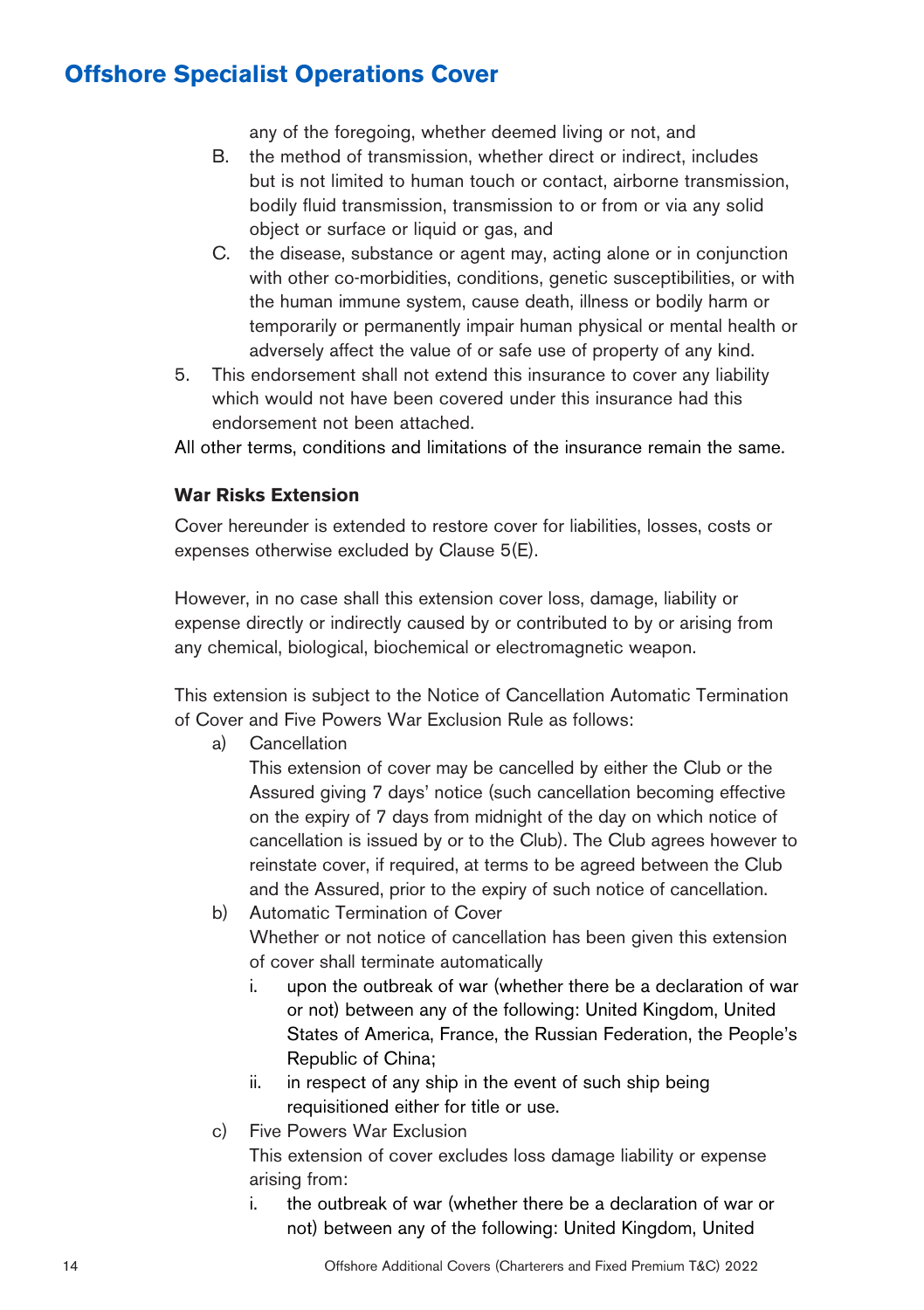any of the foregoing, whether deemed living or not, and

B. the method of transmission, whether direct or indirect, includes but is not limited to human touch or contact, airborne transmission, bodily fluid transmission, transmission to or from or via any solid object or surface or liquid or gas, and

C. the disease, substance or agent may, acting alone or in conjunction with other co-morbidities, conditions, genetic susceptibilities, or with the human immune system, cause death, illness or bodily harm or temporarily or permanently impair human physical or mental health or adversely affect the value of or safe use of property of any kind.

5. This endorsement shall not extend this insurance to cover any liability which would not have been covered under this insurance had this endorsement not been attached.

All other terms, conditions and limitations of the insurance remain the same.

### War Risks Extension

Cover hereunder is extended to restore cover for liabilities, losses, costs or expenses otherwise excluded by Clause 5(E).

However, in no case shall this extension cover loss, damage, liability or expense directly or indirectly caused by or contributed to by or arising from any chemical, biological, biochemical or electromagnetic weapon.

This extension is subject to the Notice of Cancellation Automatic Termination of Cover and Five Powers War Exclusion Rule as follows:

a) Cancellation

   This extension of cover may be cancelled by either the Club or the Assured giving 7 days' notice (such cancellation becoming effective on the expiry of 7 days from midnight of the day on which notice of cancellation is issued by or to the Club). The Club agrees however to reinstate cover, if required, at terms to be agreed between the Club and the Assured, prior to the expiry of such notice of cancellation.

b) Automatic Termination of Cover

   Whether or not notice of cancellation has been given this extension of cover shall terminate automatically

   i. upon the outbreak of war (whether there be a declaration of war or not) between any of the following: United Kingdom, United States of America, France, the Russian Federation, the People's Republic of China;

   ii. in respect of any ship in the event of such ship being requisitioned either for title or use.

c) Five Powers War Exclusion

   This extension of cover excludes loss damage liability or expense arising from:

   i. the outbreak of war (whether there be a declaration of war or not) between any of the following: United Kingdom, United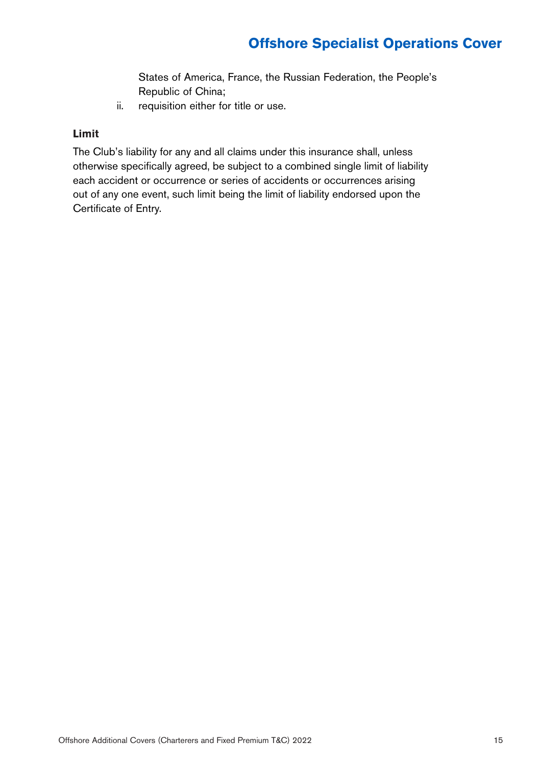States of America, France, the Russian Federation, the People's Republic of China;

ii. requisition either for title or use.

**Limit**

The Club's liability for any and all claims under this insurance shall, unless otherwise specifically agreed, be subject to a combined single limit of liability each accident or occurrence or series of accidents or occurrences arising out of any one event, such limit being the limit of liability endorsed upon the Certificate of Entry.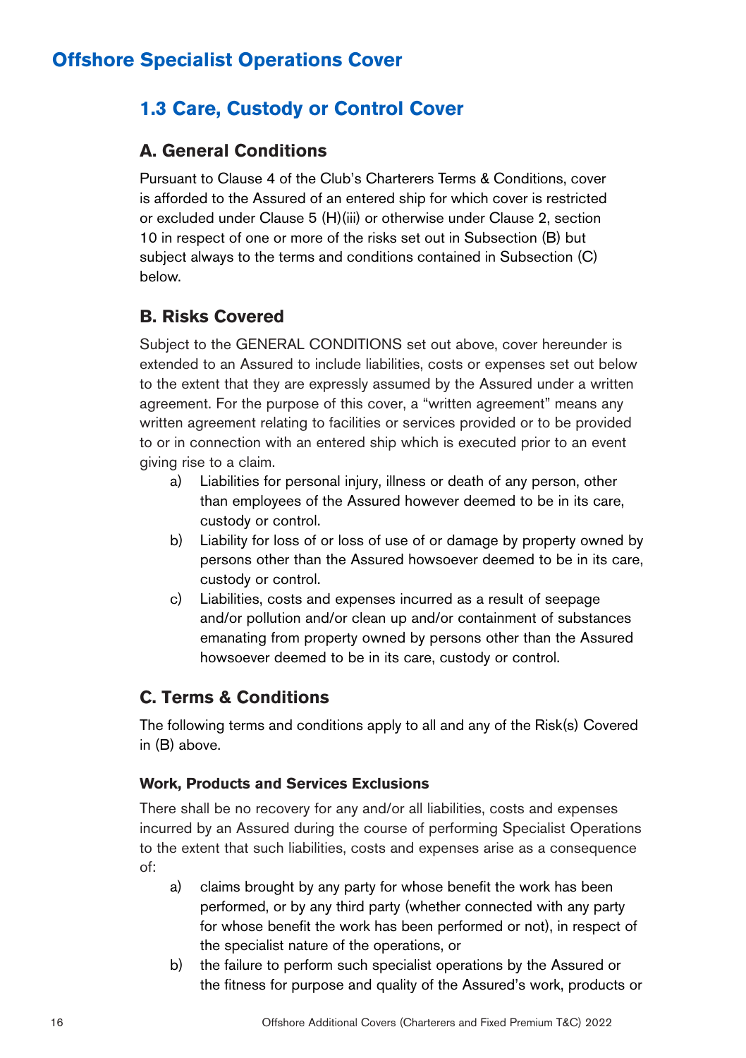# Offshore Specialist Operations Cover

## 1.3 Care, Custody or Control Cover

### A. General Conditions

Pursuant to Clause 4 of the Club's Charterers Terms & Conditions, cover is afforded to the Assured of an entered ship for which cover is restricted or excluded under Clause 5 (H)(iii) or otherwise under Clause 2, section 10 in respect of one or more of the risks set out in Subsection (B) but subject always to the terms and conditions contained in Subsection (C) below.

### B. Risks Covered

Subject to the GENERAL CONDITIONS set out above, cover hereunder is extended to an Assured to include liabilities, costs or expenses set out below to the extent that they are expressly assumed by the Assured under a written agreement. For the purpose of this cover, a "written agreement" means any written agreement relating to facilities or services provided or to be provided to or in connection with an entered ship which is executed prior to an event giving rise to a claim.

a) Liabilities for personal injury, illness or death of any person, other than employees of the Assured however deemed to be in its care, custody or control.

b) Liability for loss of or loss of use of or damage by property owned by persons other than the Assured howsoever deemed to be in its care, custody or control.

c) Liabilities, costs and expenses incurred as a result of seepage and/or pollution and/or clean up and/or containment of substances emanating from property owned by persons other than the Assured howsoever deemed to be in its care, custody or control.

### C. Terms & Conditions

The following terms and conditions apply to all and any of the Risk(s) Covered in (B) above.

**Work, Products and Services Exclusions**

There shall be no recovery for any and/or all liabilities, costs and expenses incurred by an Assured during the course of performing Specialist Operations to the extent that such liabilities, costs and expenses arise as a consequence of:

a) claims brought by any party for whose benefit the work has been performed, or by any third party (whether connected with any party for whose benefit the work has been performed or not), in respect of the specialist nature of the operations, or

b) the failure to perform such specialist operations by the Assured or the fitness for purpose and quality of the Assured's work, products or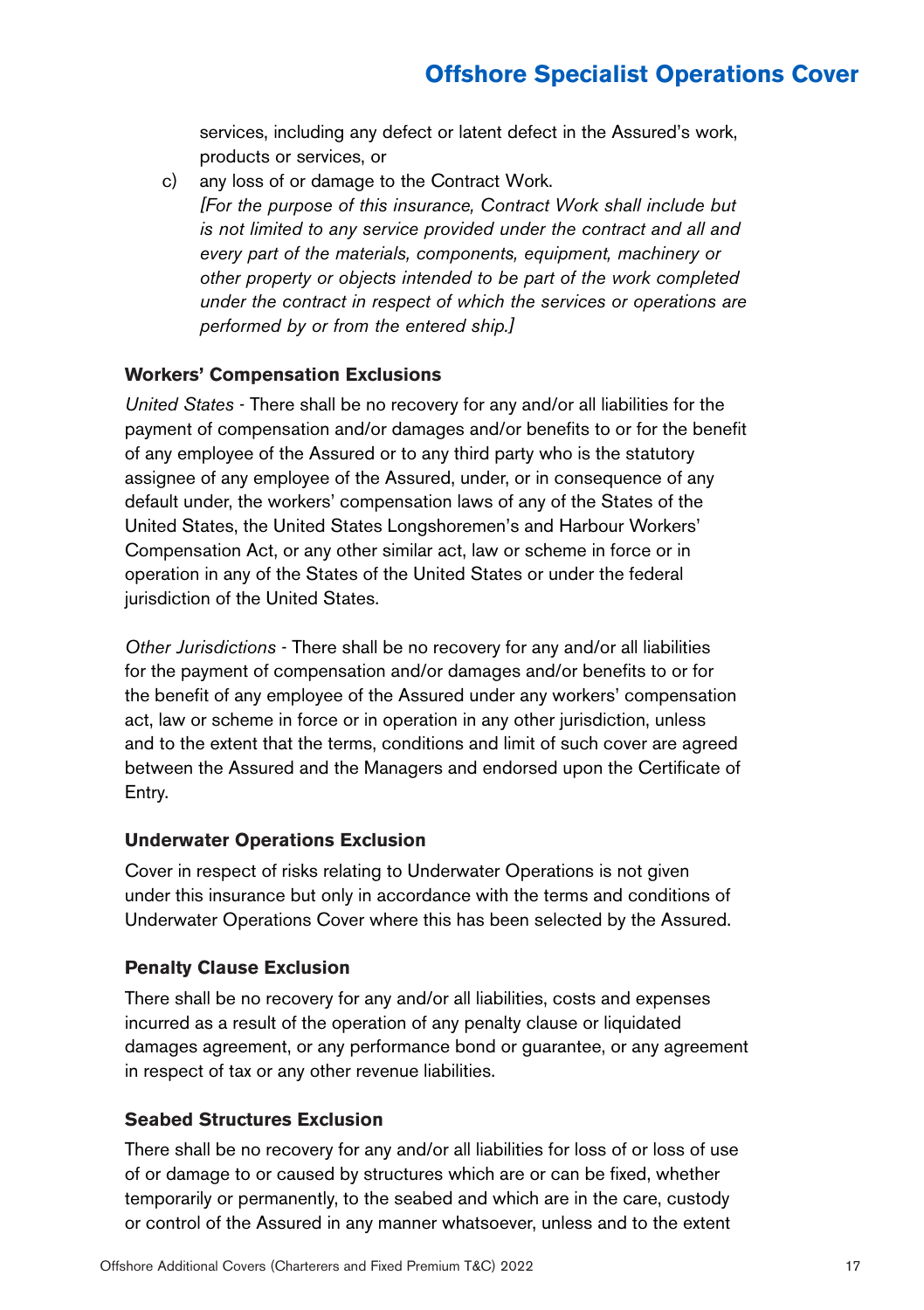services, including any defect or latent defect in the Assured's work, products or services, or

c) any loss of or damage to the Contract Work.
*[For the purpose of this insurance, Contract Work shall include but is not limited to any service provided under the contract and all and every part of the materials, components, equipment, machinery or other property or objects intended to be part of the work completed under the contract in respect of which the services or operations are performed by or from the entered ship.]*

### Workers' Compensation Exclusions

*United States* - There shall be no recovery for any and/or all liabilities for the payment of compensation and/or damages and/or benefits to or for the benefit of any employee of the Assured or to any third party who is the statutory assignee of any employee of the Assured, under, or in consequence of any default under, the workers' compensation laws of any of the States of the United States, the United States Longshoremen's and Harbour Workers' Compensation Act, or any other similar act, law or scheme in force or in operation in any of the States of the United States or under the federal jurisdiction of the United States.

*Other Jurisdictions* - There shall be no recovery for any and/or all liabilities for the payment of compensation and/or damages and/or benefits to or for the benefit of any employee of the Assured under any workers' compensation act, law or scheme in force or in operation in any other jurisdiction, unless and to the extent that the terms, conditions and limit of such cover are agreed between the Assured and the Managers and endorsed upon the Certificate of Entry.

### Underwater Operations Exclusion

Cover in respect of risks relating to Underwater Operations is not given under this insurance but only in accordance with the terms and conditions of Underwater Operations Cover where this has been selected by the Assured.

### Penalty Clause Exclusion

There shall be no recovery for any and/or all liabilities, costs and expenses incurred as a result of the operation of any penalty clause or liquidated damages agreement, or any performance bond or guarantee, or any agreement in respect of tax or any other revenue liabilities.

### Seabed Structures Exclusion

There shall be no recovery for any and/or all liabilities for loss of or loss of use of or damage to or caused by structures which are or can be fixed, whether temporarily or permanently, to the seabed and which are in the care, custody or control of the Assured in any manner whatsoever, unless and to the extent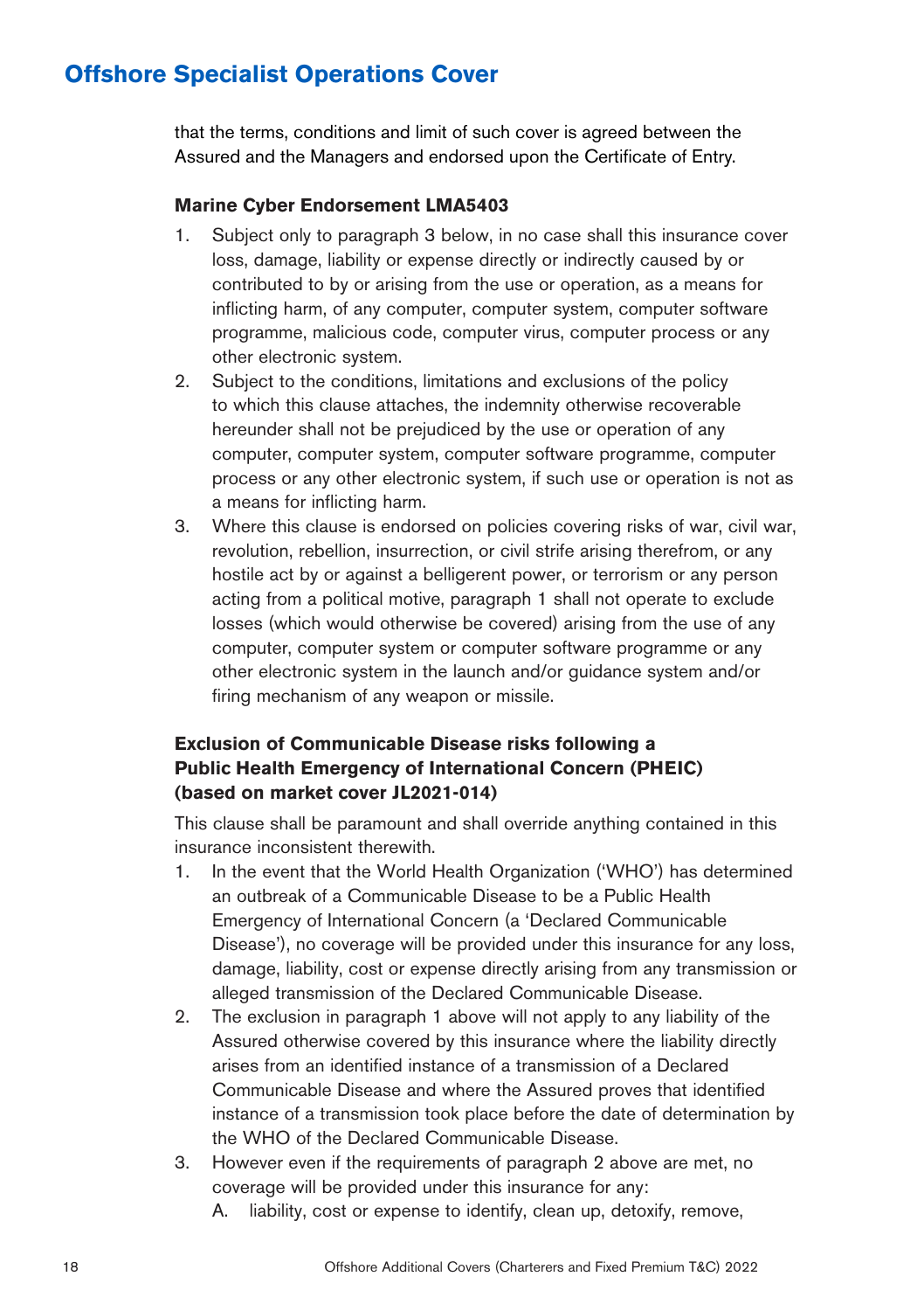that the terms, conditions and limit of such cover is agreed between the Assured and the Managers and endorsed upon the Certificate of Entry.

**Marine Cyber Endorsement LMA5403**

1. Subject only to paragraph 3 below, in no case shall this insurance cover loss, damage, liability or expense directly or indirectly caused by or contributed to by or arising from the use or operation, as a means for inflicting harm, of any computer, computer system, computer software programme, malicious code, computer virus, computer process or any other electronic system.
2. Subject to the conditions, limitations and exclusions of the policy to which this clause attaches, the indemnity otherwise recoverable hereunder shall not be prejudiced by the use or operation of any computer, computer system, computer software programme, computer process or any other electronic system, if such use or operation is not as a means for inflicting harm.
3. Where this clause is endorsed on policies covering risks of war, civil war, revolution, rebellion, insurrection, or civil strife arising therefrom, or any hostile act by or against a belligerent power, or terrorism or any person acting from a political motive, paragraph 1 shall not operate to exclude losses (which would otherwise be covered) arising from the use of any computer, computer system or computer software programme or any other electronic system in the launch and/or guidance system and/or firing mechanism of any weapon or missile.

**Exclusion of Communicable Disease risks following a Public Health Emergency of International Concern (PHEIC) (based on market cover JL2021-014)**

This clause shall be paramount and shall override anything contained in this insurance inconsistent therewith.

1. In the event that the World Health Organization ('WHO') has determined an outbreak of a Communicable Disease to be a Public Health Emergency of International Concern (a 'Declared Communicable Disease'), no coverage will be provided under this insurance for any loss, damage, liability, cost or expense directly arising from any transmission or alleged transmission of the Declared Communicable Disease.
2. The exclusion in paragraph 1 above will not apply to any liability of the Assured otherwise covered by this insurance where the liability directly arises from an identified instance of a transmission of a Declared Communicable Disease and where the Assured proves that identified instance of a transmission took place before the date of determination by the WHO of the Declared Communicable Disease.
3. However even if the requirements of paragraph 2 above are met, no coverage will be provided under this insurance for any:
   A. liability, cost or expense to identify, clean up, detoxify, remove,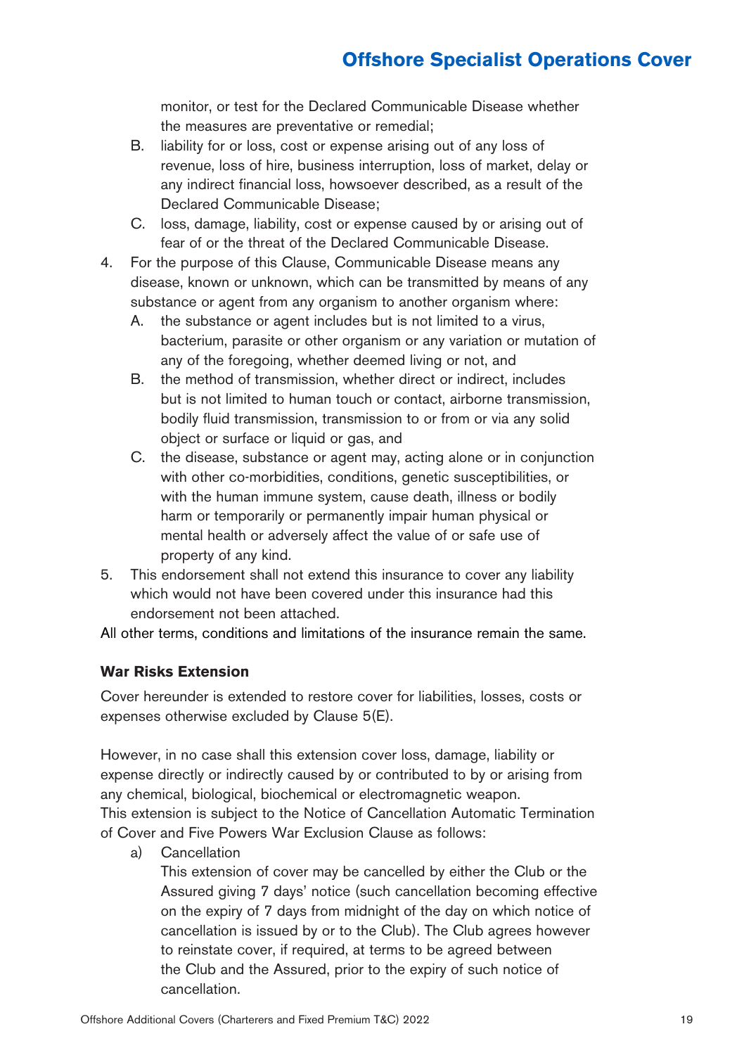monitor, or test for the Declared Communicable Disease whether the measures are preventative or remedial;

   B. liability for or loss, cost or expense arising out of any loss of revenue, loss of hire, business interruption, loss of market, delay or any indirect financial loss, howsoever described, as a result of the Declared Communicable Disease;

   C. loss, damage, liability, cost or expense caused by or arising out of fear of or the threat of the Declared Communicable Disease.

4. For the purpose of this Clause, Communicable Disease means any disease, known or unknown, which can be transmitted by means of any substance or agent from any organism to another organism where:
   A. the substance or agent includes but is not limited to a virus, bacterium, parasite or other organism or any variation or mutation of any of the foregoing, whether deemed living or not, and
   B. the method of transmission, whether direct or indirect, includes but is not limited to human touch or contact, airborne transmission, bodily fluid transmission, transmission to or from or via any solid object or surface or liquid or gas, and
   C. the disease, substance or agent may, acting alone or in conjunction with other co-morbidities, conditions, genetic susceptibilities, or with the human immune system, cause death, illness or bodily harm or temporarily or permanently impair human physical or mental health or adversely affect the value of or safe use of property of any kind.
5. This endorsement shall not extend this insurance to cover any liability which would not have been covered under this insurance had this endorsement not been attached.

All other terms, conditions and limitations of the insurance remain the same.

**War Risks Extension**

Cover hereunder is extended to restore cover for liabilities, losses, costs or expenses otherwise excluded by Clause 5(E).

However, in no case shall this extension cover loss, damage, liability or expense directly or indirectly caused by or contributed to by or arising from any chemical, biological, biochemical or electromagnetic weapon.
This extension is subject to the Notice of Cancellation Automatic Termination of Cover and Five Powers War Exclusion Clause as follows:

a) Cancellation
   This extension of cover may be cancelled by either the Club or the Assured giving 7 days' notice (such cancellation becoming effective on the expiry of 7 days from midnight of the day on which notice of cancellation is issued by or to the Club). The Club agrees however to reinstate cover, if required, at terms to be agreed between the Club and the Assured, prior to the expiry of such notice of cancellation.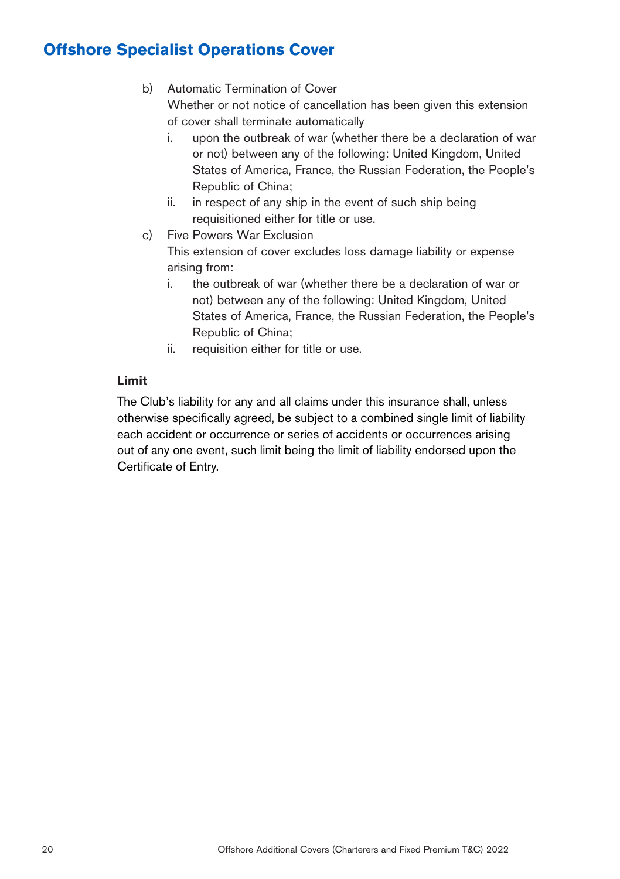# Offshore Specialist Operations Cover

b) Automatic Termination of Cover

   Whether or not notice of cancellation has been given this extension of cover shall terminate automatically

   i. upon the outbreak of war (whether there be a declaration of war or not) between any of the following: United Kingdom, United States of America, France, the Russian Federation, the People's Republic of China;

   ii. in respect of any ship in the event of such ship being requisitioned either for title or use.

c) Five Powers War Exclusion

   This extension of cover excludes loss damage liability or expense arising from:

   i. the outbreak of war (whether there be a declaration of war or not) between any of the following: United Kingdom, United States of America, France, the Russian Federation, the People's Republic of China;

   ii. requisition either for title or use.

**Limit**

The Club's liability for any and all claims under this insurance shall, unless otherwise specifically agreed, be subject to a combined single limit of liability each accident or occurrence or series of accidents or occurrences arising out of any one event, such limit being the limit of liability endorsed upon the Certificate of Entry.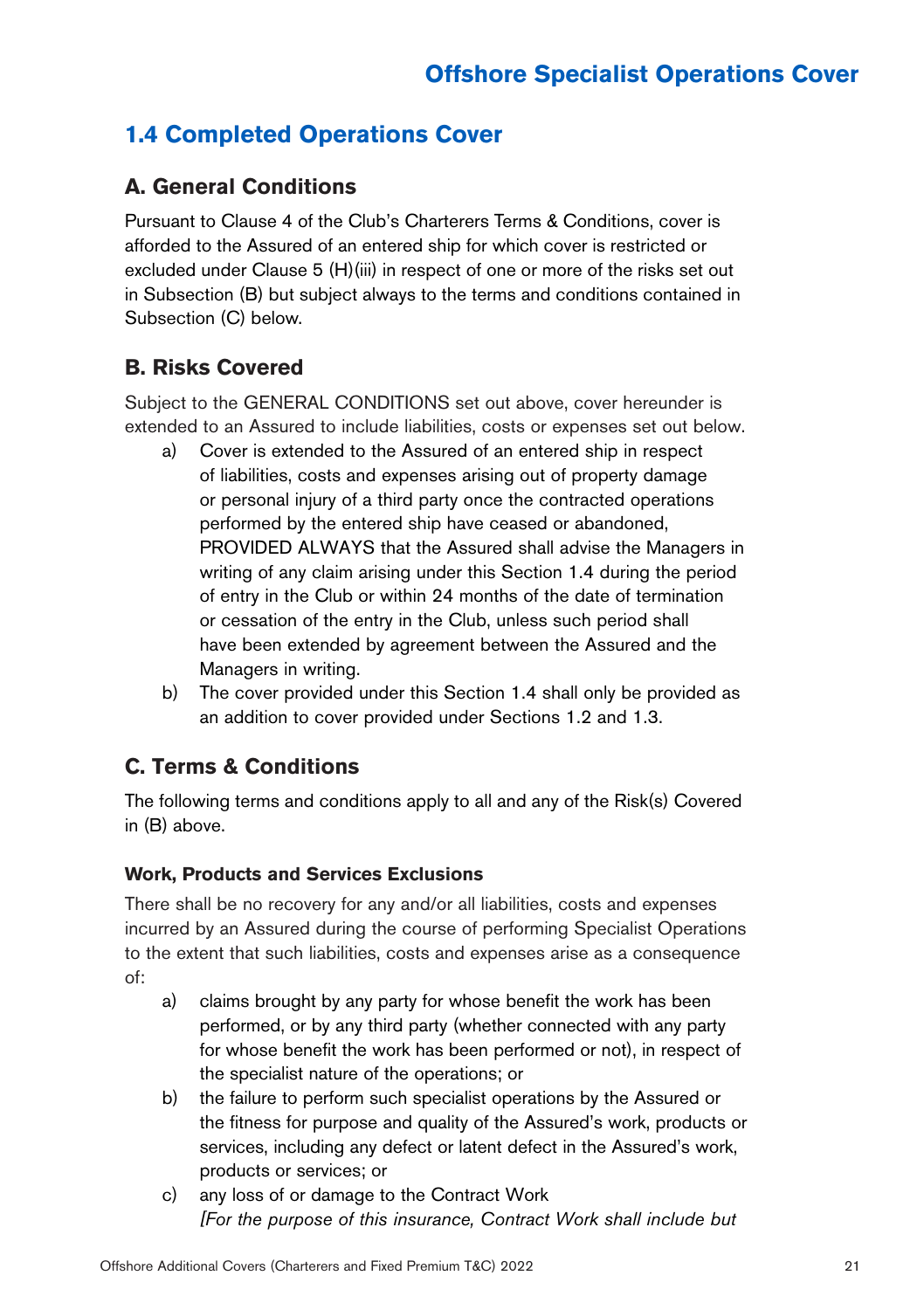## 1.4 Completed Operations Cover

### A. General Conditions

Pursuant to Clause 4 of the Club's Charterers Terms & Conditions, cover is afforded to the Assured of an entered ship for which cover is restricted or excluded under Clause 5 (H)(iii) in respect of one or more of the risks set out in Subsection (B) but subject always to the terms and conditions contained in Subsection (C) below.

### B. Risks Covered

Subject to the GENERAL CONDITIONS set out above, cover hereunder is extended to an Assured to include liabilities, costs or expenses set out below.

a) Cover is extended to the Assured of an entered ship in respect of liabilities, costs and expenses arising out of property damage or personal injury of a third party once the contracted operations performed by the entered ship have ceased or abandoned, PROVIDED ALWAYS that the Assured shall advise the Managers in writing of any claim arising under this Section 1.4 during the period of entry in the Club or within 24 months of the date of termination or cessation of the entry in the Club, unless such period shall have been extended by agreement between the Assured and the Managers in writing.

b) The cover provided under this Section 1.4 shall only be provided as an addition to cover provided under Sections 1.2 and 1.3.

### C. Terms & Conditions

The following terms and conditions apply to all and any of the Risk(s) Covered in (B) above.

#### Work, Products and Services Exclusions

There shall be no recovery for any and/or all liabilities, costs and expenses incurred by an Assured during the course of performing Specialist Operations to the extent that such liabilities, costs and expenses arise as a consequence of:

a) claims brought by any party for whose benefit the work has been performed, or by any third party (whether connected with any party for whose benefit the work has been performed or not), in respect of the specialist nature of the operations; or

b) the failure to perform such specialist operations by the Assured or the fitness for purpose and quality of the Assured's work, products or services, including any defect or latent defect in the Assured's work, products or services; or

c) any loss of or damage to the Contract Work
*[For the purpose of this insurance, Contract Work shall include but*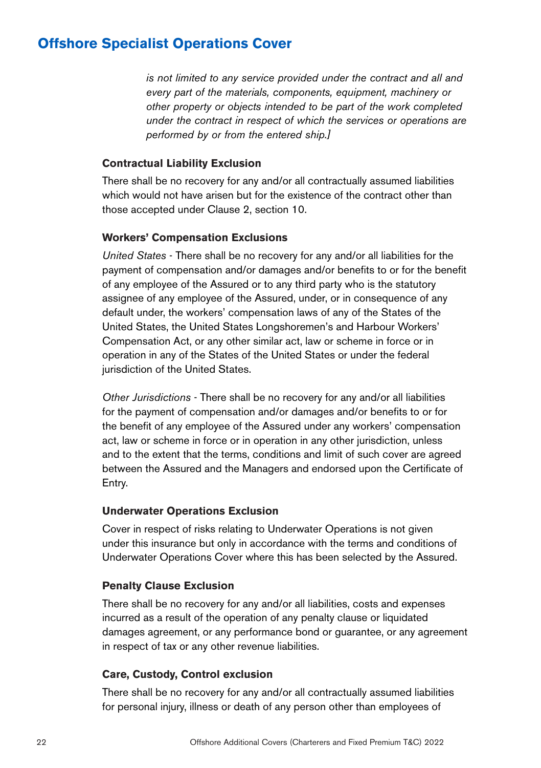*is not limited to any service provided under the contract and all and every part of the materials, components, equipment, machinery or other property or objects intended to be part of the work completed under the contract in respect of which the services or operations are performed by or from the entered ship.]*

**Contractual Liability Exclusion**

There shall be no recovery for any and/or all contractually assumed liabilities which would not have arisen but for the existence of the contract other than those accepted under Clause 2, section 10.

**Workers' Compensation Exclusions**

*United States* - There shall be no recovery for any and/or all liabilities for the payment of compensation and/or damages and/or benefits to or for the benefit of any employee of the Assured or to any third party who is the statutory assignee of any employee of the Assured, under, or in consequence of any default under, the workers' compensation laws of any of the States of the United States, the United States Longshoremen's and Harbour Workers' Compensation Act, or any other similar act, law or scheme in force or in operation in any of the States of the United States or under the federal jurisdiction of the United States.

*Other Jurisdictions* - There shall be no recovery for any and/or all liabilities for the payment of compensation and/or damages and/or benefits to or for the benefit of any employee of the Assured under any workers' compensation act, law or scheme in force or in operation in any other jurisdiction, unless and to the extent that the terms, conditions and limit of such cover are agreed between the Assured and the Managers and endorsed upon the Certificate of Entry.

**Underwater Operations Exclusion**

Cover in respect of risks relating to Underwater Operations is not given under this insurance but only in accordance with the terms and conditions of Underwater Operations Cover where this has been selected by the Assured.

**Penalty Clause Exclusion**

There shall be no recovery for any and/or all liabilities, costs and expenses incurred as a result of the operation of any penalty clause or liquidated damages agreement, or any performance bond or guarantee, or any agreement in respect of tax or any other revenue liabilities.

**Care, Custody, Control exclusion**

There shall be no recovery for any and/or all contractually assumed liabilities for personal injury, illness or death of any person other than employees of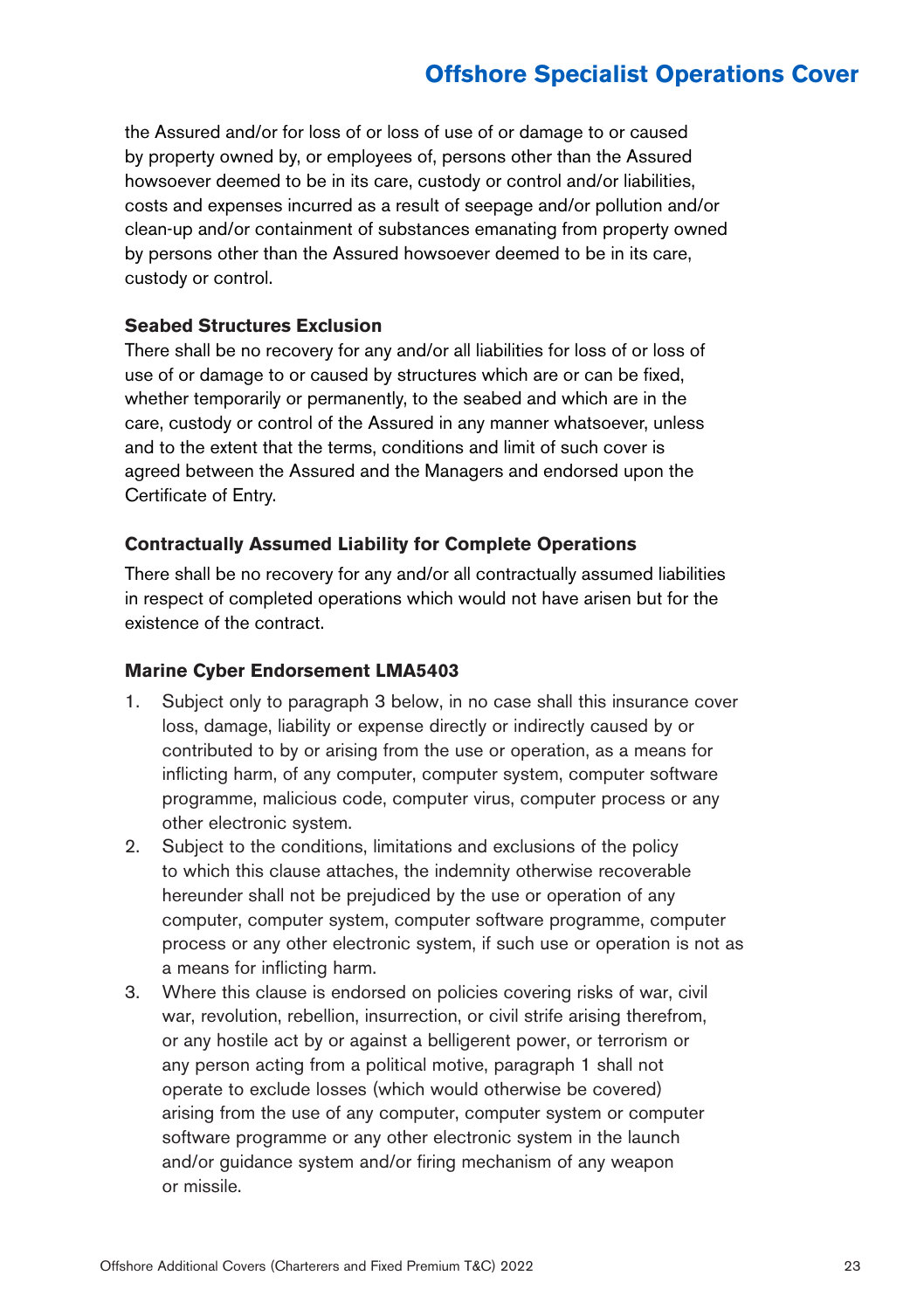the Assured and/or for loss of or loss of use of or damage to or caused by property owned by, or employees of, persons other than the Assured howsoever deemed to be in its care, custody or control and/or liabilities, costs and expenses incurred as a result of seepage and/or pollution and/or clean-up and/or containment of substances emanating from property owned by persons other than the Assured howsoever deemed to be in its care, custody or control.

**Seabed Structures Exclusion**

There shall be no recovery for any and/or all liabilities for loss of or loss of use of or damage to or caused by structures which are or can be fixed, whether temporarily or permanently, to the seabed and which are in the care, custody or control of the Assured in any manner whatsoever, unless and to the extent that the terms, conditions and limit of such cover is agreed between the Assured and the Managers and endorsed upon the Certificate of Entry.

**Contractually Assumed Liability for Complete Operations**

There shall be no recovery for any and/or all contractually assumed liabilities in respect of completed operations which would not have arisen but for the existence of the contract.

**Marine Cyber Endorsement LMA5403**

1. Subject only to paragraph 3 below, in no case shall this insurance cover loss, damage, liability or expense directly or indirectly caused by or contributed to by or arising from the use or operation, as a means for inflicting harm, of any computer, computer system, computer software programme, malicious code, computer virus, computer process or any other electronic system.
2. Subject to the conditions, limitations and exclusions of the policy to which this clause attaches, the indemnity otherwise recoverable hereunder shall not be prejudiced by the use or operation of any computer, computer system, computer software programme, computer process or any other electronic system, if such use or operation is not as a means for inflicting harm.
3. Where this clause is endorsed on policies covering risks of war, civil war, revolution, rebellion, insurrection, or civil strife arising therefrom, or any hostile act by or against a belligerent power, or terrorism or any person acting from a political motive, paragraph 1 shall not operate to exclude losses (which would otherwise be covered) arising from the use of any computer, computer system or computer software programme or any other electronic system in the launch and/or guidance system and/or firing mechanism of any weapon or missile.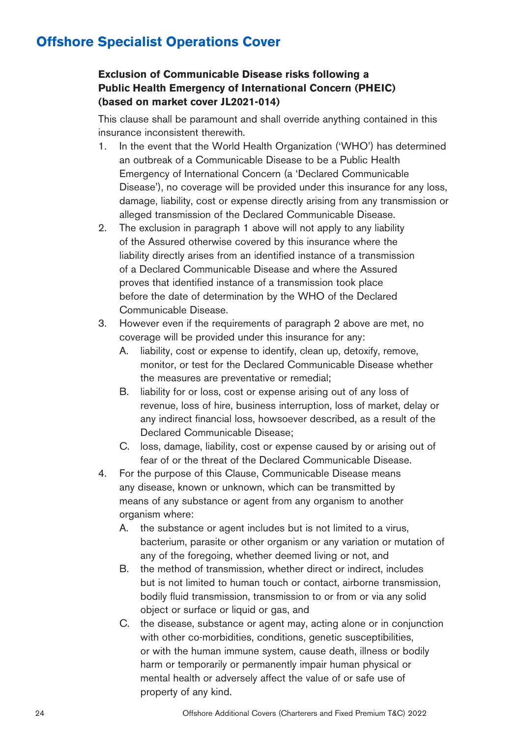# Offshore Specialist Operations Cover

### Exclusion of Communicable Disease risks following a Public Health Emergency of International Concern (PHEIC) (based on market cover JL2021-014)

This clause shall be paramount and shall override anything contained in this insurance inconsistent therewith.

1. In the event that the World Health Organization ('WHO') has determined an outbreak of a Communicable Disease to be a Public Health Emergency of International Concern (a 'Declared Communicable Disease'), no coverage will be provided under this insurance for any loss, damage, liability, cost or expense directly arising from any transmission or alleged transmission of the Declared Communicable Disease.
2. The exclusion in paragraph 1 above will not apply to any liability of the Assured otherwise covered by this insurance where the liability directly arises from an identified instance of a transmission of a Declared Communicable Disease and where the Assured proves that identified instance of a transmission took place before the date of determination by the WHO of the Declared Communicable Disease.
3. However even if the requirements of paragraph 2 above are met, no coverage will be provided under this insurance for any:
   A. liability, cost or expense to identify, clean up, detoxify, remove, monitor, or test for the Declared Communicable Disease whether the measures are preventative or remedial;
   B. liability for or loss, cost or expense arising out of any loss of revenue, loss of hire, business interruption, loss of market, delay or any indirect financial loss, howsoever described, as a result of the Declared Communicable Disease;
   C. loss, damage, liability, cost or expense caused by or arising out of fear of or the threat of the Declared Communicable Disease.
4. For the purpose of this Clause, Communicable Disease means any disease, known or unknown, which can be transmitted by means of any substance or agent from any organism to another organism where:
   A. the substance or agent includes but is not limited to a virus, bacterium, parasite or other organism or any variation or mutation of any of the foregoing, whether deemed living or not, and
   B. the method of transmission, whether direct or indirect, includes but is not limited to human touch or contact, airborne transmission, bodily fluid transmission, transmission to or from or via any solid object or surface or liquid or gas, and
   C. the disease, substance or agent may, acting alone or in conjunction with other co-morbidities, conditions, genetic susceptibilities, or with the human immune system, cause death, illness or bodily harm or temporarily or permanently impair human physical or mental health or adversely affect the value of or safe use of property of any kind.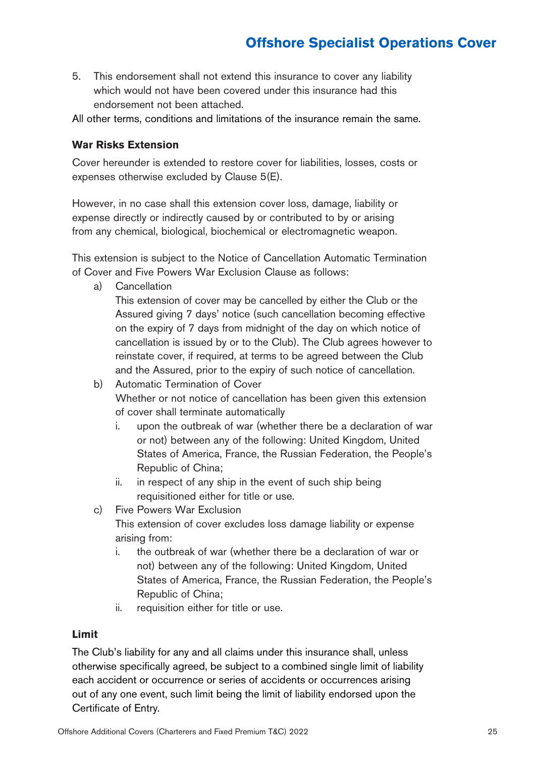5. This endorsement shall not extend this insurance to cover any liability which would not have been covered under this insurance had this endorsement not been attached.

All other terms, conditions and limitations of the insurance remain the same.

### War Risks Extension

Cover hereunder is extended to restore cover for liabilities, losses, costs or expenses otherwise excluded by Clause 5(E).

However, in no case shall this extension cover loss, damage, liability or expense directly or indirectly caused by or contributed to by or arising from any chemical, biological, biochemical or electromagnetic weapon.

This extension is subject to the Notice of Cancellation Automatic Termination of Cover and Five Powers War Exclusion Clause as follows:

a) Cancellation
   This extension of cover may be cancelled by either the Club or the Assured giving 7 days' notice (such cancellation becoming effective on the expiry of 7 days from midnight of the day on which notice of cancellation is issued by or to the Club). The Club agrees however to reinstate cover, if required, at terms to be agreed between the Club and the Assured, prior to the expiry of such notice of cancellation.

b) Automatic Termination of Cover
   Whether or not notice of cancellation has been given this extension of cover shall terminate automatically
   i. upon the outbreak of war (whether there be a declaration of war or not) between any of the following: United Kingdom, United States of America, France, the Russian Federation, the People's Republic of China;
   ii. in respect of any ship in the event of such ship being requisitioned either for title or use.

c) Five Powers War Exclusion
   This extension of cover excludes loss damage liability or expense arising from:
   i. the outbreak of war (whether there be a declaration of war or not) between any of the following: United Kingdom, United States of America, France, the Russian Federation, the People's Republic of China;
   ii. requisition either for title or use.

### Limit

The Club's liability for any and all claims under this insurance shall, unless otherwise specifically agreed, be subject to a combined single limit of liability each accident or occurrence or series of accidents or occurrences arising out of any one event, such limit being the limit of liability endorsed upon the Certificate of Entry.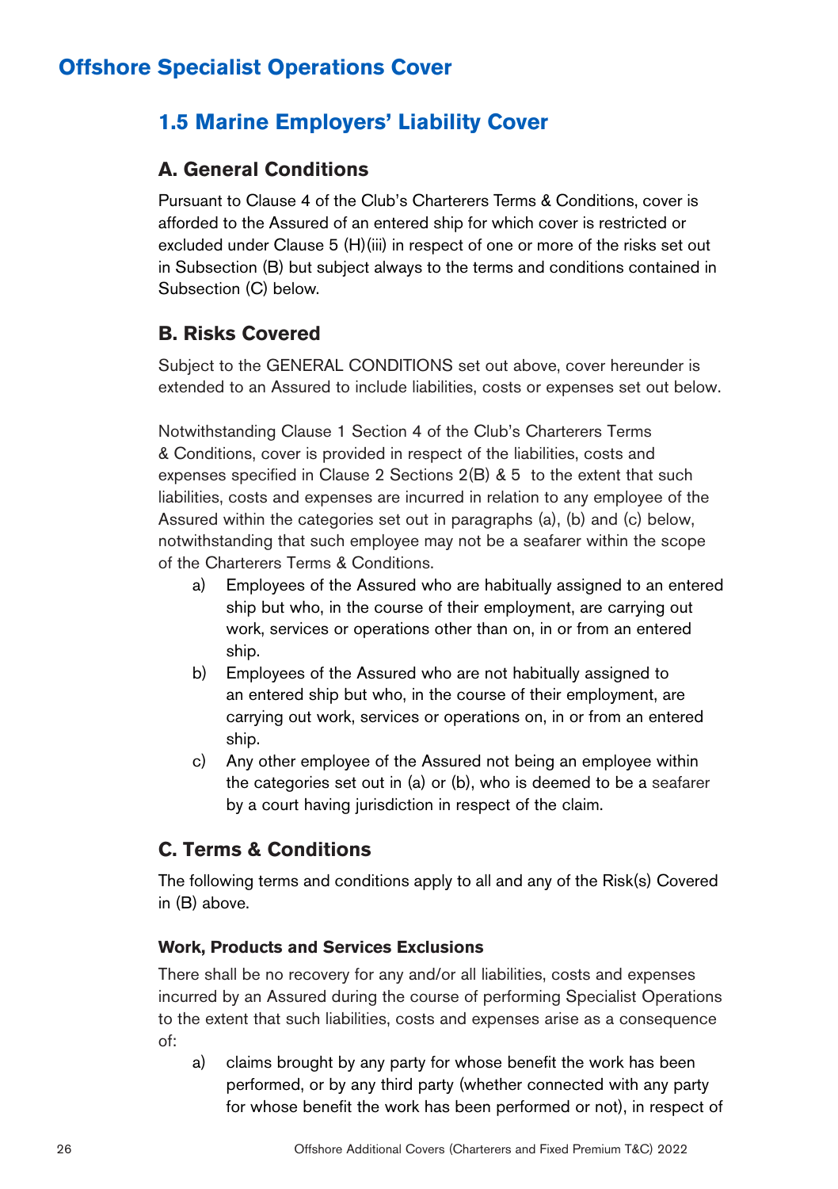# Offshore Specialist Operations Cover

## 1.5 Marine Employers' Liability Cover

### A. General Conditions

Pursuant to Clause 4 of the Club's Charterers Terms & Conditions, cover is afforded to the Assured of an entered ship for which cover is restricted or excluded under Clause 5 (H)(iii) in respect of one or more of the risks set out in Subsection (B) but subject always to the terms and conditions contained in Subsection (C) below.

### B. Risks Covered

Subject to the GENERAL CONDITIONS set out above, cover hereunder is extended to an Assured to include liabilities, costs or expenses set out below.

Notwithstanding Clause 1 Section 4 of the Club's Charterers Terms & Conditions, cover is provided in respect of the liabilities, costs and expenses specified in Clause 2 Sections 2(B) & 5 to the extent that such liabilities, costs and expenses are incurred in relation to any employee of the Assured within the categories set out in paragraphs (a), (b) and (c) below, notwithstanding that such employee may not be a seafarer within the scope of the Charterers Terms & Conditions.

a) Employees of the Assured who are habitually assigned to an entered ship but who, in the course of their employment, are carrying out work, services or operations other than on, in or from an entered ship.

b) Employees of the Assured who are not habitually assigned to an entered ship but who, in the course of their employment, are carrying out work, services or operations on, in or from an entered ship.

c) Any other employee of the Assured not being an employee within the categories set out in (a) or (b), who is deemed to be a seafarer by a court having jurisdiction in respect of the claim.

### C. Terms & Conditions

The following terms and conditions apply to all and any of the Risk(s) Covered in (B) above.

**Work, Products and Services Exclusions**

There shall be no recovery for any and/or all liabilities, costs and expenses incurred by an Assured during the course of performing Specialist Operations to the extent that such liabilities, costs and expenses arise as a consequence of:

a) claims brought by any party for whose benefit the work has been performed, or by any third party (whether connected with any party for whose benefit the work has been performed or not), in respect of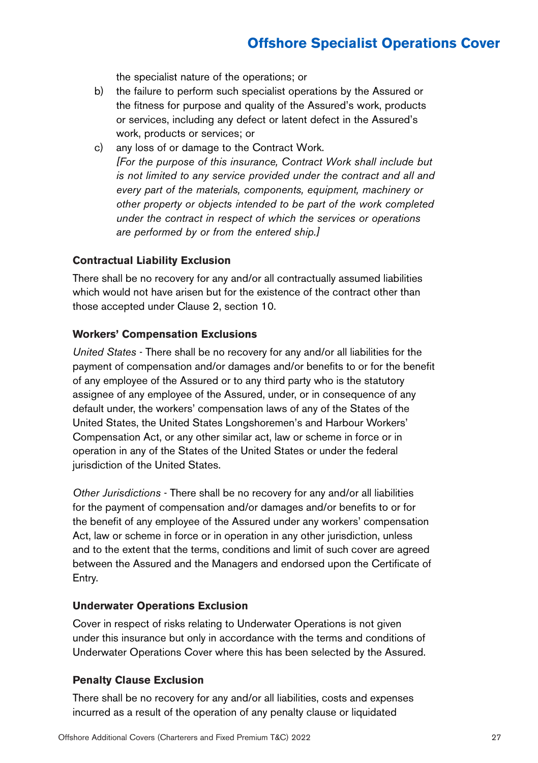the specialist nature of the operations; or

b) the failure to perform such specialist operations by the Assured or the fitness for purpose and quality of the Assured's work, products or services, including any defect or latent defect in the Assured's work, products or services; or

c) any loss of or damage to the Contract Work.
*[For the purpose of this insurance, Contract Work shall include but is not limited to any service provided under the contract and all and every part of the materials, components, equipment, machinery or other property or objects intended to be part of the work completed under the contract in respect of which the services or operations are performed by or from the entered ship.]*

**Contractual Liability Exclusion**

There shall be no recovery for any and/or all contractually assumed liabilities which would not have arisen but for the existence of the contract other than those accepted under Clause 2, section 10.

**Workers' Compensation Exclusions**

*United States* - There shall be no recovery for any and/or all liabilities for the payment of compensation and/or damages and/or benefits to or for the benefit of any employee of the Assured or to any third party who is the statutory assignee of any employee of the Assured, under, or in consequence of any default under, the workers' compensation laws of any of the States of the United States, the United States Longshoremen's and Harbour Workers' Compensation Act, or any other similar act, law or scheme in force or in operation in any of the States of the United States or under the federal jurisdiction of the United States.

*Other Jurisdictions* - There shall be no recovery for any and/or all liabilities for the payment of compensation and/or damages and/or benefits to or for the benefit of any employee of the Assured under any workers' compensation Act, law or scheme in force or in operation in any other jurisdiction, unless and to the extent that the terms, conditions and limit of such cover are agreed between the Assured and the Managers and endorsed upon the Certificate of Entry.

**Underwater Operations Exclusion**

Cover in respect of risks relating to Underwater Operations is not given under this insurance but only in accordance with the terms and conditions of Underwater Operations Cover where this has been selected by the Assured.

**Penalty Clause Exclusion**

There shall be no recovery for any and/or all liabilities, costs and expenses incurred as a result of the operation of any penalty clause or liquidated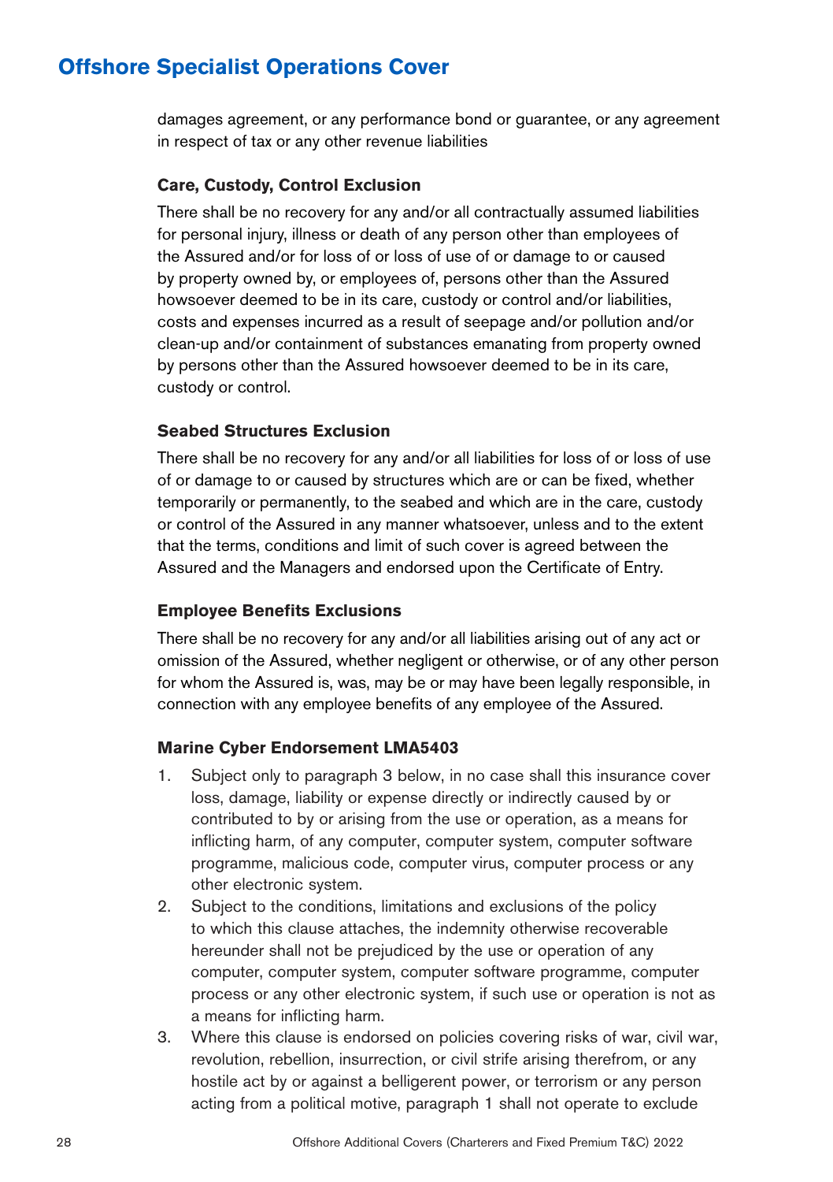damages agreement, or any performance bond or guarantee, or any agreement in respect of tax or any other revenue liabilities

**Care, Custody, Control Exclusion**

There shall be no recovery for any and/or all contractually assumed liabilities for personal injury, illness or death of any person other than employees of the Assured and/or for loss of or loss of use of or damage to or caused by property owned by, or employees of, persons other than the Assured howsoever deemed to be in its care, custody or control and/or liabilities, costs and expenses incurred as a result of seepage and/or pollution and/or clean-up and/or containment of substances emanating from property owned by persons other than the Assured howsoever deemed to be in its care, custody or control.

**Seabed Structures Exclusion**

There shall be no recovery for any and/or all liabilities for loss of or loss of use of or damage to or caused by structures which are or can be fixed, whether temporarily or permanently, to the seabed and which are in the care, custody or control of the Assured in any manner whatsoever, unless and to the extent that the terms, conditions and limit of such cover is agreed between the Assured and the Managers and endorsed upon the Certificate of Entry.

**Employee Benefits Exclusions**

There shall be no recovery for any and/or all liabilities arising out of any act or omission of the Assured, whether negligent or otherwise, or of any other person for whom the Assured is, was, may be or may have been legally responsible, in connection with any employee benefits of any employee of the Assured.

**Marine Cyber Endorsement LMA5403**

1. Subject only to paragraph 3 below, in no case shall this insurance cover loss, damage, liability or expense directly or indirectly caused by or contributed to by or arising from the use or operation, as a means for inflicting harm, of any computer, computer system, computer software programme, malicious code, computer virus, computer process or any other electronic system.
2. Subject to the conditions, limitations and exclusions of the policy to which this clause attaches, the indemnity otherwise recoverable hereunder shall not be prejudiced by the use or operation of any computer, computer system, computer software programme, computer process or any other electronic system, if such use or operation is not as a means for inflicting harm.
3. Where this clause is endorsed on policies covering risks of war, civil war, revolution, rebellion, insurrection, or civil strife arising therefrom, or any hostile act by or against a belligerent power, or terrorism or any person acting from a political motive, paragraph 1 shall not operate to exclude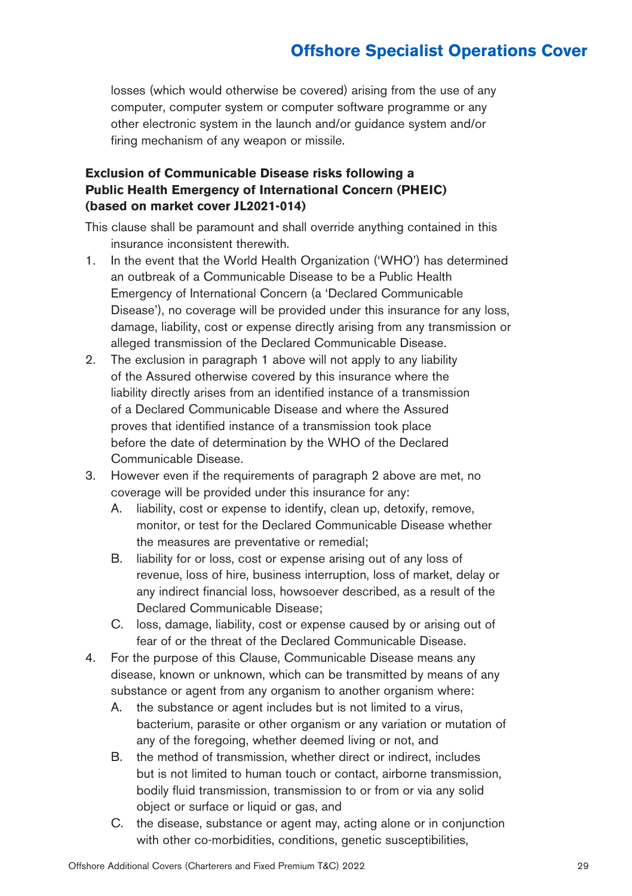losses (which would otherwise be covered) arising from the use of any computer, computer system or computer software programme or any other electronic system in the launch and/or guidance system and/or firing mechanism of any weapon or missile.

**Exclusion of Communicable Disease risks following a Public Health Emergency of International Concern (PHEIC) (based on market cover JL2021-014)**

This clause shall be paramount and shall override anything contained in this insurance inconsistent therewith.

1. In the event that the World Health Organization ('WHO') has determined an outbreak of a Communicable Disease to be a Public Health Emergency of International Concern (a 'Declared Communicable Disease'), no coverage will be provided under this insurance for any loss, damage, liability, cost or expense directly arising from any transmission or alleged transmission of the Declared Communicable Disease.
2. The exclusion in paragraph 1 above will not apply to any liability of the Assured otherwise covered by this insurance where the liability directly arises from an identified instance of a transmission of a Declared Communicable Disease and where the Assured proves that identified instance of a transmission took place before the date of determination by the WHO of the Declared Communicable Disease.
3. However even if the requirements of paragraph 2 above are met, no coverage will be provided under this insurance for any:
   A. liability, cost or expense to identify, clean up, detoxify, remove, monitor, or test for the Declared Communicable Disease whether the measures are preventative or remedial;
   B. liability for or loss, cost or expense arising out of any loss of revenue, loss of hire, business interruption, loss of market, delay or any indirect financial loss, howsoever described, as a result of the Declared Communicable Disease;
   C. loss, damage, liability, cost or expense caused by or arising out of fear of or the threat of the Declared Communicable Disease.
4. For the purpose of this Clause, Communicable Disease means any disease, known or unknown, which can be transmitted by means of any substance or agent from any organism to another organism where:
   A. the substance or agent includes but is not limited to a virus, bacterium, parasite or other organism or any variation or mutation of any of the foregoing, whether deemed living or not, and
   B. the method of transmission, whether direct or indirect, includes but is not limited to human touch or contact, airborne transmission, bodily fluid transmission, transmission to or from or via any solid object or surface or liquid or gas, and
   C. the disease, substance or agent may, acting alone or in conjunction with other co-morbidities, conditions, genetic susceptibilities,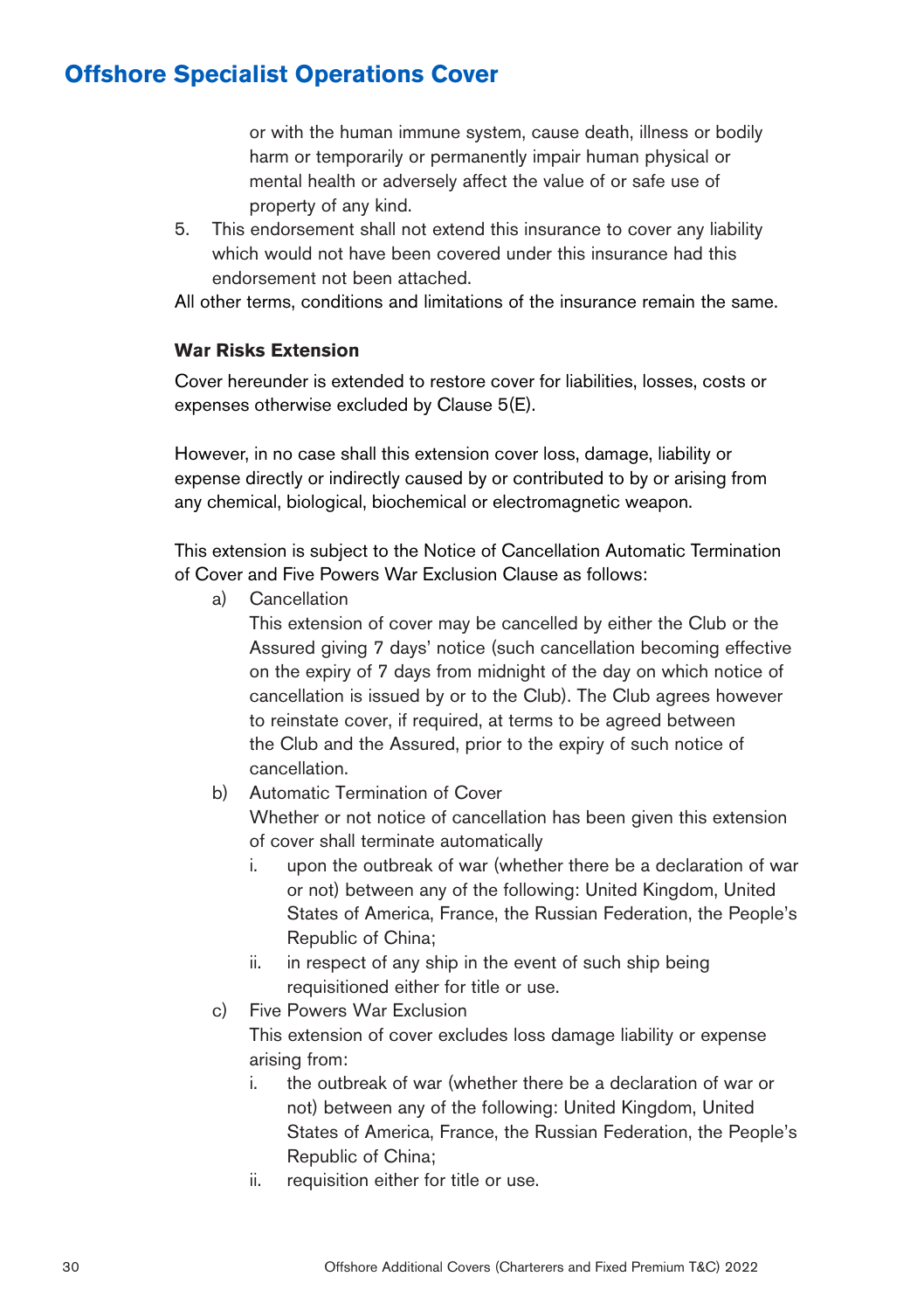or with the human immune system, cause death, illness or bodily harm or temporarily or permanently impair human physical or mental health or adversely affect the value of or safe use of property of any kind.

5. This endorsement shall not extend this insurance to cover any liability which would not have been covered under this insurance had this endorsement not been attached.

All other terms, conditions and limitations of the insurance remain the same.

**War Risks Extension**

Cover hereunder is extended to restore cover for liabilities, losses, costs or expenses otherwise excluded by Clause 5(E).

However, in no case shall this extension cover loss, damage, liability or expense directly or indirectly caused by or contributed to by or arising from any chemical, biological, biochemical or electromagnetic weapon.

This extension is subject to the Notice of Cancellation Automatic Termination of Cover and Five Powers War Exclusion Clause as follows:

a) Cancellation

   This extension of cover may be cancelled by either the Club or the Assured giving 7 days' notice (such cancellation becoming effective on the expiry of 7 days from midnight of the day on which notice of cancellation is issued by or to the Club). The Club agrees however to reinstate cover, if required, at terms to be agreed between the Club and the Assured, prior to the expiry of such notice of cancellation.

b) Automatic Termination of Cover

   Whether or not notice of cancellation has been given this extension of cover shall terminate automatically

   i. upon the outbreak of war (whether there be a declaration of war or not) between any of the following: United Kingdom, United States of America, France, the Russian Federation, the People's Republic of China;

   ii. in respect of any ship in the event of such ship being requisitioned either for title or use.

c) Five Powers War Exclusion

   This extension of cover excludes loss damage liability or expense arising from:

   i. the outbreak of war (whether there be a declaration of war or not) between any of the following: United Kingdom, United States of America, France, the Russian Federation, the People's Republic of China;

   ii. requisition either for title or use.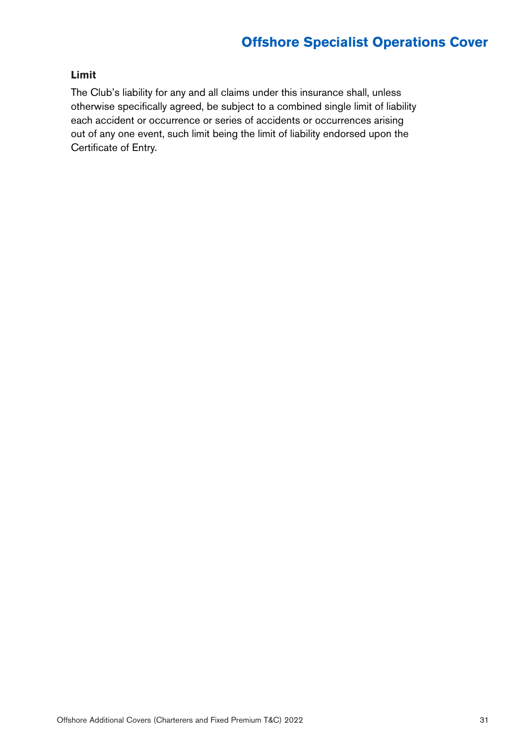#### Limit

The Club's liability for any and all claims under this insurance shall, unless otherwise specifically agreed, be subject to a combined single limit of liability each accident or occurrence or series of accidents or occurrences arising out of any one event, such limit being the limit of liability endorsed upon the Certificate of Entry.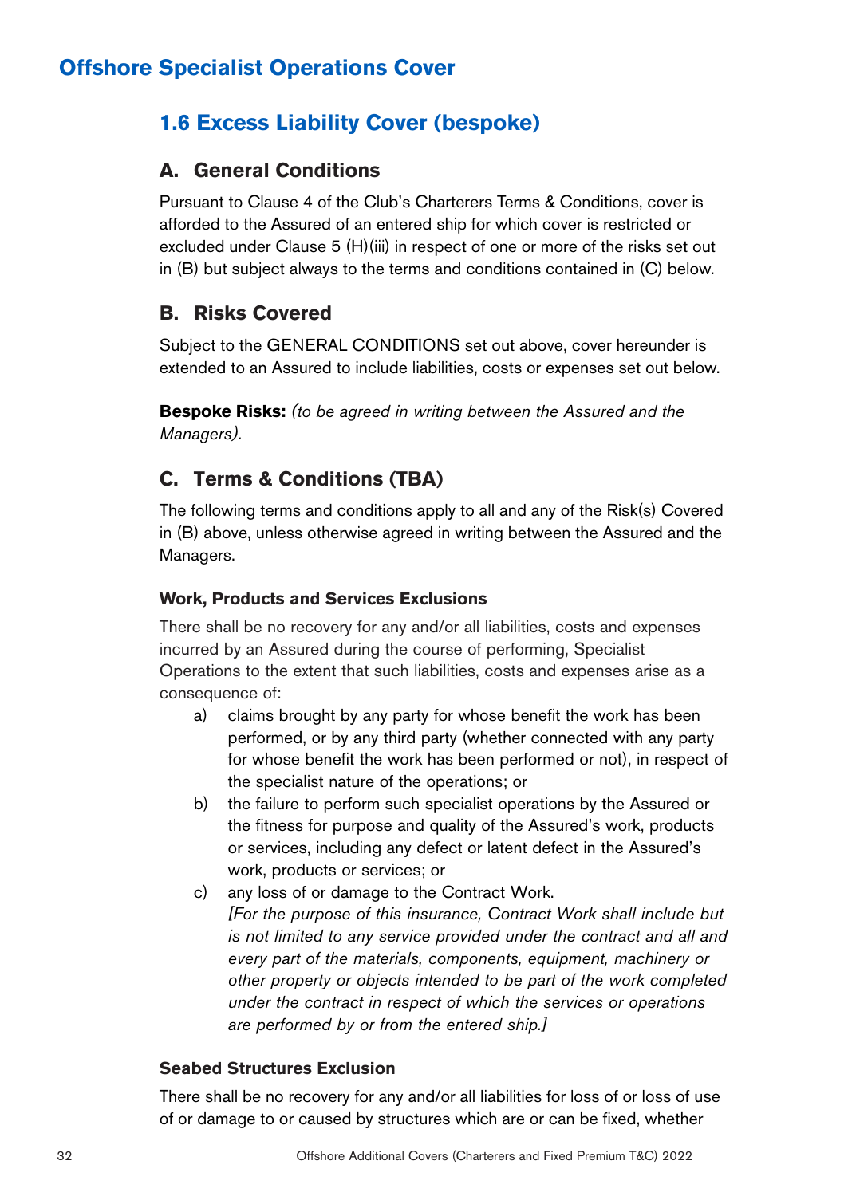# Offshore Specialist Operations Cover

## 1.6 Excess Liability Cover (bespoke)

### A. General Conditions

Pursuant to Clause 4 of the Club's Charterers Terms & Conditions, cover is afforded to the Assured of an entered ship for which cover is restricted or excluded under Clause 5 (H)(iii) in respect of one or more of the risks set out in (B) but subject always to the terms and conditions contained in (C) below.

### B. Risks Covered

Subject to the GENERAL CONDITIONS set out above, cover hereunder is extended to an Assured to include liabilities, costs or expenses set out below.

**Bespoke Risks:** *(to be agreed in writing between the Assured and the Managers).*

### C. Terms & Conditions (TBA)

The following terms and conditions apply to all and any of the Risk(s) Covered in (B) above, unless otherwise agreed in writing between the Assured and the Managers.

#### Work, Products and Services Exclusions

There shall be no recovery for any and/or all liabilities, costs and expenses incurred by an Assured during the course of performing, Specialist Operations to the extent that such liabilities, costs and expenses arise as a consequence of:

a) claims brought by any party for whose benefit the work has been performed, or by any third party (whether connected with any party for whose benefit the work has been performed or not), in respect of the specialist nature of the operations; or

b) the failure to perform such specialist operations by the Assured or the fitness for purpose and quality of the Assured's work, products or services, including any defect or latent defect in the Assured's work, products or services; or

c) any loss of or damage to the Contract Work.
*[For the purpose of this insurance, Contract Work shall include but is not limited to any service provided under the contract and all and every part of the materials, components, equipment, machinery or other property or objects intended to be part of the work completed under the contract in respect of which the services or operations are performed by or from the entered ship.]*

#### Seabed Structures Exclusion

There shall be no recovery for any and/or all liabilities for loss of or loss of use of or damage to or caused by structures which are or can be fixed, whether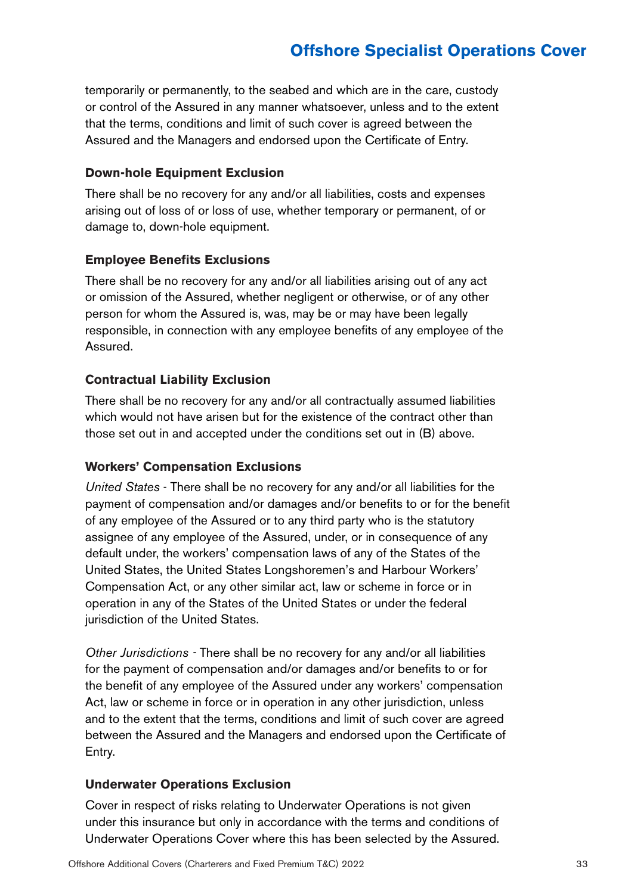temporarily or permanently, to the seabed and which are in the care, custody or control of the Assured in any manner whatsoever, unless and to the extent that the terms, conditions and limit of such cover is agreed between the Assured and the Managers and endorsed upon the Certificate of Entry.

### Down-hole Equipment Exclusion

There shall be no recovery for any and/or all liabilities, costs and expenses arising out of loss of or loss of use, whether temporary or permanent, of or damage to, down-hole equipment.

### Employee Benefits Exclusions

There shall be no recovery for any and/or all liabilities arising out of any act or omission of the Assured, whether negligent or otherwise, or of any other person for whom the Assured is, was, may be or may have been legally responsible, in connection with any employee benefits of any employee of the Assured.

### Contractual Liability Exclusion

There shall be no recovery for any and/or all contractually assumed liabilities which would not have arisen but for the existence of the contract other than those set out in and accepted under the conditions set out in (B) above.

### Workers' Compensation Exclusions

*United States* - There shall be no recovery for any and/or all liabilities for the payment of compensation and/or damages and/or benefits to or for the benefit of any employee of the Assured or to any third party who is the statutory assignee of any employee of the Assured, under, or in consequence of any default under, the workers' compensation laws of any of the States of the United States, the United States Longshoremen's and Harbour Workers' Compensation Act, or any other similar act, law or scheme in force or in operation in any of the States of the United States or under the federal jurisdiction of the United States.

*Other Jurisdictions* - There shall be no recovery for any and/or all liabilities for the payment of compensation and/or damages and/or benefits to or for the benefit of any employee of the Assured under any workers' compensation Act, law or scheme in force or in operation in any other jurisdiction, unless and to the extent that the terms, conditions and limit of such cover are agreed between the Assured and the Managers and endorsed upon the Certificate of Entry.

### Underwater Operations Exclusion

Cover in respect of risks relating to Underwater Operations is not given under this insurance but only in accordance with the terms and conditions of Underwater Operations Cover where this has been selected by the Assured.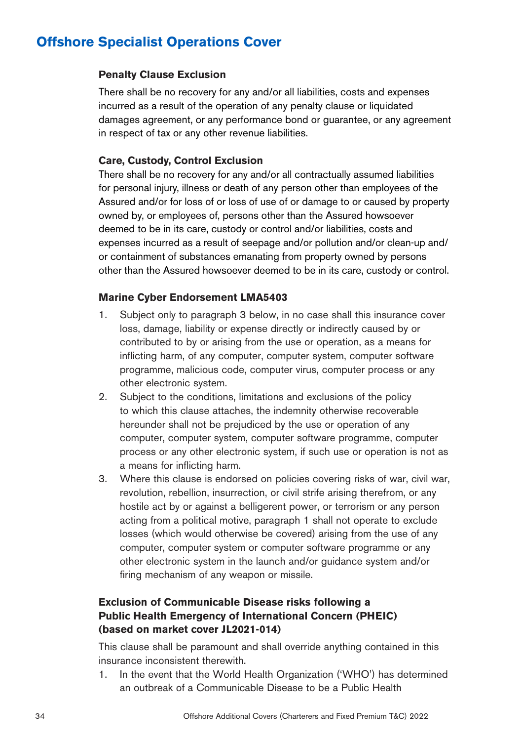# Offshore Specialist Operations Cover

### Penalty Clause Exclusion

There shall be no recovery for any and/or all liabilities, costs and expenses incurred as a result of the operation of any penalty clause or liquidated damages agreement, or any performance bond or guarantee, or any agreement in respect of tax or any other revenue liabilities.

### Care, Custody, Control Exclusion

There shall be no recovery for any and/or all contractually assumed liabilities for personal injury, illness or death of any person other than employees of the Assured and/or for loss of or loss of use of or damage to or caused by property owned by, or employees of, persons other than the Assured howsoever deemed to be in its care, custody or control and/or liabilities, costs and expenses incurred as a result of seepage and/or pollution and/or clean-up and/or containment of substances emanating from property owned by persons other than the Assured howsoever deemed to be in its care, custody or control.

### Marine Cyber Endorsement LMA5403

1. Subject only to paragraph 3 below, in no case shall this insurance cover loss, damage, liability or expense directly or indirectly caused by or contributed to by or arising from the use or operation, as a means for inflicting harm, of any computer, computer system, computer software programme, malicious code, computer virus, computer process or any other electronic system.
2. Subject to the conditions, limitations and exclusions of the policy to which this clause attaches, the indemnity otherwise recoverable hereunder shall not be prejudiced by the use or operation of any computer, computer system, computer software programme, computer process or any other electronic system, if such use or operation is not as a means for inflicting harm.
3. Where this clause is endorsed on policies covering risks of war, civil war, revolution, rebellion, insurrection, or civil strife arising therefrom, or any hostile act by or against a belligerent power, or terrorism or any person acting from a political motive, paragraph 1 shall not operate to exclude losses (which would otherwise be covered) arising from the use of any computer, computer system or computer software programme or any other electronic system in the launch and/or guidance system and/or firing mechanism of any weapon or missile.

### Exclusion of Communicable Disease risks following a Public Health Emergency of International Concern (PHEIC) (based on market cover JL2021-014)

This clause shall be paramount and shall override anything contained in this insurance inconsistent therewith.

1. In the event that the World Health Organization ('WHO') has determined an outbreak of a Communicable Disease to be a Public Health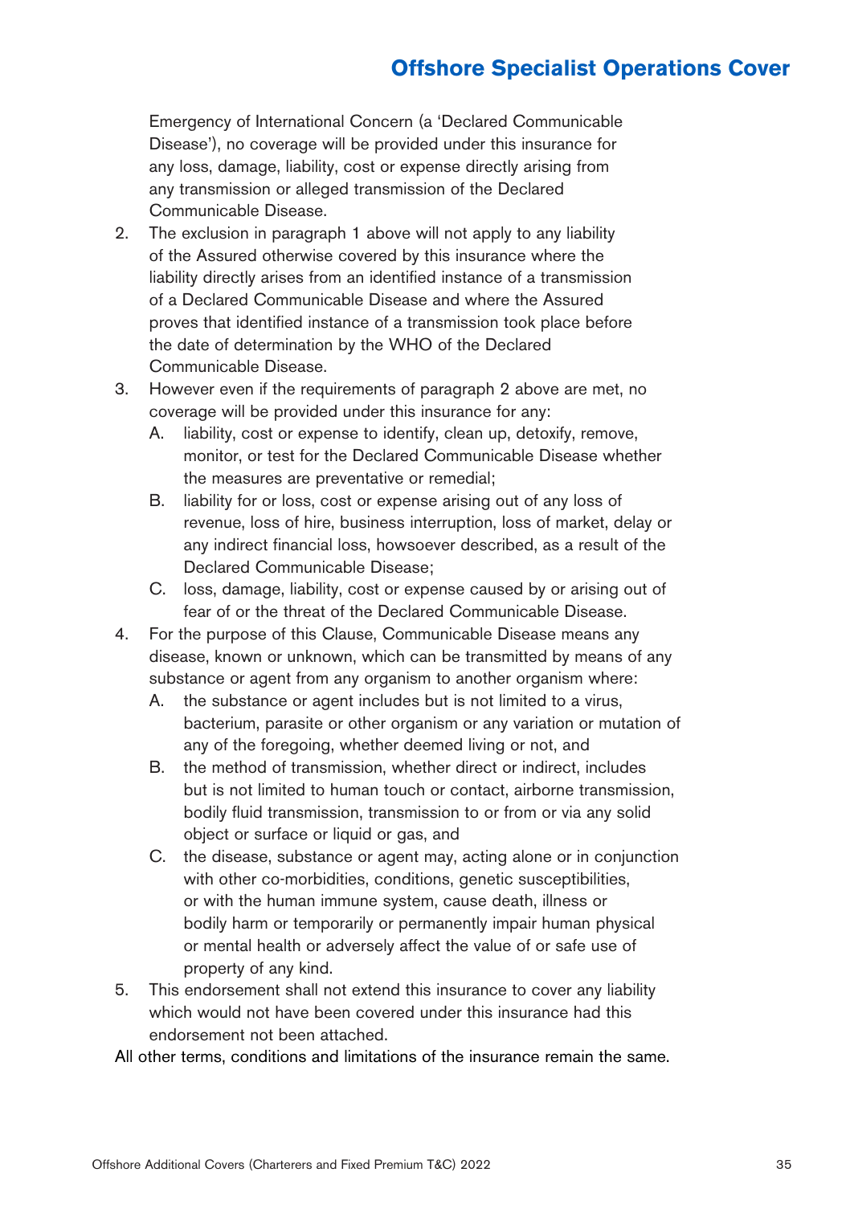Emergency of International Concern (a 'Declared Communicable Disease'), no coverage will be provided under this insurance for any loss, damage, liability, cost or expense directly arising from any transmission or alleged transmission of the Declared Communicable Disease.

2. The exclusion in paragraph 1 above will not apply to any liability of the Assured otherwise covered by this insurance where the liability directly arises from an identified instance of a transmission of a Declared Communicable Disease and where the Assured proves that identified instance of a transmission took place before the date of determination by the WHO of the Declared Communicable Disease.
3. However even if the requirements of paragraph 2 above are met, no coverage will be provided under this insurance for any:
   A. liability, cost or expense to identify, clean up, detoxify, remove, monitor, or test for the Declared Communicable Disease whether the measures are preventative or remedial;
   B. liability for or loss, cost or expense arising out of any loss of revenue, loss of hire, business interruption, loss of market, delay or any indirect financial loss, howsoever described, as a result of the Declared Communicable Disease;
   C. loss, damage, liability, cost or expense caused by or arising out of fear of or the threat of the Declared Communicable Disease.
4. For the purpose of this Clause, Communicable Disease means any disease, known or unknown, which can be transmitted by means of any substance or agent from any organism to another organism where:
   A. the substance or agent includes but is not limited to a virus, bacterium, parasite or other organism or any variation or mutation of any of the foregoing, whether deemed living or not, and
   B. the method of transmission, whether direct or indirect, includes but is not limited to human touch or contact, airborne transmission, bodily fluid transmission, transmission to or from or via any solid object or surface or liquid or gas, and
   C. the disease, substance or agent may, acting alone or in conjunction with other co-morbidities, conditions, genetic susceptibilities, or with the human immune system, cause death, illness or bodily harm or temporarily or permanently impair human physical or mental health or adversely affect the value of or safe use of property of any kind.
5. This endorsement shall not extend this insurance to cover any liability which would not have been covered under this insurance had this endorsement not been attached.

All other terms, conditions and limitations of the insurance remain the same.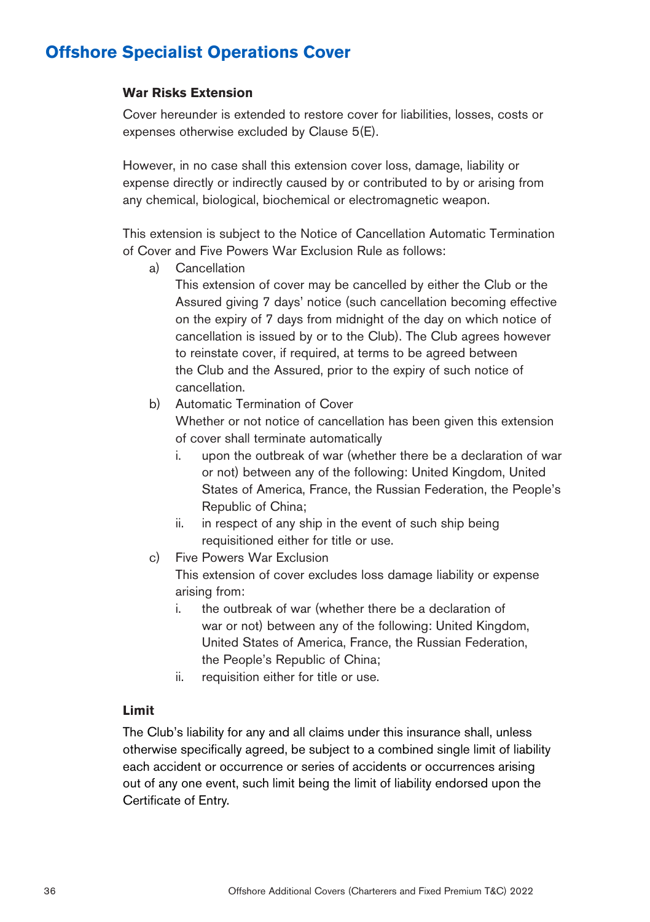# Offshore Specialist Operations Cover

### War Risks Extension

Cover hereunder is extended to restore cover for liabilities, losses, costs or expenses otherwise excluded by Clause 5(E).

However, in no case shall this extension cover loss, damage, liability or expense directly or indirectly caused by or contributed to by or arising from any chemical, biological, biochemical or electromagnetic weapon.

This extension is subject to the Notice of Cancellation Automatic Termination of Cover and Five Powers War Exclusion Rule as follows:

a) Cancellation
   This extension of cover may be cancelled by either the Club or the Assured giving 7 days' notice (such cancellation becoming effective on the expiry of 7 days from midnight of the day on which notice of cancellation is issued by or to the Club). The Club agrees however to reinstate cover, if required, at terms to be agreed between the Club and the Assured, prior to the expiry of such notice of cancellation.

b) Automatic Termination of Cover
   Whether or not notice of cancellation has been given this extension of cover shall terminate automatically
   i. upon the outbreak of war (whether there be a declaration of war or not) between any of the following: United Kingdom, United States of America, France, the Russian Federation, the People's Republic of China;
   ii. in respect of any ship in the event of such ship being requisitioned either for title or use.

c) Five Powers War Exclusion
   This extension of cover excludes loss damage liability or expense arising from:
   i. the outbreak of war (whether there be a declaration of war or not) between any of the following: United Kingdom, United States of America, France, the Russian Federation, the People's Republic of China;
   ii. requisition either for title or use.

### Limit

The Club's liability for any and all claims under this insurance shall, unless otherwise specifically agreed, be subject to a combined single limit of liability each accident or occurrence or series of accidents or occurrences arising out of any one event, such limit being the limit of liability endorsed upon the Certificate of Entry.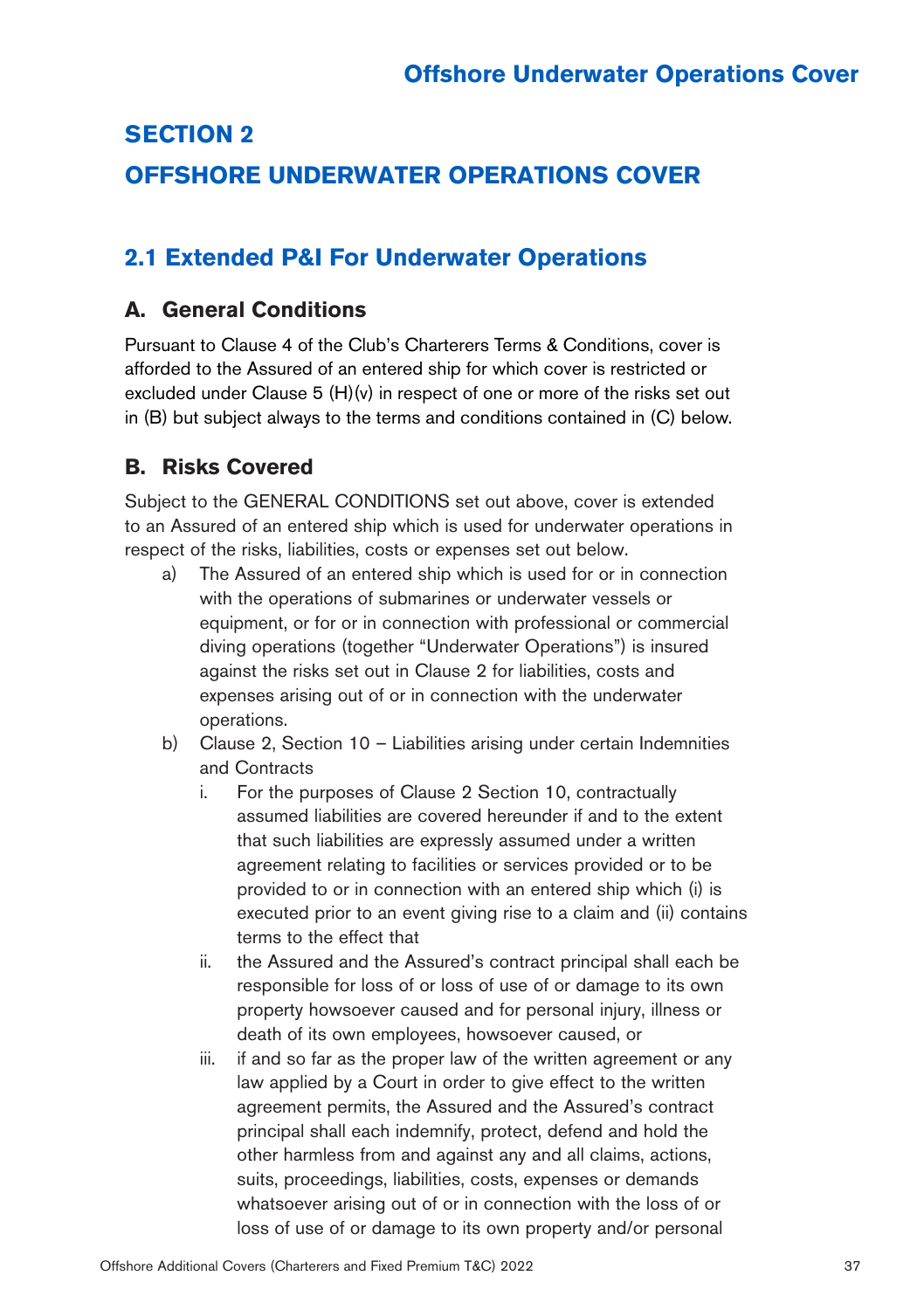# SECTION 2

# OFFSHORE UNDERWATER OPERATIONS COVER

## 2.1 Extended P&I For Underwater Operations

### A. General Conditions

Pursuant to Clause 4 of the Club's Charterers Terms & Conditions, cover is afforded to the Assured of an entered ship for which cover is restricted or excluded under Clause 5 (H)(v) in respect of one or more of the risks set out in (B) but subject always to the terms and conditions contained in (C) below.

### B. Risks Covered

Subject to the GENERAL CONDITIONS set out above, cover is extended to an Assured of an entered ship which is used for underwater operations in respect of the risks, liabilities, costs or expenses set out below.

a) The Assured of an entered ship which is used for or in connection with the operations of submarines or underwater vessels or equipment, or for or in connection with professional or commercial diving operations (together "Underwater Operations") is insured against the risks set out in Clause 2 for liabilities, costs and expenses arising out of or in connection with the underwater operations.

b) Clause 2, Section 10 – Liabilities arising under certain Indemnities and Contracts

   i. For the purposes of Clause 2 Section 10, contractually assumed liabilities are covered hereunder if and to the extent that such liabilities are expressly assumed under a written agreement relating to facilities or services provided or to be provided to or in connection with an entered ship which (i) is executed prior to an event giving rise to a claim and (ii) contains terms to the effect that

   ii. the Assured and the Assured's contract principal shall each be responsible for loss of or loss of use of or damage to its own property howsoever caused and for personal injury, illness or death of its own employees, howsoever caused, or

   iii. if and so far as the proper law of the written agreement or any law applied by a Court in order to give effect to the written agreement permits, the Assured and the Assured's contract principal shall each indemnify, protect, defend and hold the other harmless from and against any and all claims, actions, suits, proceedings, liabilities, costs, expenses or demands whatsoever arising out of or in connection with the loss of or loss of use of or damage to its own property and/or personal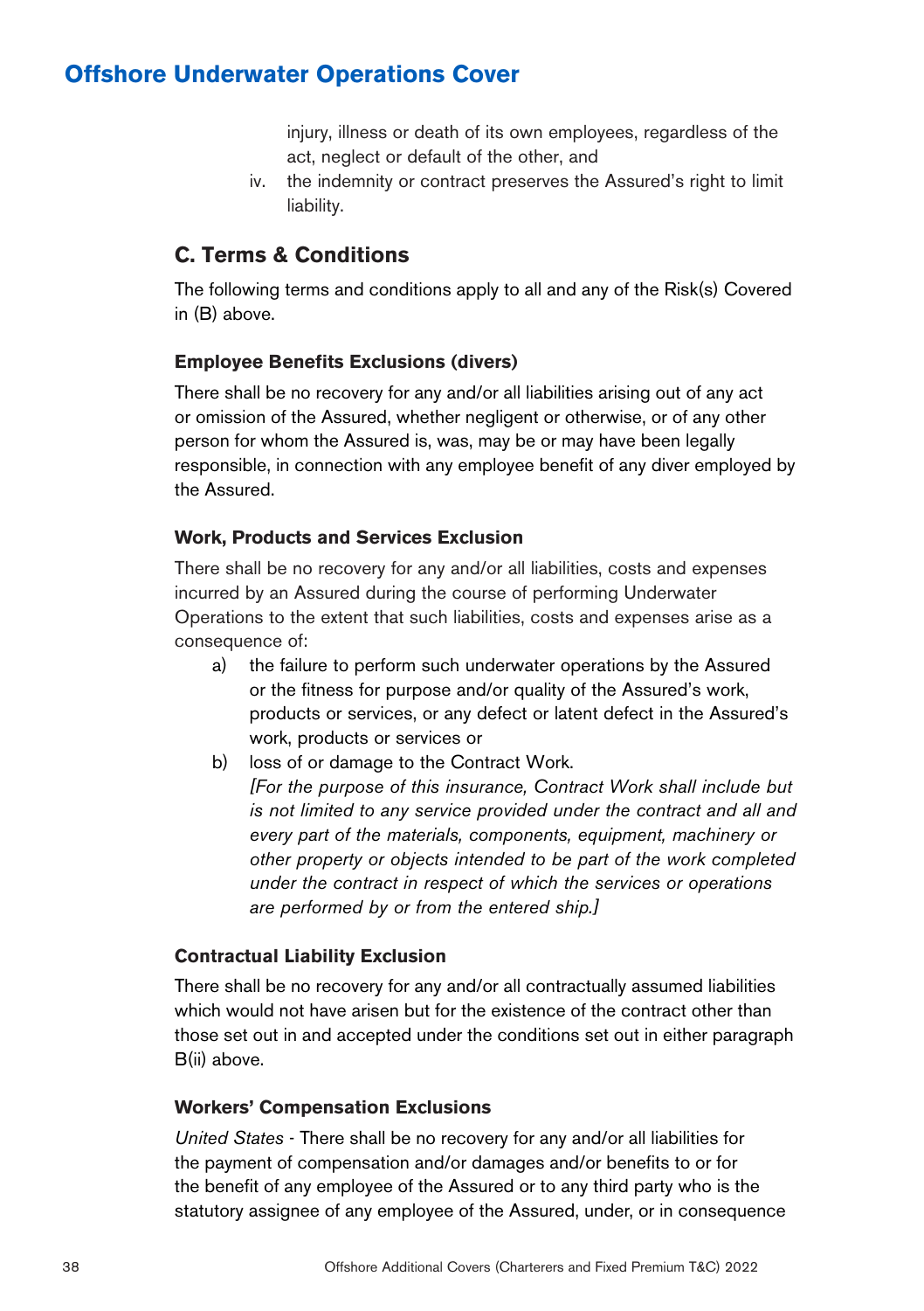injury, illness or death of its own employees, regardless of the act, neglect or default of the other, and

iv. the indemnity or contract preserves the Assured's right to limit liability.

## C. Terms & Conditions

The following terms and conditions apply to all and any of the Risk(s) Covered in (B) above.

### Employee Benefits Exclusions (divers)

There shall be no recovery for any and/or all liabilities arising out of any act or omission of the Assured, whether negligent or otherwise, or of any other person for whom the Assured is, was, may be or may have been legally responsible, in connection with any employee benefit of any diver employed by the Assured.

### Work, Products and Services Exclusion

There shall be no recovery for any and/or all liabilities, costs and expenses incurred by an Assured during the course of performing Underwater Operations to the extent that such liabilities, costs and expenses arise as a consequence of:

a) the failure to perform such underwater operations by the Assured or the fitness for purpose and/or quality of the Assured's work, products or services, or any defect or latent defect in the Assured's work, products or services or

b) loss of or damage to the Contract Work.
*[For the purpose of this insurance, Contract Work shall include but is not limited to any service provided under the contract and all and every part of the materials, components, equipment, machinery or other property or objects intended to be part of the work completed under the contract in respect of which the services or operations are performed by or from the entered ship.]*

### Contractual Liability Exclusion

There shall be no recovery for any and/or all contractually assumed liabilities which would not have arisen but for the existence of the contract other than those set out in and accepted under the conditions set out in either paragraph B(ii) above.

### Workers' Compensation Exclusions

*United States* - There shall be no recovery for any and/or all liabilities for the payment of compensation and/or damages and/or benefits to or for the benefit of any employee of the Assured or to any third party who is the statutory assignee of any employee of the Assured, under, or in consequence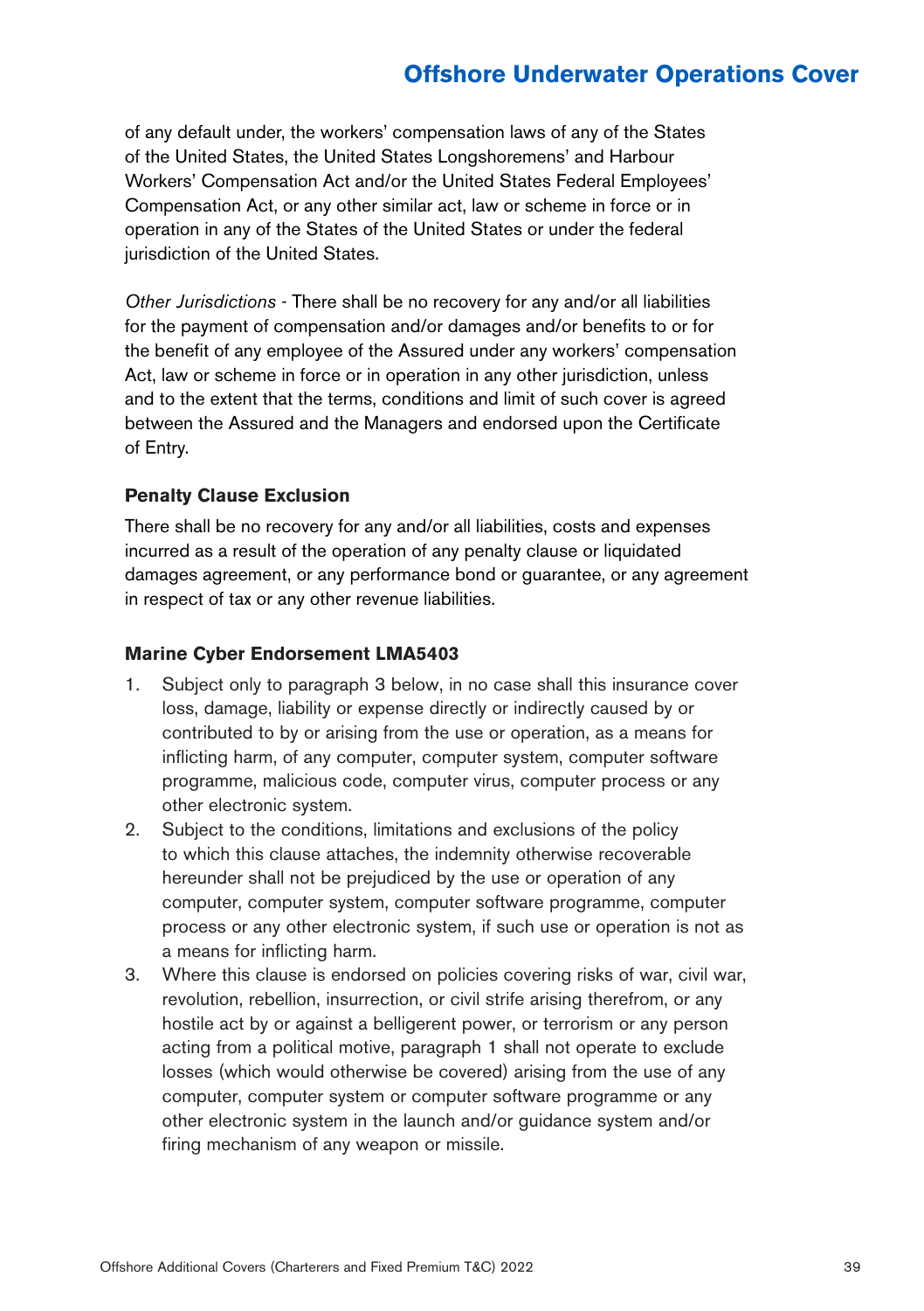of any default under, the workers' compensation laws of any of the States of the United States, the United States Longshoremens' and Harbour Workers' Compensation Act and/or the United States Federal Employees' Compensation Act, or any other similar act, law or scheme in force or in operation in any of the States of the United States or under the federal jurisdiction of the United States.

*Other Jurisdictions* - There shall be no recovery for any and/or all liabilities for the payment of compensation and/or damages and/or benefits to or for the benefit of any employee of the Assured under any workers' compensation Act, law or scheme in force or in operation in any other jurisdiction, unless and to the extent that the terms, conditions and limit of such cover is agreed between the Assured and the Managers and endorsed upon the Certificate of Entry.

### Penalty Clause Exclusion

There shall be no recovery for any and/or all liabilities, costs and expenses incurred as a result of the operation of any penalty clause or liquidated damages agreement, or any performance bond or guarantee, or any agreement in respect of tax or any other revenue liabilities.

### Marine Cyber Endorsement LMA5403

1. Subject only to paragraph 3 below, in no case shall this insurance cover loss, damage, liability or expense directly or indirectly caused by or contributed to by or arising from the use or operation, as a means for inflicting harm, of any computer, computer system, computer software programme, malicious code, computer virus, computer process or any other electronic system.
2. Subject to the conditions, limitations and exclusions of the policy to which this clause attaches, the indemnity otherwise recoverable hereunder shall not be prejudiced by the use or operation of any computer, computer system, computer software programme, computer process or any other electronic system, if such use or operation is not as a means for inflicting harm.
3. Where this clause is endorsed on policies covering risks of war, civil war, revolution, rebellion, insurrection, or civil strife arising therefrom, or any hostile act by or against a belligerent power, or terrorism or any person acting from a political motive, paragraph 1 shall not operate to exclude losses (which would otherwise be covered) arising from the use of any computer, computer system or computer software programme or any other electronic system in the launch and/or guidance system and/or firing mechanism of any weapon or missile.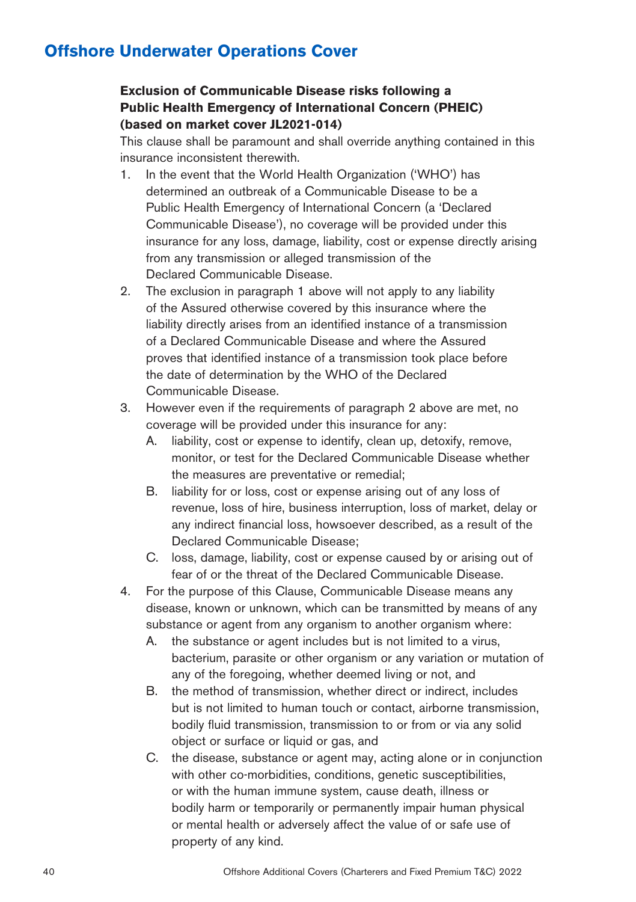## Offshore Underwater Operations Cover

**Exclusion of Communicable Disease risks following a Public Health Emergency of International Concern (PHEIC) (based on market cover JL2021-014)**

This clause shall be paramount and shall override anything contained in this insurance inconsistent therewith.

1. In the event that the World Health Organization ('WHO') has determined an outbreak of a Communicable Disease to be a Public Health Emergency of International Concern (a 'Declared Communicable Disease'), no coverage will be provided under this insurance for any loss, damage, liability, cost or expense directly arising from any transmission or alleged transmission of the Declared Communicable Disease.
2. The exclusion in paragraph 1 above will not apply to any liability of the Assured otherwise covered by this insurance where the liability directly arises from an identified instance of a transmission of a Declared Communicable Disease and where the Assured proves that identified instance of a transmission took place before the date of determination by the WHO of the Declared Communicable Disease.
3. However even if the requirements of paragraph 2 above are met, no coverage will be provided under this insurance for any:
   A. liability, cost or expense to identify, clean up, detoxify, remove, monitor, or test for the Declared Communicable Disease whether the measures are preventative or remedial;
   B. liability for or loss, cost or expense arising out of any loss of revenue, loss of hire, business interruption, loss of market, delay or any indirect financial loss, howsoever described, as a result of the Declared Communicable Disease;
   C. loss, damage, liability, cost or expense caused by or arising out of fear of or the threat of the Declared Communicable Disease.
4. For the purpose of this Clause, Communicable Disease means any disease, known or unknown, which can be transmitted by means of any substance or agent from any organism to another organism where:
   A. the substance or agent includes but is not limited to a virus, bacterium, parasite or other organism or any variation or mutation of any of the foregoing, whether deemed living or not, and
   B. the method of transmission, whether direct or indirect, includes but is not limited to human touch or contact, airborne transmission, bodily fluid transmission, transmission to or from or via any solid object or surface or liquid or gas, and
   C. the disease, substance or agent may, acting alone or in conjunction with other co-morbidities, conditions, genetic susceptibilities, or with the human immune system, cause death, illness or bodily harm or temporarily or permanently impair human physical or mental health or adversely affect the value of or safe use of property of any kind.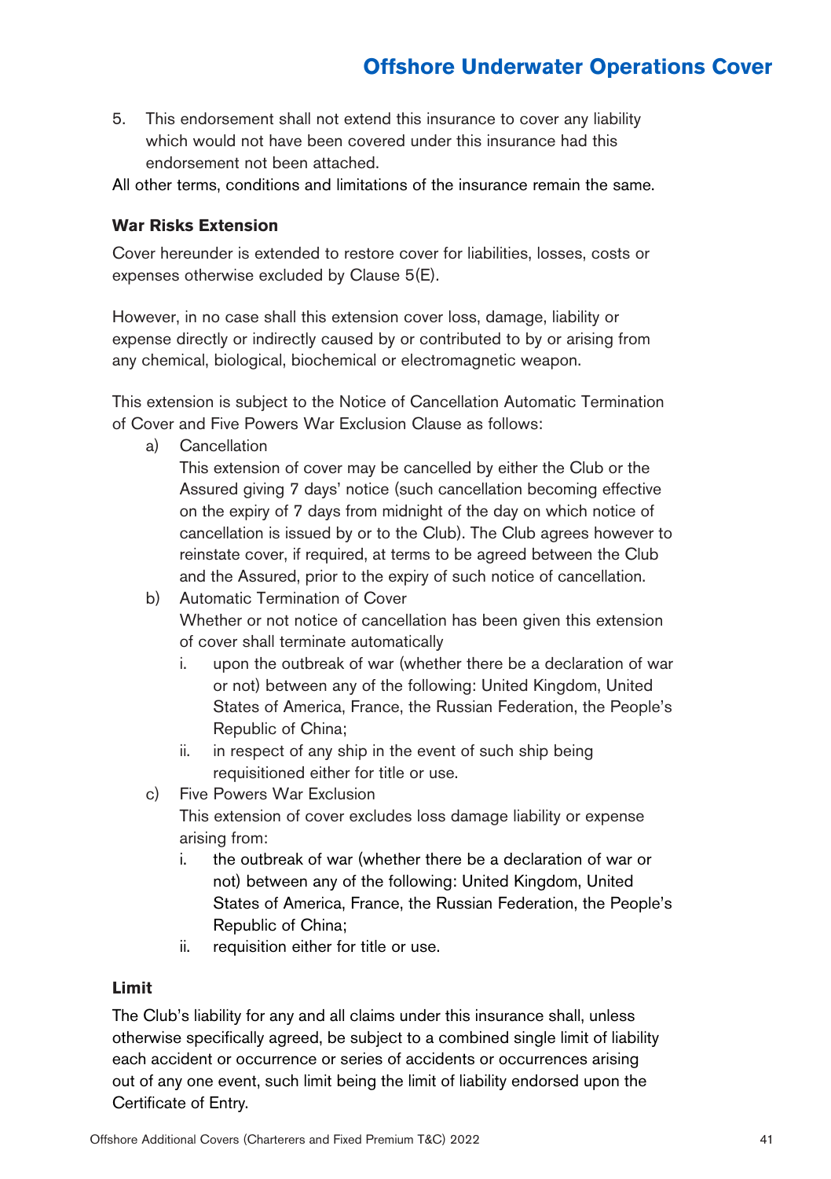5. This endorsement shall not extend this insurance to cover any liability which would not have been covered under this insurance had this endorsement not been attached.

All other terms, conditions and limitations of the insurance remain the same.

### War Risks Extension

Cover hereunder is extended to restore cover for liabilities, losses, costs or expenses otherwise excluded by Clause 5(E).

However, in no case shall this extension cover loss, damage, liability or expense directly or indirectly caused by or contributed to by or arising from any chemical, biological, biochemical or electromagnetic weapon.

This extension is subject to the Notice of Cancellation Automatic Termination of Cover and Five Powers War Exclusion Clause as follows:

a) Cancellation
   This extension of cover may be cancelled by either the Club or the Assured giving 7 days' notice (such cancellation becoming effective on the expiry of 7 days from midnight of the day on which notice of cancellation is issued by or to the Club). The Club agrees however to reinstate cover, if required, at terms to be agreed between the Club and the Assured, prior to the expiry of such notice of cancellation.

b) Automatic Termination of Cover
   Whether or not notice of cancellation has been given this extension of cover shall terminate automatically
   i. upon the outbreak of war (whether there be a declaration of war or not) between any of the following: United Kingdom, United States of America, France, the Russian Federation, the People's Republic of China;
   ii. in respect of any ship in the event of such ship being requisitioned either for title or use.

c) Five Powers War Exclusion
   This extension of cover excludes loss damage liability or expense arising from:
   i. the outbreak of war (whether there be a declaration of war or not) between any of the following: United Kingdom, United States of America, France, the Russian Federation, the People's Republic of China;
   ii. requisition either for title or use.

### Limit

The Club's liability for any and all claims under this insurance shall, unless otherwise specifically agreed, be subject to a combined single limit of liability each accident or occurrence or series of accidents or occurrences arising out of any one event, such limit being the limit of liability endorsed upon the Certificate of Entry.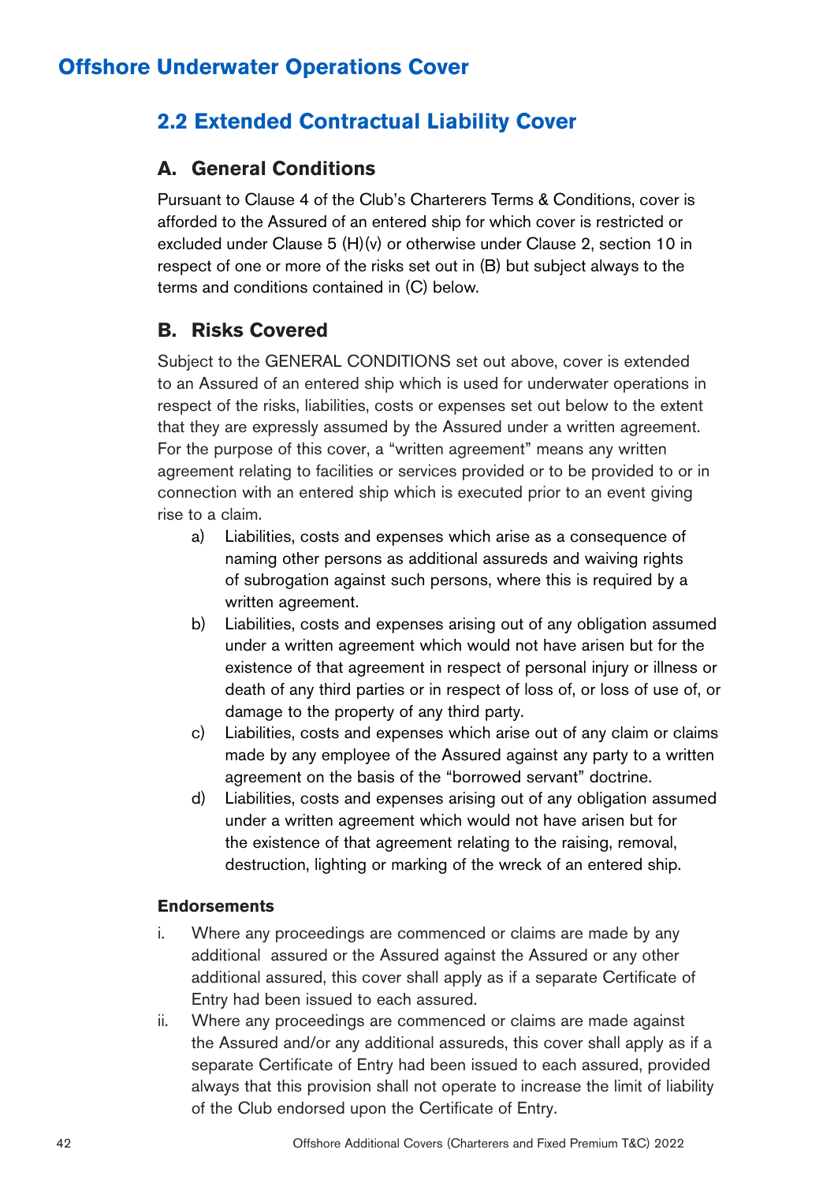# Offshore Underwater Operations Cover

## 2.2 Extended Contractual Liability Cover

### A. General Conditions

Pursuant to Clause 4 of the Club's Charterers Terms & Conditions, cover is afforded to the Assured of an entered ship for which cover is restricted or excluded under Clause 5 (H)(v) or otherwise under Clause 2, section 10 in respect of one or more of the risks set out in (B) but subject always to the terms and conditions contained in (C) below.

### B. Risks Covered

Subject to the GENERAL CONDITIONS set out above, cover is extended to an Assured of an entered ship which is used for underwater operations in respect of the risks, liabilities, costs or expenses set out below to the extent that they are expressly assumed by the Assured under a written agreement. For the purpose of this cover, a "written agreement" means any written agreement relating to facilities or services provided or to be provided to or in connection with an entered ship which is executed prior to an event giving rise to a claim.

a) Liabilities, costs and expenses which arise as a consequence of naming other persons as additional assureds and waiving rights of subrogation against such persons, where this is required by a written agreement.

b) Liabilities, costs and expenses arising out of any obligation assumed under a written agreement which would not have arisen but for the existence of that agreement in respect of personal injury or illness or death of any third parties or in respect of loss of, or loss of use of, or damage to the property of any third party.

c) Liabilities, costs and expenses which arise out of any claim or claims made by any employee of the Assured against any party to a written agreement on the basis of the "borrowed servant" doctrine.

d) Liabilities, costs and expenses arising out of any obligation assumed under a written agreement which would not have arisen but for the existence of that agreement relating to the raising, removal, destruction, lighting or marking of the wreck of an entered ship.

**Endorsements**

i. Where any proceedings are commenced or claims are made by any additional assured or the Assured against the Assured or any other additional assured, this cover shall apply as if a separate Certificate of Entry had been issued to each assured.

ii. Where any proceedings are commenced or claims are made against the Assured and/or any additional assureds, this cover shall apply as if a separate Certificate of Entry had been issued to each assured, provided always that this provision shall not operate to increase the limit of liability of the Club endorsed upon the Certificate of Entry.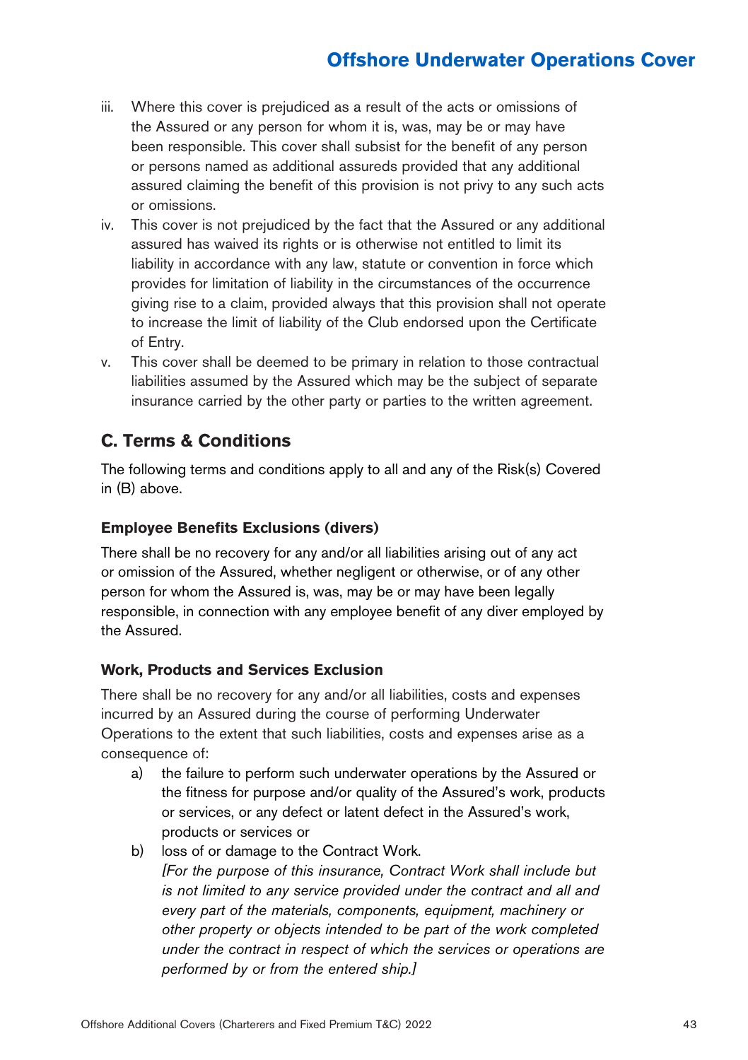iii. Where this cover is prejudiced as a result of the acts or omissions of the Assured or any person for whom it is, was, may be or may have been responsible. This cover shall subsist for the benefit of any person or persons named as additional assureds provided that any additional assured claiming the benefit of this provision is not privy to any such acts or omissions.
iv. This cover is not prejudiced by the fact that the Assured or any additional assured has waived its rights or is otherwise not entitled to limit its liability in accordance with any law, statute or convention in force which provides for limitation of liability in the circumstances of the occurrence giving rise to a claim, provided always that this provision shall not operate to increase the limit of liability of the Club endorsed upon the Certificate of Entry.
v. This cover shall be deemed to be primary in relation to those contractual liabilities assumed by the Assured which may be the subject of separate insurance carried by the other party or parties to the written agreement.

## C. Terms & Conditions

The following terms and conditions apply to all and any of the Risk(s) Covered in (B) above.

### Employee Benefits Exclusions (divers)

There shall be no recovery for any and/or all liabilities arising out of any act or omission of the Assured, whether negligent or otherwise, or of any other person for whom the Assured is, was, may be or may have been legally responsible, in connection with any employee benefit of any diver employed by the Assured.

### Work, Products and Services Exclusion

There shall be no recovery for any and/or all liabilities, costs and expenses incurred by an Assured during the course of performing Underwater Operations to the extent that such liabilities, costs and expenses arise as a consequence of:

a) the failure to perform such underwater operations by the Assured or the fitness for purpose and/or quality of the Assured's work, products or services, or any defect or latent defect in the Assured's work, products or services or
b) loss of or damage to the Contract Work.
*[For the purpose of this insurance, Contract Work shall include but is not limited to any service provided under the contract and all and every part of the materials, components, equipment, machinery or other property or objects intended to be part of the work completed under the contract in respect of which the services or operations are performed by or from the entered ship.]*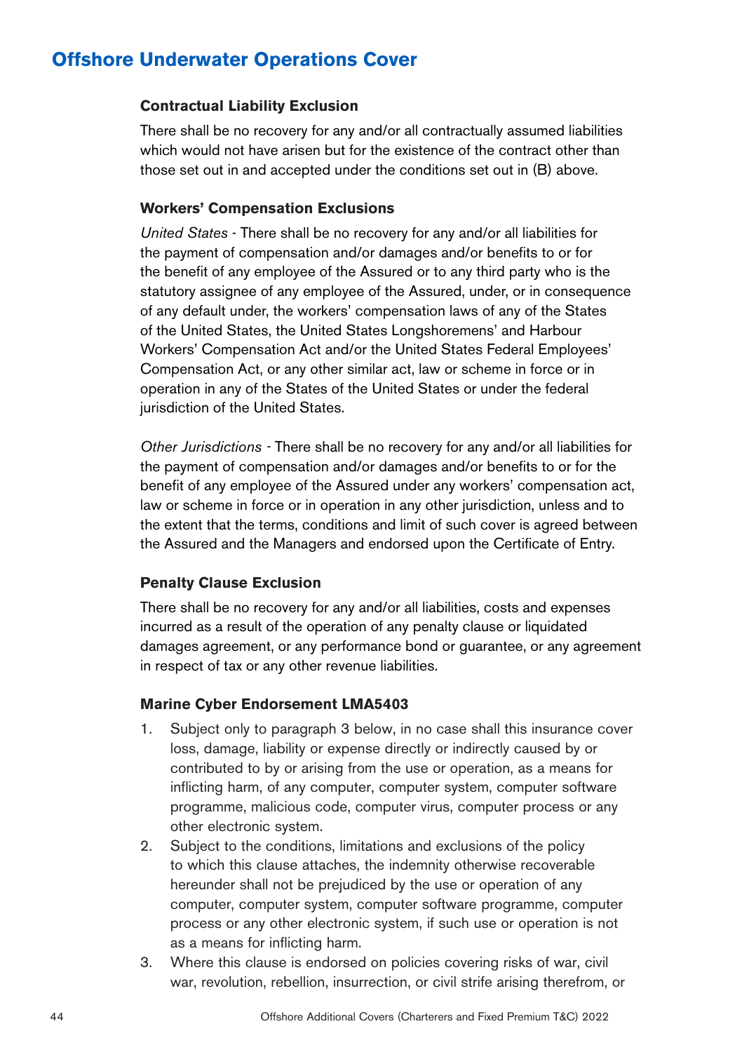## Offshore Underwater Operations Cover

### Contractual Liability Exclusion

There shall be no recovery for any and/or all contractually assumed liabilities which would not have arisen but for the existence of the contract other than those set out in and accepted under the conditions set out in (B) above.

### Workers' Compensation Exclusions

*United States* - There shall be no recovery for any and/or all liabilities for the payment of compensation and/or damages and/or benefits to or for the benefit of any employee of the Assured or to any third party who is the statutory assignee of any employee of the Assured, under, or in consequence of any default under, the workers' compensation laws of any of the States of the United States, the United States Longshoremens' and Harbour Workers' Compensation Act and/or the United States Federal Employees' Compensation Act, or any other similar act, law or scheme in force or in operation in any of the States of the United States or under the federal jurisdiction of the United States.

*Other Jurisdictions* - There shall be no recovery for any and/or all liabilities for the payment of compensation and/or damages and/or benefits to or for the benefit of any employee of the Assured under any workers' compensation act, law or scheme in force or in operation in any other jurisdiction, unless and to the extent that the terms, conditions and limit of such cover is agreed between the Assured and the Managers and endorsed upon the Certificate of Entry.

### Penalty Clause Exclusion

There shall be no recovery for any and/or all liabilities, costs and expenses incurred as a result of the operation of any penalty clause or liquidated damages agreement, or any performance bond or guarantee, or any agreement in respect of tax or any other revenue liabilities.

### Marine Cyber Endorsement LMA5403

1. Subject only to paragraph 3 below, in no case shall this insurance cover loss, damage, liability or expense directly or indirectly caused by or contributed to by or arising from the use or operation, as a means for inflicting harm, of any computer, computer system, computer software programme, malicious code, computer virus, computer process or any other electronic system.
2. Subject to the conditions, limitations and exclusions of the policy to which this clause attaches, the indemnity otherwise recoverable hereunder shall not be prejudiced by the use or operation of any computer, computer system, computer software programme, computer process or any other electronic system, if such use or operation is not as a means for inflicting harm.
3. Where this clause is endorsed on policies covering risks of war, civil war, revolution, rebellion, insurrection, or civil strife arising therefrom, or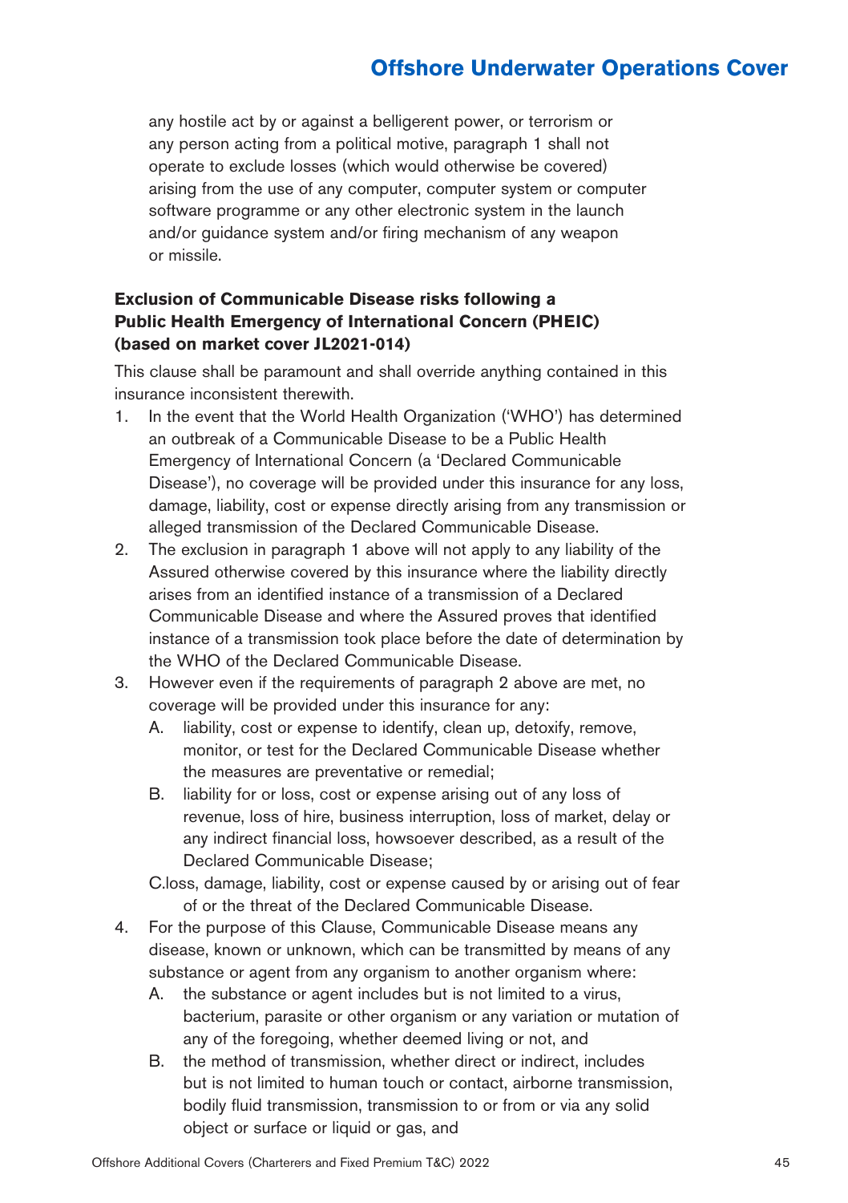any hostile act by or against a belligerent power, or terrorism or any person acting from a political motive, paragraph 1 shall not operate to exclude losses (which would otherwise be covered) arising from the use of any computer, computer system or computer software programme or any other electronic system in the launch and/or guidance system and/or firing mechanism of any weapon or missile.

### Exclusion of Communicable Disease risks following a Public Health Emergency of International Concern (PHEIC) (based on market cover JL2021-014)

This clause shall be paramount and shall override anything contained in this insurance inconsistent therewith.

1. In the event that the World Health Organization ('WHO') has determined an outbreak of a Communicable Disease to be a Public Health Emergency of International Concern (a 'Declared Communicable Disease'), no coverage will be provided under this insurance for any loss, damage, liability, cost or expense directly arising from any transmission or alleged transmission of the Declared Communicable Disease.
2. The exclusion in paragraph 1 above will not apply to any liability of the Assured otherwise covered by this insurance where the liability directly arises from an identified instance of a transmission of a Declared Communicable Disease and where the Assured proves that identified instance of a transmission took place before the date of determination by the WHO of the Declared Communicable Disease.
3. However even if the requirements of paragraph 2 above are met, no coverage will be provided under this insurance for any:
   - A. liability, cost or expense to identify, clean up, detoxify, remove, monitor, or test for the Declared Communicable Disease whether the measures are preventative or remedial;
   - B. liability for or loss, cost or expense arising out of any loss of revenue, loss of hire, business interruption, loss of market, delay or any indirect financial loss, howsoever described, as a result of the Declared Communicable Disease;
   - C. loss, damage, liability, cost or expense caused by or arising out of fear of or the threat of the Declared Communicable Disease.
4. For the purpose of this Clause, Communicable Disease means any disease, known or unknown, which can be transmitted by means of any substance or agent from any organism to another organism where:
   - A. the substance or agent includes but is not limited to a virus, bacterium, parasite or other organism or any variation or mutation of any of the foregoing, whether deemed living or not, and
   - B. the method of transmission, whether direct or indirect, includes but is not limited to human touch or contact, airborne transmission, bodily fluid transmission, transmission to or from or via any solid object or surface or liquid or gas, and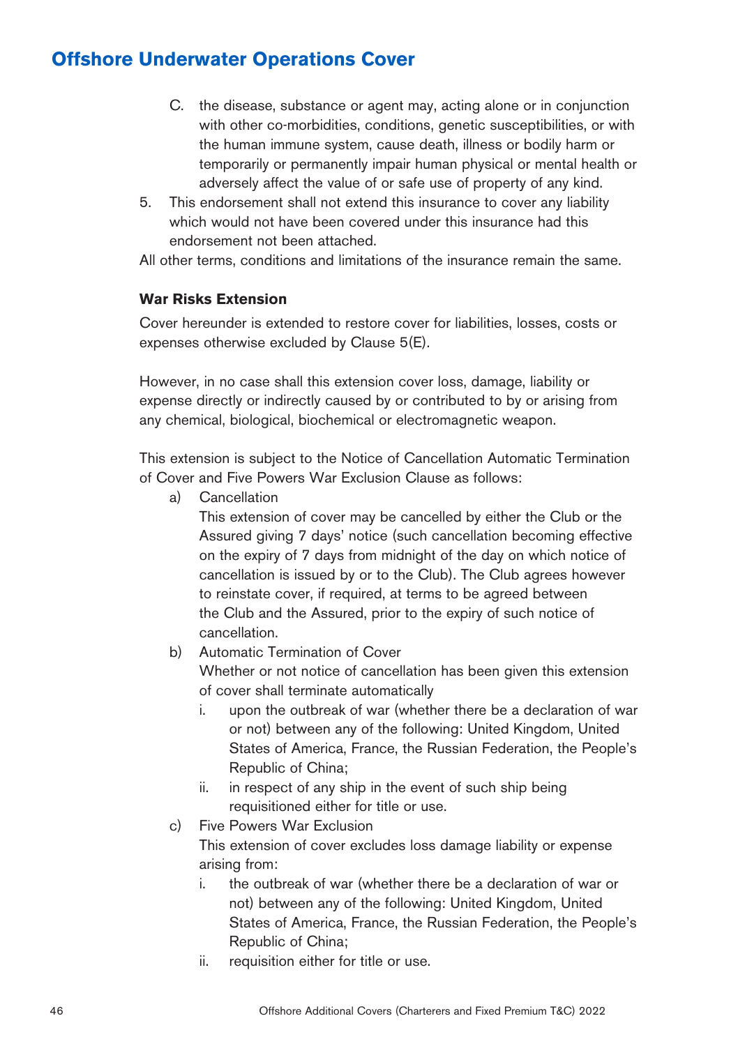C. the disease, substance or agent may, acting alone or in conjunction with other co-morbidities, conditions, genetic susceptibilities, or with the human immune system, cause death, illness or bodily harm or temporarily or permanently impair human physical or mental health or adversely affect the value of or safe use of property of any kind.

5. This endorsement shall not extend this insurance to cover any liability which would not have been covered under this insurance had this endorsement not been attached.

All other terms, conditions and limitations of the insurance remain the same.

**War Risks Extension**

Cover hereunder is extended to restore cover for liabilities, losses, costs or expenses otherwise excluded by Clause 5(E).

However, in no case shall this extension cover loss, damage, liability or expense directly or indirectly caused by or contributed to by or arising from any chemical, biological, biochemical or electromagnetic weapon.

This extension is subject to the Notice of Cancellation Automatic Termination of Cover and Five Powers War Exclusion Clause as follows:

a) Cancellation
   This extension of cover may be cancelled by either the Club or the Assured giving 7 days' notice (such cancellation becoming effective on the expiry of 7 days from midnight of the day on which notice of cancellation is issued by or to the Club). The Club agrees however to reinstate cover, if required, at terms to be agreed between the Club and the Assured, prior to the expiry of such notice of cancellation.

b) Automatic Termination of Cover
   Whether or not notice of cancellation has been given this extension of cover shall terminate automatically
   i. upon the outbreak of war (whether there be a declaration of war or not) between any of the following: United Kingdom, United States of America, France, the Russian Federation, the People's Republic of China;
   ii. in respect of any ship in the event of such ship being requisitioned either for title or use.

c) Five Powers War Exclusion
   This extension of cover excludes loss damage liability or expense arising from:
   i. the outbreak of war (whether there be a declaration of war or not) between any of the following: United Kingdom, United States of America, France, the Russian Federation, the People's Republic of China;
   ii. requisition either for title or use.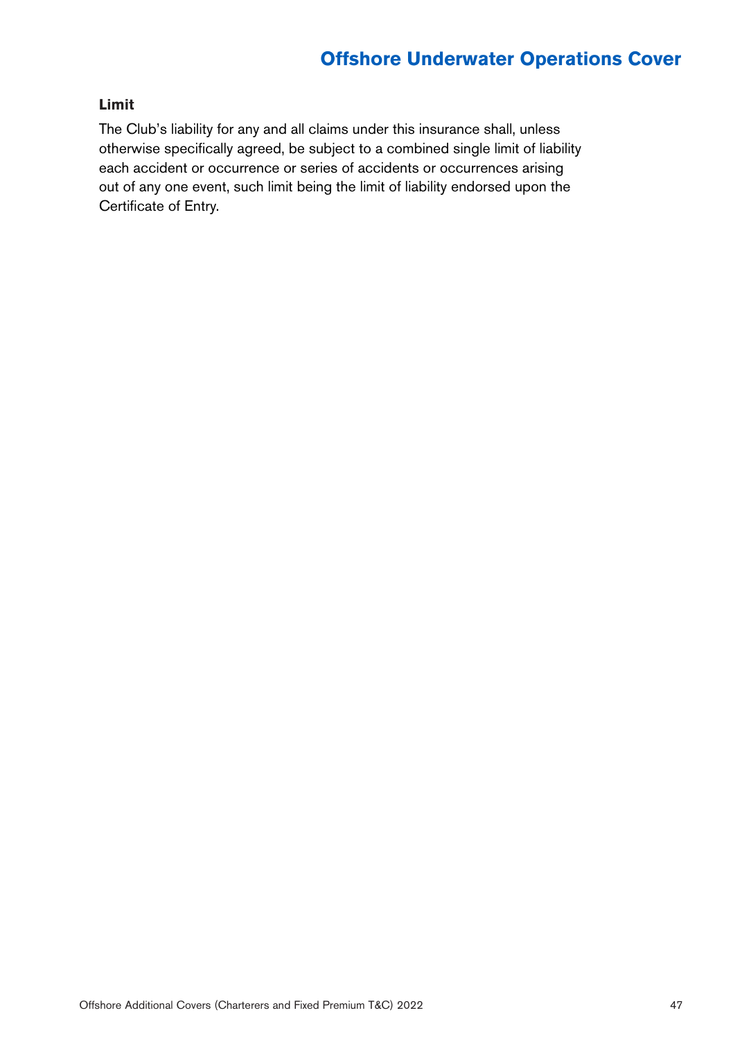### Limit

The Club's liability for any and all claims under this insurance shall, unless otherwise specifically agreed, be subject to a combined single limit of liability each accident or occurrence or series of accidents or occurrences arising out of any one event, such limit being the limit of liability endorsed upon the Certificate of Entry.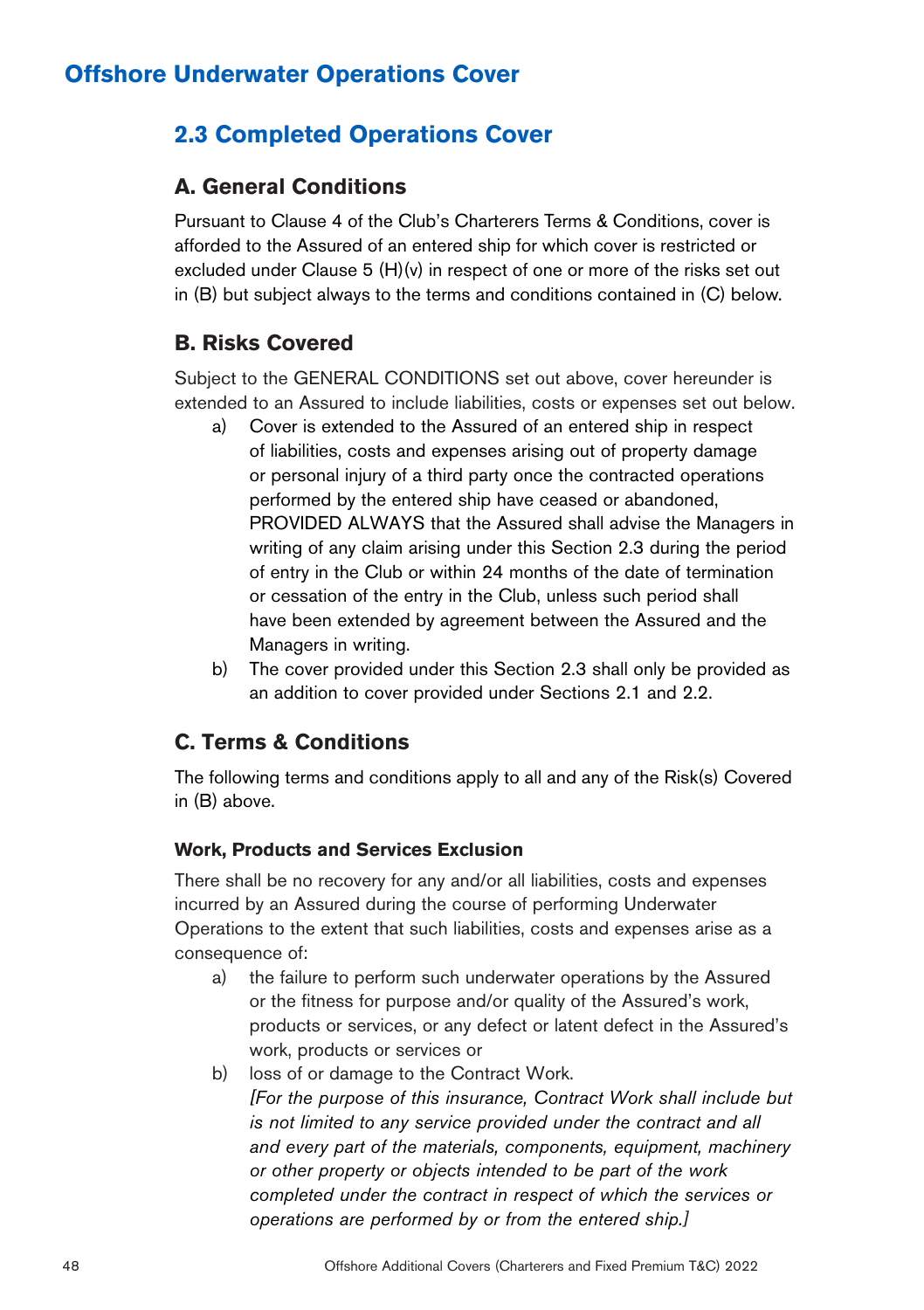# Offshore Underwater Operations Cover

## 2.3 Completed Operations Cover

### A. General Conditions

Pursuant to Clause 4 of the Club's Charterers Terms & Conditions, cover is afforded to the Assured of an entered ship for which cover is restricted or excluded under Clause 5 (H)(v) in respect of one or more of the risks set out in (B) but subject always to the terms and conditions contained in (C) below.

### B. Risks Covered

Subject to the GENERAL CONDITIONS set out above, cover hereunder is extended to an Assured to include liabilities, costs or expenses set out below.

a) Cover is extended to the Assured of an entered ship in respect of liabilities, costs and expenses arising out of property damage or personal injury of a third party once the contracted operations performed by the entered ship have ceased or abandoned, PROVIDED ALWAYS that the Assured shall advise the Managers in writing of any claim arising under this Section 2.3 during the period of entry in the Club or within 24 months of the date of termination or cessation of the entry in the Club, unless such period shall have been extended by agreement between the Assured and the Managers in writing.

b) The cover provided under this Section 2.3 shall only be provided as an addition to cover provided under Sections 2.1 and 2.2.

### C. Terms & Conditions

The following terms and conditions apply to all and any of the Risk(s) Covered in (B) above.

**Work, Products and Services Exclusion**

There shall be no recovery for any and/or all liabilities, costs and expenses incurred by an Assured during the course of performing Underwater Operations to the extent that such liabilities, costs and expenses arise as a consequence of:

a) the failure to perform such underwater operations by the Assured or the fitness for purpose and/or quality of the Assured's work, products or services, or any defect or latent defect in the Assured's work, products or services or

b) loss of or damage to the Contract Work.
*[For the purpose of this insurance, Contract Work shall include but is not limited to any service provided under the contract and all and every part of the materials, components, equipment, machinery or other property or objects intended to be part of the work completed under the contract in respect of which the services or operations are performed by or from the entered ship.]*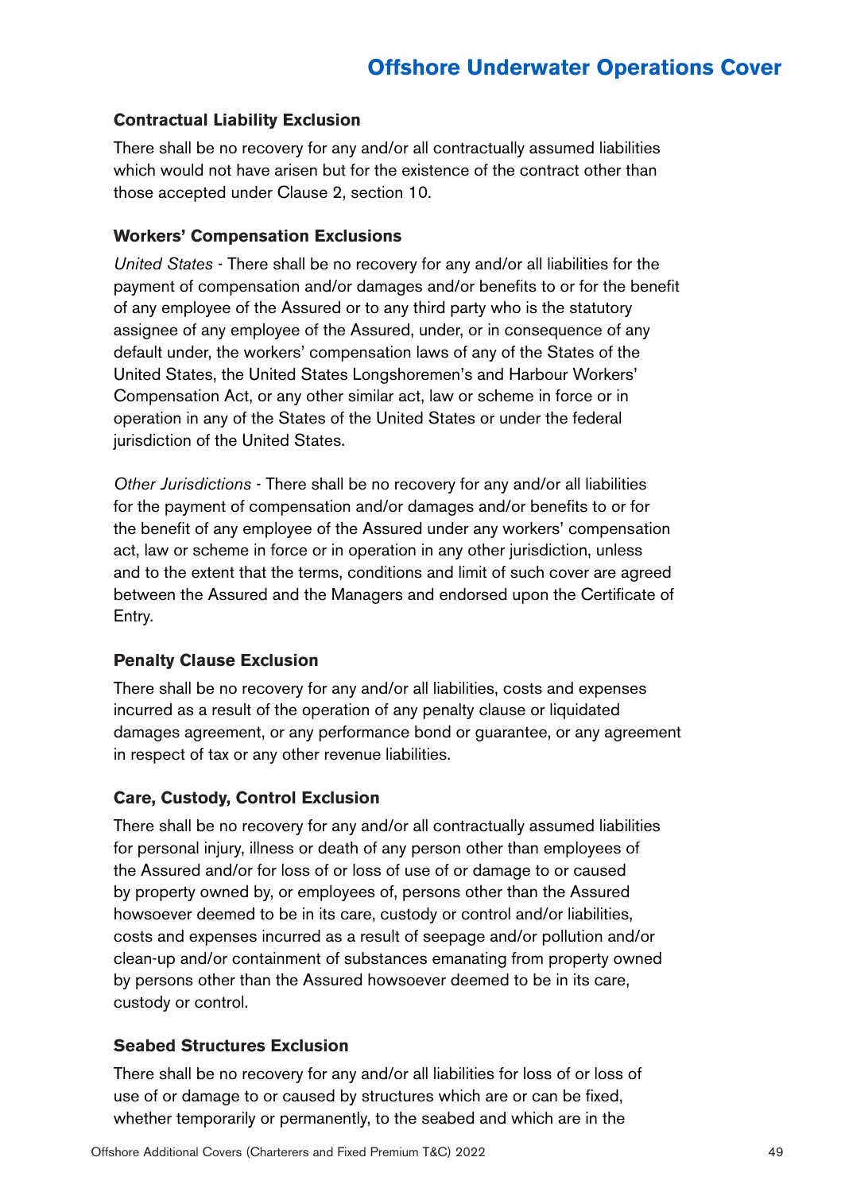#### Contractual Liability Exclusion

There shall be no recovery for any and/or all contractually assumed liabilities which would not have arisen but for the existence of the contract other than those accepted under Clause 2, section 10.

#### Workers' Compensation Exclusions

*United States* - There shall be no recovery for any and/or all liabilities for the payment of compensation and/or damages and/or benefits to or for the benefit of any employee of the Assured or to any third party who is the statutory assignee of any employee of the Assured, under, or in consequence of any default under, the workers' compensation laws of any of the States of the United States, the United States Longshoremen's and Harbour Workers' Compensation Act, or any other similar act, law or scheme in force or in operation in any of the States of the United States or under the federal jurisdiction of the United States.

*Other Jurisdictions* - There shall be no recovery for any and/or all liabilities for the payment of compensation and/or damages and/or benefits to or for the benefit of any employee of the Assured under any workers' compensation act, law or scheme in force or in operation in any other jurisdiction, unless and to the extent that the terms, conditions and limit of such cover are agreed between the Assured and the Managers and endorsed upon the Certificate of Entry.

#### Penalty Clause Exclusion

There shall be no recovery for any and/or all liabilities, costs and expenses incurred as a result of the operation of any penalty clause or liquidated damages agreement, or any performance bond or guarantee, or any agreement in respect of tax or any other revenue liabilities.

#### Care, Custody, Control Exclusion

There shall be no recovery for any and/or all contractually assumed liabilities for personal injury, illness or death of any person other than employees of the Assured and/or for loss of or loss of use of or damage to or caused by property owned by, or employees of, persons other than the Assured howsoever deemed to be in its care, custody or control and/or liabilities, costs and expenses incurred as a result of seepage and/or pollution and/or clean-up and/or containment of substances emanating from property owned by persons other than the Assured howsoever deemed to be in its care, custody or control.

#### Seabed Structures Exclusion

There shall be no recovery for any and/or all liabilities for loss of or loss of use of or damage to or caused by structures which are or can be fixed, whether temporarily or permanently, to the seabed and which are in the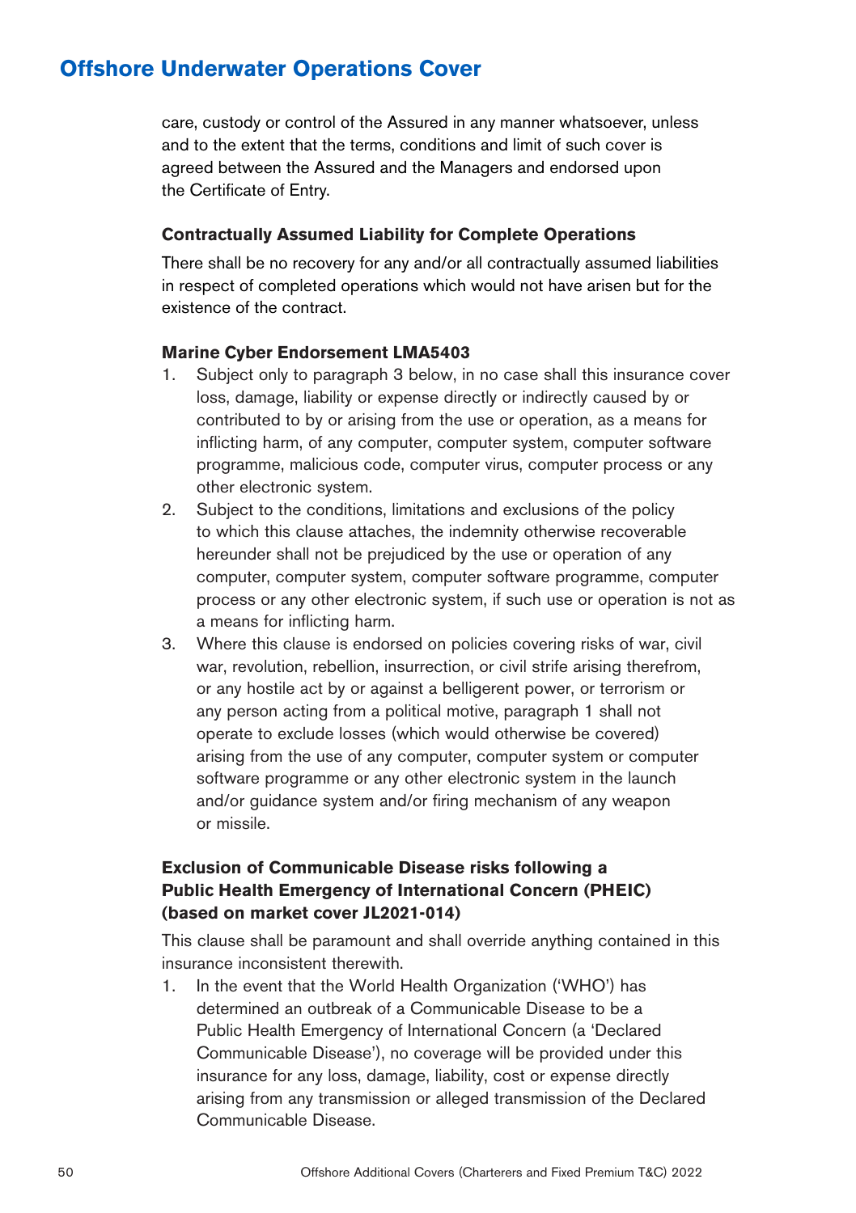care, custody or control of the Assured in any manner whatsoever, unless and to the extent that the terms, conditions and limit of such cover is agreed between the Assured and the Managers and endorsed upon the Certificate of Entry.

### Contractually Assumed Liability for Complete Operations

There shall be no recovery for any and/or all contractually assumed liabilities in respect of completed operations which would not have arisen but for the existence of the contract.

### Marine Cyber Endorsement LMA5403

1. Subject only to paragraph 3 below, in no case shall this insurance cover loss, damage, liability or expense directly or indirectly caused by or contributed to by or arising from the use or operation, as a means for inflicting harm, of any computer, computer system, computer software programme, malicious code, computer virus, computer process or any other electronic system.
2. Subject to the conditions, limitations and exclusions of the policy to which this clause attaches, the indemnity otherwise recoverable hereunder shall not be prejudiced by the use or operation of any computer, computer system, computer software programme, computer process or any other electronic system, if such use or operation is not as a means for inflicting harm.
3. Where this clause is endorsed on policies covering risks of war, civil war, revolution, rebellion, insurrection, or civil strife arising therefrom, or any hostile act by or against a belligerent power, or terrorism or any person acting from a political motive, paragraph 1 shall not operate to exclude losses (which would otherwise be covered) arising from the use of any computer, computer system or computer software programme or any other electronic system in the launch and/or guidance system and/or firing mechanism of any weapon or missile.

### Exclusion of Communicable Disease risks following a Public Health Emergency of International Concern (PHEIC) (based on market cover JL2021-014)

This clause shall be paramount and shall override anything contained in this insurance inconsistent therewith.

1. In the event that the World Health Organization ('WHO') has determined an outbreak of a Communicable Disease to be a Public Health Emergency of International Concern (a 'Declared Communicable Disease'), no coverage will be provided under this insurance for any loss, damage, liability, cost or expense directly arising from any transmission or alleged transmission of the Declared Communicable Disease.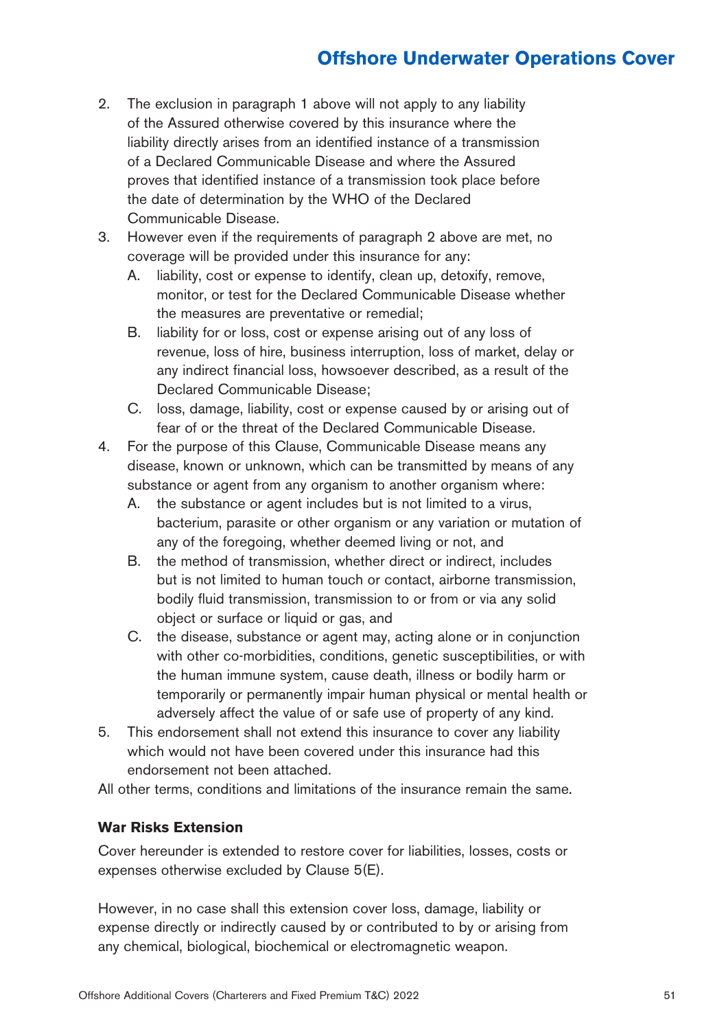2. The exclusion in paragraph 1 above will not apply to any liability of the Assured otherwise covered by this insurance where the liability directly arises from an identified instance of a transmission of a Declared Communicable Disease and where the Assured proves that identified instance of a transmission took place before the date of determination by the WHO of the Declared Communicable Disease.
3. However even if the requirements of paragraph 2 above are met, no coverage will be provided under this insurance for any:
   A. liability, cost or expense to identify, clean up, detoxify, remove, monitor, or test for the Declared Communicable Disease whether the measures are preventative or remedial;
   B. liability for or loss, cost or expense arising out of any loss of revenue, loss of hire, business interruption, loss of market, delay or any indirect financial loss, howsoever described, as a result of the Declared Communicable Disease;
   C. loss, damage, liability, cost or expense caused by or arising out of fear of or the threat of the Declared Communicable Disease.
4. For the purpose of this Clause, Communicable Disease means any disease, known or unknown, which can be transmitted by means of any substance or agent from any organism to another organism where:
   A. the substance or agent includes but is not limited to a virus, bacterium, parasite or other organism or any variation or mutation of any of the foregoing, whether deemed living or not, and
   B. the method of transmission, whether direct or indirect, includes but is not limited to human touch or contact, airborne transmission, bodily fluid transmission, transmission to or from or via any solid object or surface or liquid or gas, and
   C. the disease, substance or agent may, acting alone or in conjunction with other co-morbidities, conditions, genetic susceptibilities, or with the human immune system, cause death, illness or bodily harm or temporarily or permanently impair human physical or mental health or adversely affect the value of or safe use of property of any kind.
5. This endorsement shall not extend this insurance to cover any liability which would not have been covered under this insurance had this endorsement not been attached.

All other terms, conditions and limitations of the insurance remain the same.

### War Risks Extension

Cover hereunder is extended to restore cover for liabilities, losses, costs or expenses otherwise excluded by Clause 5(E).

However, in no case shall this extension cover loss, damage, liability or expense directly or indirectly caused by or contributed to by or arising from any chemical, biological, biochemical or electromagnetic weapon.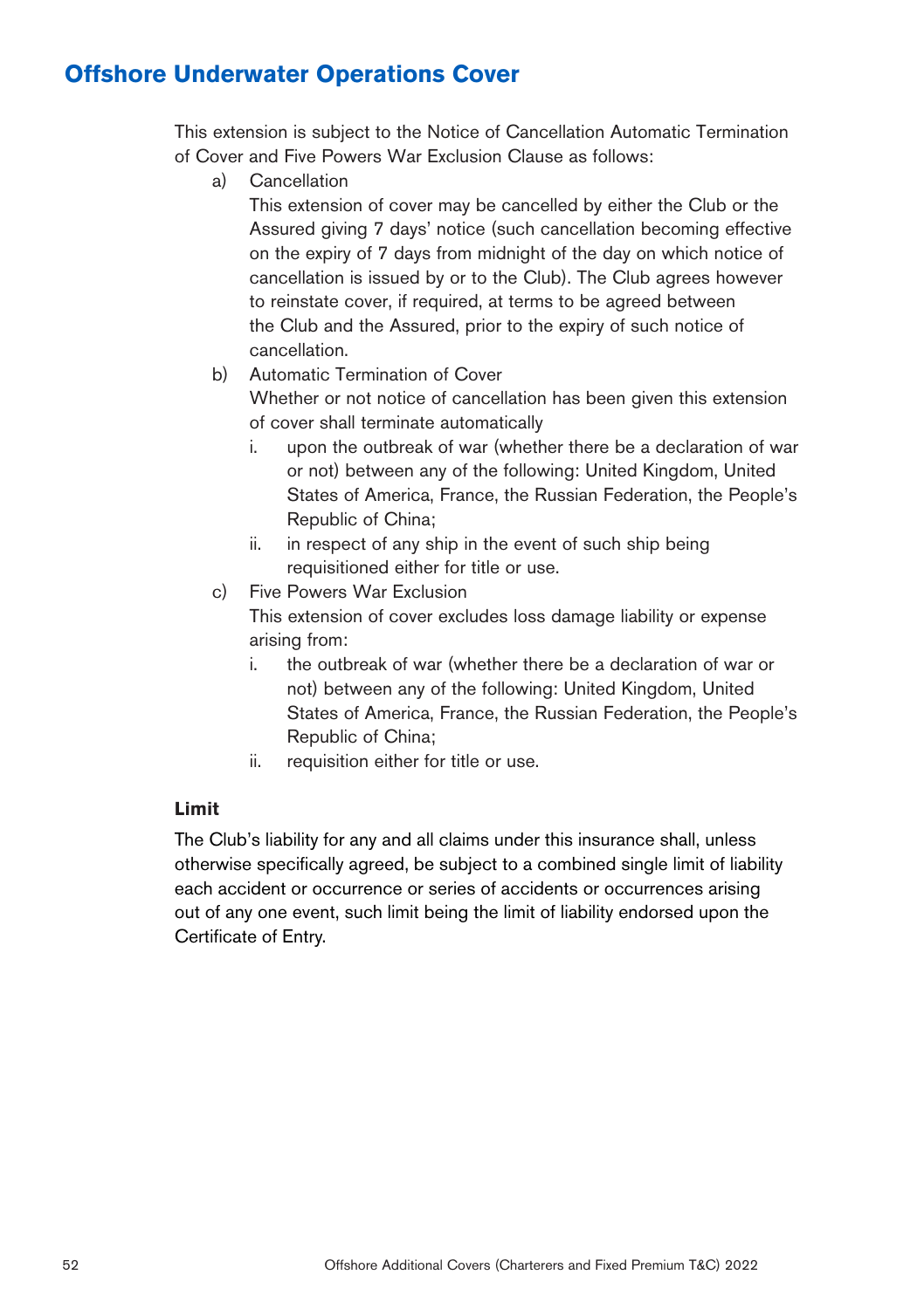## Offshore Underwater Operations Cover

This extension is subject to the Notice of Cancellation Automatic Termination of Cover and Five Powers War Exclusion Clause as follows:

a) Cancellation

   This extension of cover may be cancelled by either the Club or the Assured giving 7 days' notice (such cancellation becoming effective on the expiry of 7 days from midnight of the day on which notice of cancellation is issued by or to the Club). The Club agrees however to reinstate cover, if required, at terms to be agreed between the Club and the Assured, prior to the expiry of such notice of cancellation.

b) Automatic Termination of Cover

   Whether or not notice of cancellation has been given this extension of cover shall terminate automatically

   i. upon the outbreak of war (whether there be a declaration of war or not) between any of the following: United Kingdom, United States of America, France, the Russian Federation, the People's Republic of China;
   ii. in respect of any ship in the event of such ship being requisitioned either for title or use.

c) Five Powers War Exclusion

   This extension of cover excludes loss damage liability or expense arising from:

   i. the outbreak of war (whether there be a declaration of war or not) between any of the following: United Kingdom, United States of America, France, the Russian Federation, the People's Republic of China;
   ii. requisition either for title or use.

### Limit

The Club's liability for any and all claims under this insurance shall, unless otherwise specifically agreed, be subject to a combined single limit of liability each accident or occurrence or series of accidents or occurrences arising out of any one event, such limit being the limit of liability endorsed upon the Certificate of Entry.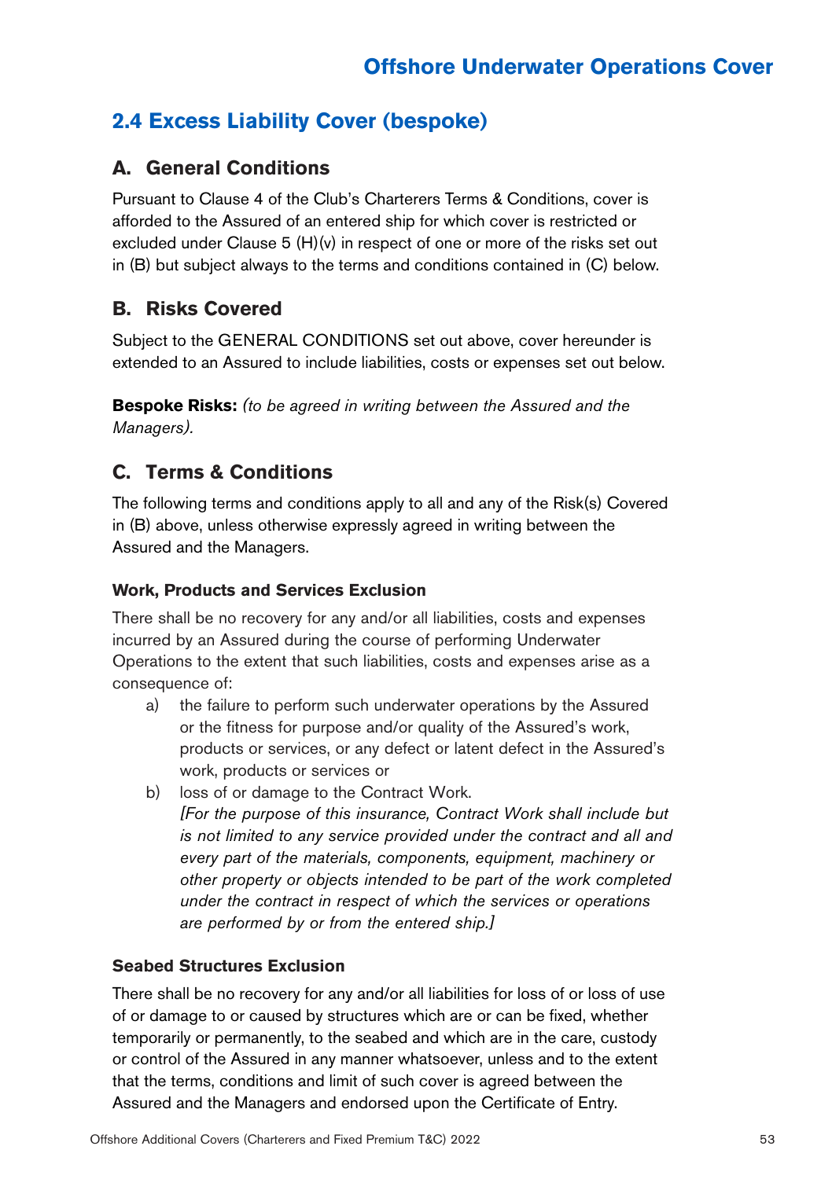## 2.4 Excess Liability Cover (bespoke)

### A. General Conditions

Pursuant to Clause 4 of the Club's Charterers Terms & Conditions, cover is afforded to the Assured of an entered ship for which cover is restricted or excluded under Clause 5 (H)(v) in respect of one or more of the risks set out in (B) but subject always to the terms and conditions contained in (C) below.

### B. Risks Covered

Subject to the GENERAL CONDITIONS set out above, cover hereunder is extended to an Assured to include liabilities, costs or expenses set out below.

**Bespoke Risks:** *(to be agreed in writing between the Assured and the Managers).*

### C. Terms & Conditions

The following terms and conditions apply to all and any of the Risk(s) Covered in (B) above, unless otherwise expressly agreed in writing between the Assured and the Managers.

#### Work, Products and Services Exclusion

There shall be no recovery for any and/or all liabilities, costs and expenses incurred by an Assured during the course of performing Underwater Operations to the extent that such liabilities, costs and expenses arise as a consequence of:

a) the failure to perform such underwater operations by the Assured or the fitness for purpose and/or quality of the Assured's work, products or services, or any defect or latent defect in the Assured's work, products or services or

b) loss of or damage to the Contract Work.
*[For the purpose of this insurance, Contract Work shall include but is not limited to any service provided under the contract and all and every part of the materials, components, equipment, machinery or other property or objects intended to be part of the work completed under the contract in respect of which the services or operations are performed by or from the entered ship.]*

#### Seabed Structures Exclusion

There shall be no recovery for any and/or all liabilities for loss of or loss of use of or damage to or caused by structures which are or can be fixed, whether temporarily or permanently, to the seabed and which are in the care, custody or control of the Assured in any manner whatsoever, unless and to the extent that the terms, conditions and limit of such cover is agreed between the Assured and the Managers and endorsed upon the Certificate of Entry.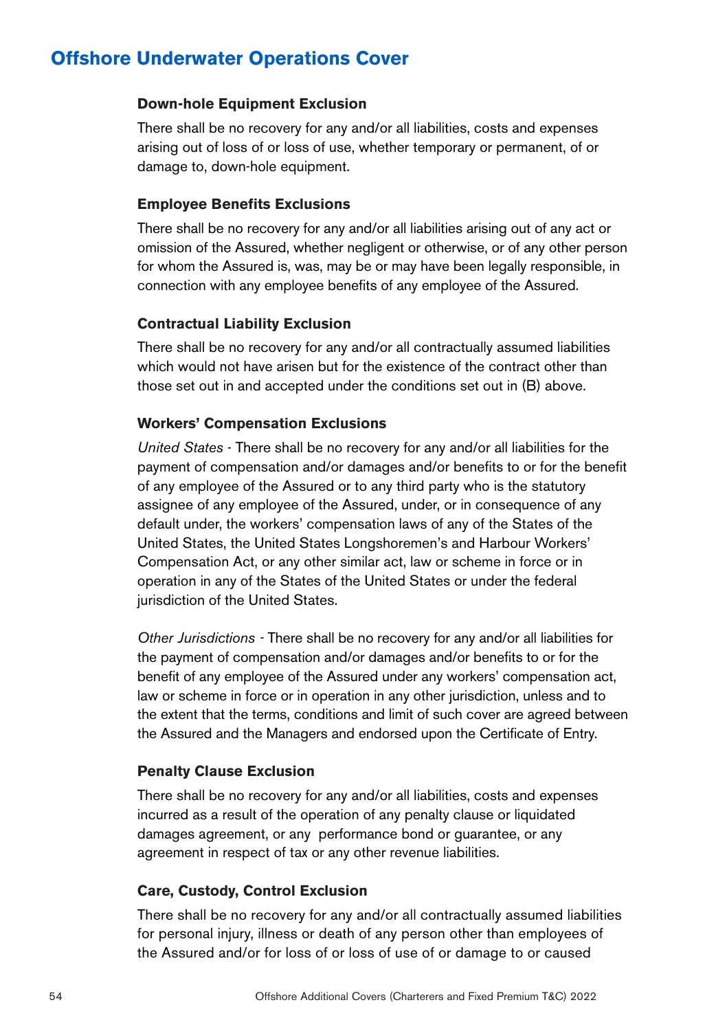# Offshore Underwater Operations Cover

### Down-hole Equipment Exclusion

There shall be no recovery for any and/or all liabilities, costs and expenses arising out of loss of or loss of use, whether temporary or permanent, of or damage to, down-hole equipment.

### Employee Benefits Exclusions

There shall be no recovery for any and/or all liabilities arising out of any act or omission of the Assured, whether negligent or otherwise, or of any other person for whom the Assured is, was, may be or may have been legally responsible, in connection with any employee benefits of any employee of the Assured.

### Contractual Liability Exclusion

There shall be no recovery for any and/or all contractually assumed liabilities which would not have arisen but for the existence of the contract other than those set out in and accepted under the conditions set out in (B) above.

### Workers' Compensation Exclusions

*United States* - There shall be no recovery for any and/or all liabilities for the payment of compensation and/or damages and/or benefits to or for the benefit of any employee of the Assured or to any third party who is the statutory assignee of any employee of the Assured, under, or in consequence of any default under, the workers' compensation laws of any of the States of the United States, the United States Longshoremen's and Harbour Workers' Compensation Act, or any other similar act, law or scheme in force or in operation in any of the States of the United States or under the federal jurisdiction of the United States.

*Other Jurisdictions* - There shall be no recovery for any and/or all liabilities for the payment of compensation and/or damages and/or benefits to or for the benefit of any employee of the Assured under any workers' compensation act, law or scheme in force or in operation in any other jurisdiction, unless and to the extent that the terms, conditions and limit of such cover are agreed between the Assured and the Managers and endorsed upon the Certificate of Entry.

### Penalty Clause Exclusion

There shall be no recovery for any and/or all liabilities, costs and expenses incurred as a result of the operation of any penalty clause or liquidated damages agreement, or any performance bond or guarantee, or any agreement in respect of tax or any other revenue liabilities.

### Care, Custody, Control Exclusion

There shall be no recovery for any and/or all contractually assumed liabilities for personal injury, illness or death of any person other than employees of the Assured and/or for loss of or loss of use of or damage to or caused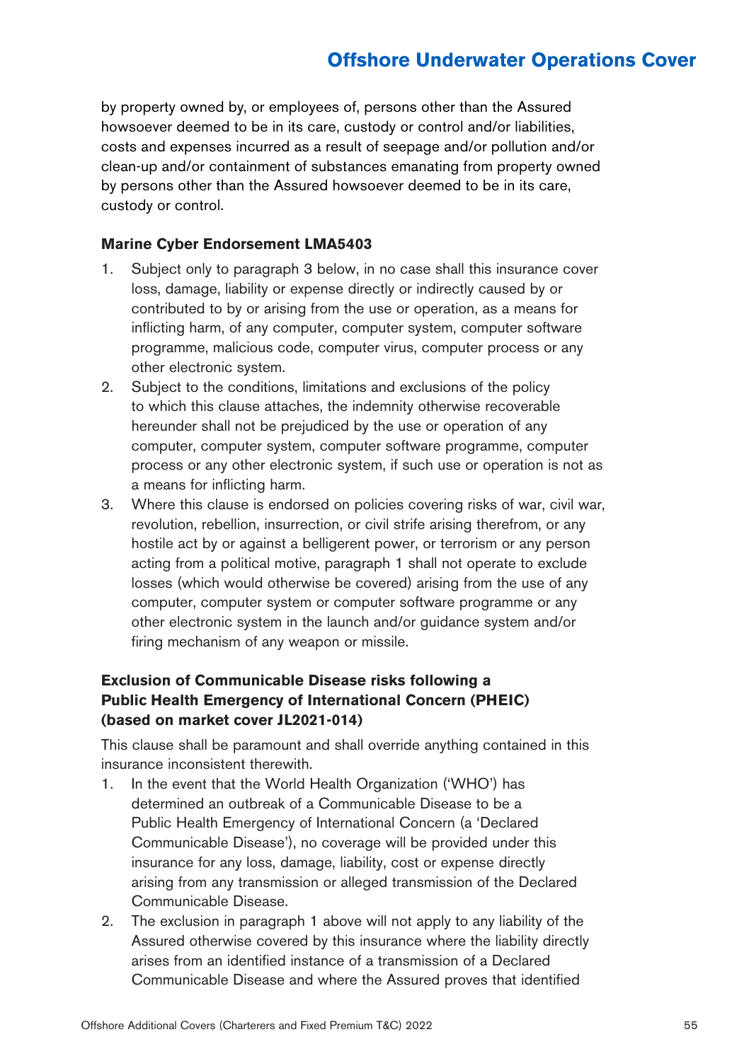by property owned by, or employees of, persons other than the Assured howsoever deemed to be in its care, custody or control and/or liabilities, costs and expenses incurred as a result of seepage and/or pollution and/or clean-up and/or containment of substances emanating from property owned by persons other than the Assured howsoever deemed to be in its care, custody or control.

**Marine Cyber Endorsement LMA5403**

1. Subject only to paragraph 3 below, in no case shall this insurance cover loss, damage, liability or expense directly or indirectly caused by or contributed to by or arising from the use or operation, as a means for inflicting harm, of any computer, computer system, computer software programme, malicious code, computer virus, computer process or any other electronic system.
2. Subject to the conditions, limitations and exclusions of the policy to which this clause attaches, the indemnity otherwise recoverable hereunder shall not be prejudiced by the use or operation of any computer, computer system, computer software programme, computer process or any other electronic system, if such use or operation is not as a means for inflicting harm.
3. Where this clause is endorsed on policies covering risks of war, civil war, revolution, rebellion, insurrection, or civil strife arising therefrom, or any hostile act by or against a belligerent power, or terrorism or any person acting from a political motive, paragraph 1 shall not operate to exclude losses (which would otherwise be covered) arising from the use of any computer, computer system or computer software programme or any other electronic system in the launch and/or guidance system and/or firing mechanism of any weapon or missile.

**Exclusion of Communicable Disease risks following a Public Health Emergency of International Concern (PHEIC) (based on market cover JL2021-014)**

This clause shall be paramount and shall override anything contained in this insurance inconsistent therewith.

1. In the event that the World Health Organization ('WHO') has determined an outbreak of a Communicable Disease to be a Public Health Emergency of International Concern (a 'Declared Communicable Disease'), no coverage will be provided under this insurance for any loss, damage, liability, cost or expense directly arising from any transmission or alleged transmission of the Declared Communicable Disease.
2. The exclusion in paragraph 1 above will not apply to any liability of the Assured otherwise covered by this insurance where the liability directly arises from an identified instance of a transmission of a Declared Communicable Disease and where the Assured proves that identified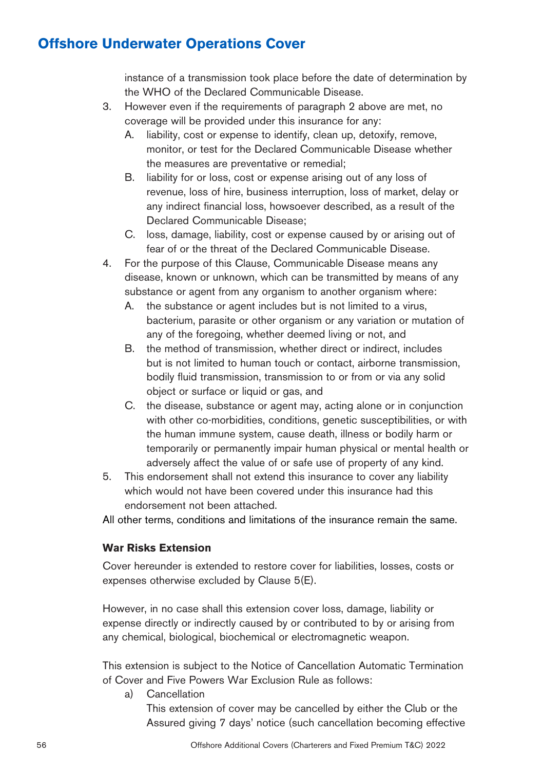instance of a transmission took place before the date of determination by the WHO of the Declared Communicable Disease.

3. However even if the requirements of paragraph 2 above are met, no coverage will be provided under this insurance for any:
   A. liability, cost or expense to identify, clean up, detoxify, remove, monitor, or test for the Declared Communicable Disease whether the measures are preventative or remedial;
   B. liability for or loss, cost or expense arising out of any loss of revenue, loss of hire, business interruption, loss of market, delay or any indirect financial loss, howsoever described, as a result of the Declared Communicable Disease;
   C. loss, damage, liability, cost or expense caused by or arising out of fear of or the threat of the Declared Communicable Disease.
4. For the purpose of this Clause, Communicable Disease means any disease, known or unknown, which can be transmitted by means of any substance or agent from any organism to another organism where:
   A. the substance or agent includes but is not limited to a virus, bacterium, parasite or other organism or any variation or mutation of any of the foregoing, whether deemed living or not, and
   B. the method of transmission, whether direct or indirect, includes but is not limited to human touch or contact, airborne transmission, bodily fluid transmission, transmission to or from or via any solid object or surface or liquid or gas, and
   C. the disease, substance or agent may, acting alone or in conjunction with other co-morbidities, conditions, genetic susceptibilities, or with the human immune system, cause death, illness or bodily harm or temporarily or permanently impair human physical or mental health or adversely affect the value of or safe use of property of any kind.
5. This endorsement shall not extend this insurance to cover any liability which would not have been covered under this insurance had this endorsement not been attached.

All other terms, conditions and limitations of the insurance remain the same.

**War Risks Extension**

Cover hereunder is extended to restore cover for liabilities, losses, costs or expenses otherwise excluded by Clause 5(E).

However, in no case shall this extension cover loss, damage, liability or expense directly or indirectly caused by or contributed to by or arising from any chemical, biological, biochemical or electromagnetic weapon.

This extension is subject to the Notice of Cancellation Automatic Termination of Cover and Five Powers War Exclusion Rule as follows:

a) Cancellation
   This extension of cover may be cancelled by either the Club or the Assured giving 7 days' notice (such cancellation becoming effective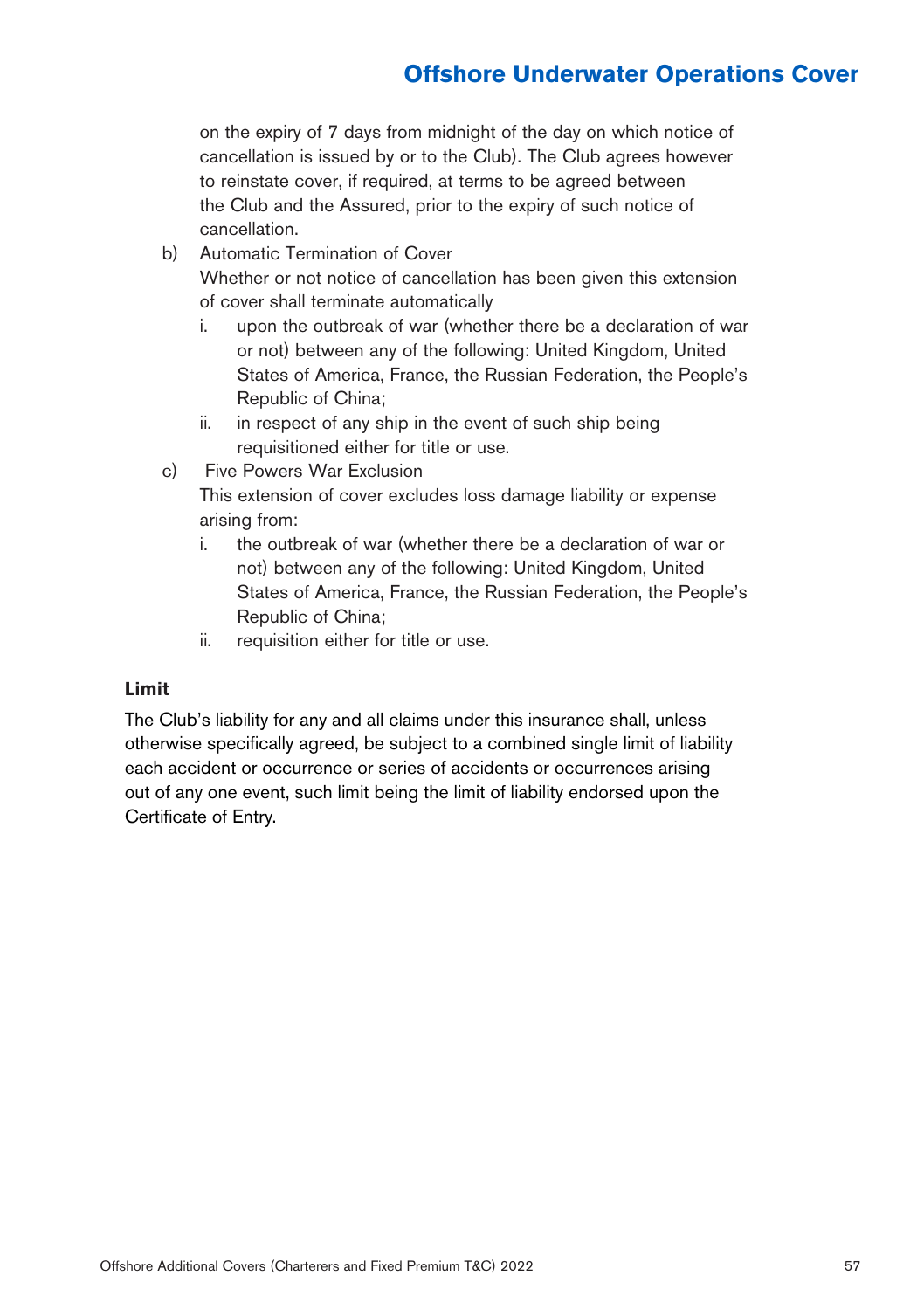on the expiry of 7 days from midnight of the day on which notice of cancellation is issued by or to the Club). The Club agrees however to reinstate cover, if required, at terms to be agreed between the Club and the Assured, prior to the expiry of such notice of cancellation.

b) Automatic Termination of Cover

Whether or not notice of cancellation has been given this extension of cover shall terminate automatically

i. upon the outbreak of war (whether there be a declaration of war or not) between any of the following: United Kingdom, United States of America, France, the Russian Federation, the People's Republic of China;

ii. in respect of any ship in the event of such ship being requisitioned either for title or use.

c) Five Powers War Exclusion

This extension of cover excludes loss damage liability or expense arising from:

i. the outbreak of war (whether there be a declaration of war or not) between any of the following: United Kingdom, United States of America, France, the Russian Federation, the People's Republic of China;

ii. requisition either for title or use.

**Limit**

The Club's liability for any and all claims under this insurance shall, unless otherwise specifically agreed, be subject to a combined single limit of liability each accident or occurrence or series of accidents or occurrences arising out of any one event, such limit being the limit of liability endorsed upon the Certificate of Entry.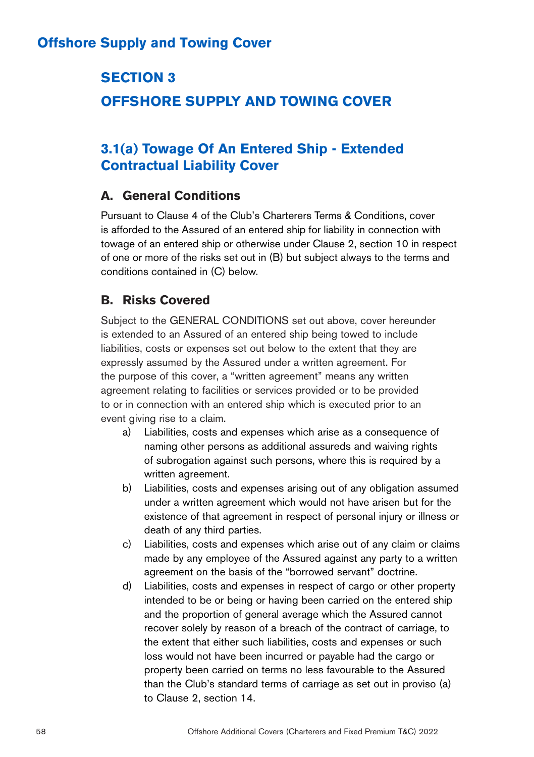# SECTION 3

# OFFSHORE SUPPLY AND TOWING COVER

## 3.1(a) Towage Of An Entered Ship - Extended Contractual Liability Cover

### A. General Conditions

Pursuant to Clause 4 of the Club's Charterers Terms & Conditions, cover is afforded to the Assured of an entered ship for liability in connection with towage of an entered ship or otherwise under Clause 2, section 10 in respect of one or more of the risks set out in (B) but subject always to the terms and conditions contained in (C) below.

### B. Risks Covered

Subject to the GENERAL CONDITIONS set out above, cover hereunder is extended to an Assured of an entered ship being towed to include liabilities, costs or expenses set out below to the extent that they are expressly assumed by the Assured under a written agreement. For the purpose of this cover, a "written agreement" means any written agreement relating to facilities or services provided or to be provided to or in connection with an entered ship which is executed prior to an event giving rise to a claim.

a) Liabilities, costs and expenses which arise as a consequence of naming other persons as additional assureds and waiving rights of subrogation against such persons, where this is required by a written agreement.

b) Liabilities, costs and expenses arising out of any obligation assumed under a written agreement which would not have arisen but for the existence of that agreement in respect of personal injury or illness or death of any third parties.

c) Liabilities, costs and expenses which arise out of any claim or claims made by any employee of the Assured against any party to a written agreement on the basis of the "borrowed servant" doctrine.

d) Liabilities, costs and expenses in respect of cargo or other property intended to be or being or having been carried on the entered ship and the proportion of general average which the Assured cannot recover solely by reason of a breach of the contract of carriage, to the extent that either such liabilities, costs and expenses or such loss would not have been incurred or payable had the cargo or property been carried on terms no less favourable to the Assured than the Club's standard terms of carriage as set out in proviso (a) to Clause 2, section 14.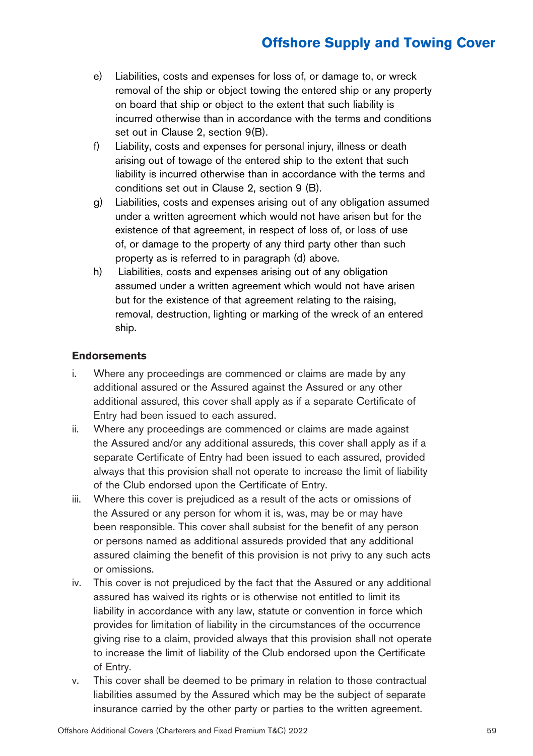e) Liabilities, costs and expenses for loss of, or damage to, or wreck removal of the ship or object towing the entered ship or any property on board that ship or object to the extent that such liability is incurred otherwise than in accordance with the terms and conditions set out in Clause 2, section 9(B).

f) Liability, costs and expenses for personal injury, illness or death arising out of towage of the entered ship to the extent that such liability is incurred otherwise than in accordance with the terms and conditions set out in Clause 2, section 9 (B).

g) Liabilities, costs and expenses arising out of any obligation assumed under a written agreement which would not have arisen but for the existence of that agreement, in respect of loss of, or loss of use of, or damage to the property of any third party other than such property as is referred to in paragraph (d) above.

h) Liabilities, costs and expenses arising out of any obligation assumed under a written agreement which would not have arisen but for the existence of that agreement relating to the raising, removal, destruction, lighting or marking of the wreck of an entered ship.

**Endorsements**

i. Where any proceedings are commenced or claims are made by any additional assured or the Assured against the Assured or any other additional assured, this cover shall apply as if a separate Certificate of Entry had been issued to each assured.

ii. Where any proceedings are commenced or claims are made against the Assured and/or any additional assureds, this cover shall apply as if a separate Certificate of Entry had been issued to each assured, provided always that this provision shall not operate to increase the limit of liability of the Club endorsed upon the Certificate of Entry.

iii. Where this cover is prejudiced as a result of the acts or omissions of the Assured or any person for whom it is, was, may be or may have been responsible. This cover shall subsist for the benefit of any person or persons named as additional assureds provided that any additional assured claiming the benefit of this provision is not privy to any such acts or omissions.

iv. This cover is not prejudiced by the fact that the Assured or any additional assured has waived its rights or is otherwise not entitled to limit its liability in accordance with any law, statute or convention in force which provides for limitation of liability in the circumstances of the occurrence giving rise to a claim, provided always that this provision shall not operate to increase the limit of liability of the Club endorsed upon the Certificate of Entry.

v. This cover shall be deemed to be primary in relation to those contractual liabilities assumed by the Assured which may be the subject of separate insurance carried by the other party or parties to the written agreement.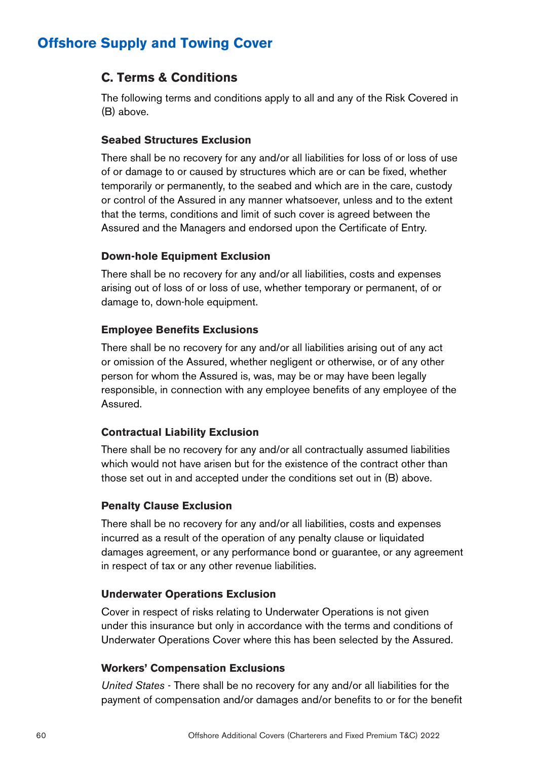# Offshore Supply and Towing Cover

## C. Terms & Conditions

The following terms and conditions apply to all and any of the Risk Covered in (B) above.

### Seabed Structures Exclusion

There shall be no recovery for any and/or all liabilities for loss of or loss of use of or damage to or caused by structures which are or can be fixed, whether temporarily or permanently, to the seabed and which are in the care, custody or control of the Assured in any manner whatsoever, unless and to the extent that the terms, conditions and limit of such cover is agreed between the Assured and the Managers and endorsed upon the Certificate of Entry.

### Down-hole Equipment Exclusion

There shall be no recovery for any and/or all liabilities, costs and expenses arising out of loss of or loss of use, whether temporary or permanent, of or damage to, down-hole equipment.

### Employee Benefits Exclusions

There shall be no recovery for any and/or all liabilities arising out of any act or omission of the Assured, whether negligent or otherwise, or of any other person for whom the Assured is, was, may be or may have been legally responsible, in connection with any employee benefits of any employee of the Assured.

### Contractual Liability Exclusion

There shall be no recovery for any and/or all contractually assumed liabilities which would not have arisen but for the existence of the contract other than those set out in and accepted under the conditions set out in (B) above.

### Penalty Clause Exclusion

There shall be no recovery for any and/or all liabilities, costs and expenses incurred as a result of the operation of any penalty clause or liquidated damages agreement, or any performance bond or guarantee, or any agreement in respect of tax or any other revenue liabilities.

### Underwater Operations Exclusion

Cover in respect of risks relating to Underwater Operations is not given under this insurance but only in accordance with the terms and conditions of Underwater Operations Cover where this has been selected by the Assured.

### Workers' Compensation Exclusions

*United States* - There shall be no recovery for any and/or all liabilities for the payment of compensation and/or damages and/or benefits to or for the benefit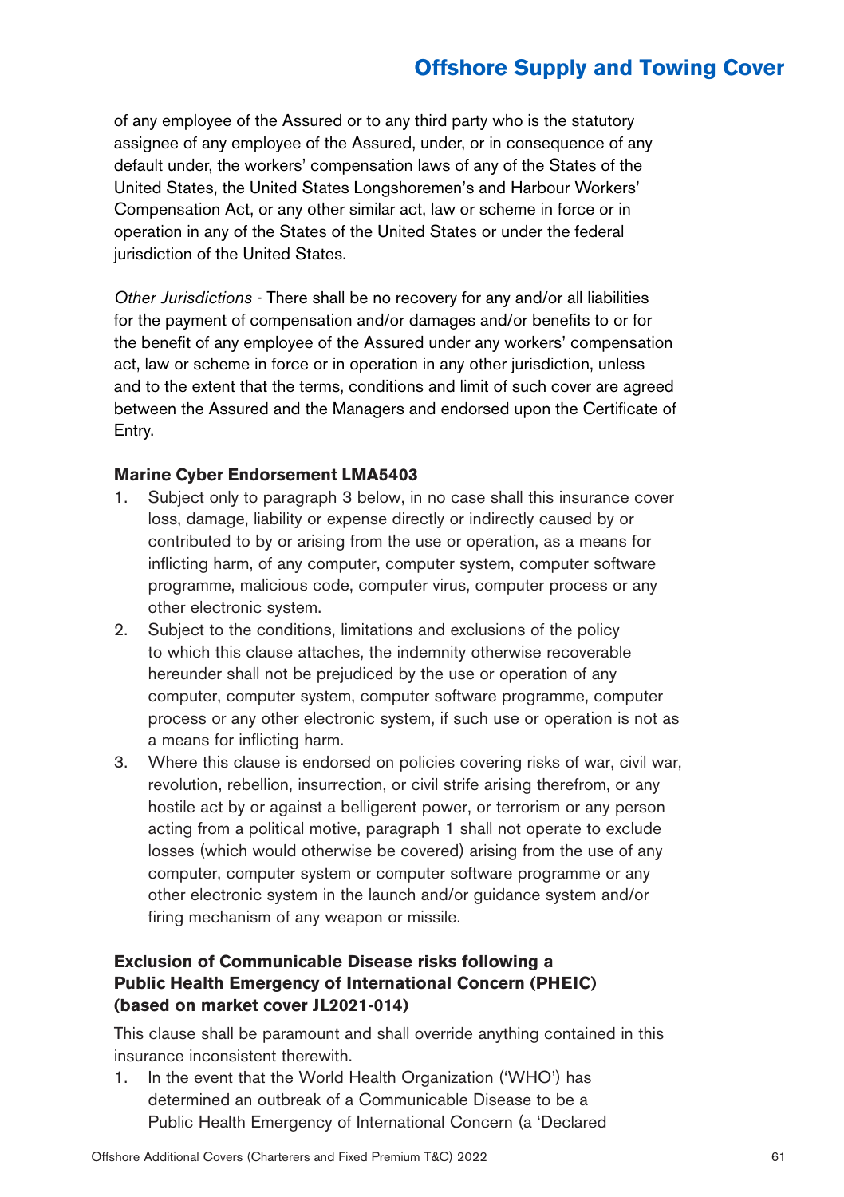of any employee of the Assured or to any third party who is the statutory assignee of any employee of the Assured, under, or in consequence of any default under, the workers' compensation laws of any of the States of the United States, the United States Longshoremen's and Harbour Workers' Compensation Act, or any other similar act, law or scheme in force or in operation in any of the States of the United States or under the federal jurisdiction of the United States.

*Other Jurisdictions* - There shall be no recovery for any and/or all liabilities for the payment of compensation and/or damages and/or benefits to or for the benefit of any employee of the Assured under any workers' compensation act, law or scheme in force or in operation in any other jurisdiction, unless and to the extent that the terms, conditions and limit of such cover are agreed between the Assured and the Managers and endorsed upon the Certificate of Entry.

**Marine Cyber Endorsement LMA5403**

1. Subject only to paragraph 3 below, in no case shall this insurance cover loss, damage, liability or expense directly or indirectly caused by or contributed to by or arising from the use or operation, as a means for inflicting harm, of any computer, computer system, computer software programme, malicious code, computer virus, computer process or any other electronic system.
2. Subject to the conditions, limitations and exclusions of the policy to which this clause attaches, the indemnity otherwise recoverable hereunder shall not be prejudiced by the use or operation of any computer, computer system, computer software programme, computer process or any other electronic system, if such use or operation is not as a means for inflicting harm.
3. Where this clause is endorsed on policies covering risks of war, civil war, revolution, rebellion, insurrection, or civil strife arising therefrom, or any hostile act by or against a belligerent power, or terrorism or any person acting from a political motive, paragraph 1 shall not operate to exclude losses (which would otherwise be covered) arising from the use of any computer, computer system or computer software programme or any other electronic system in the launch and/or guidance system and/or firing mechanism of any weapon or missile.

**Exclusion of Communicable Disease risks following a Public Health Emergency of International Concern (PHEIC) (based on market cover JL2021-014)**

This clause shall be paramount and shall override anything contained in this insurance inconsistent therewith.

1. In the event that the World Health Organization ('WHO') has determined an outbreak of a Communicable Disease to be a Public Health Emergency of International Concern (a 'Declared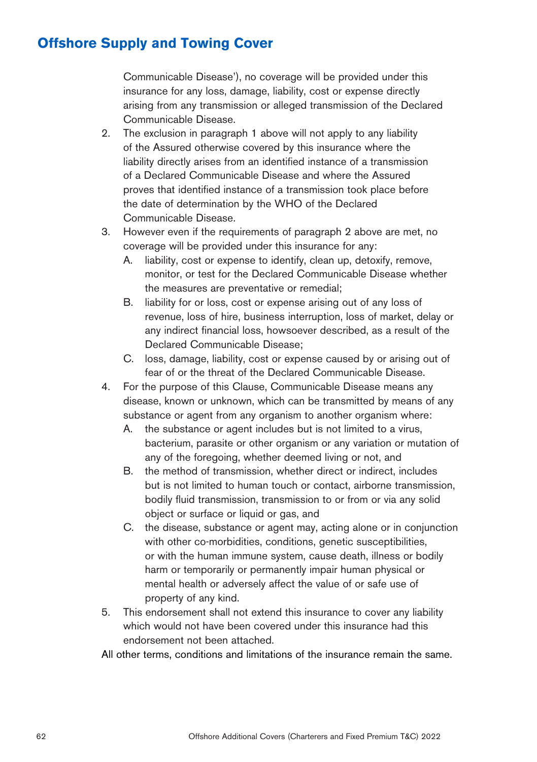## Offshore Supply and Towing Cover

Communicable Disease'), no coverage will be provided under this insurance for any loss, damage, liability, cost or expense directly arising from any transmission or alleged transmission of the Declared Communicable Disease.

2. The exclusion in paragraph 1 above will not apply to any liability of the Assured otherwise covered by this insurance where the liability directly arises from an identified instance of a transmission of a Declared Communicable Disease and where the Assured proves that identified instance of a transmission took place before the date of determination by the WHO of the Declared Communicable Disease.
3. However even if the requirements of paragraph 2 above are met, no coverage will be provided under this insurance for any:
   A. liability, cost or expense to identify, clean up, detoxify, remove, monitor, or test for the Declared Communicable Disease whether the measures are preventative or remedial;
   B. liability for or loss, cost or expense arising out of any loss of revenue, loss of hire, business interruption, loss of market, delay or any indirect financial loss, howsoever described, as a result of the Declared Communicable Disease;
   C. loss, damage, liability, cost or expense caused by or arising out of fear of or the threat of the Declared Communicable Disease.
4. For the purpose of this Clause, Communicable Disease means any disease, known or unknown, which can be transmitted by means of any substance or agent from any organism to another organism where:
   A. the substance or agent includes but is not limited to a virus, bacterium, parasite or other organism or any variation or mutation of any of the foregoing, whether deemed living or not, and
   B. the method of transmission, whether direct or indirect, includes but is not limited to human touch or contact, airborne transmission, bodily fluid transmission, transmission to or from or via any solid object or surface or liquid or gas, and
   C. the disease, substance or agent may, acting alone or in conjunction with other co-morbidities, conditions, genetic susceptibilities, or with the human immune system, cause death, illness or bodily harm or temporarily or permanently impair human physical or mental health or adversely affect the value of or safe use of property of any kind.
5. This endorsement shall not extend this insurance to cover any liability which would not have been covered under this insurance had this endorsement not been attached.

All other terms, conditions and limitations of the insurance remain the same.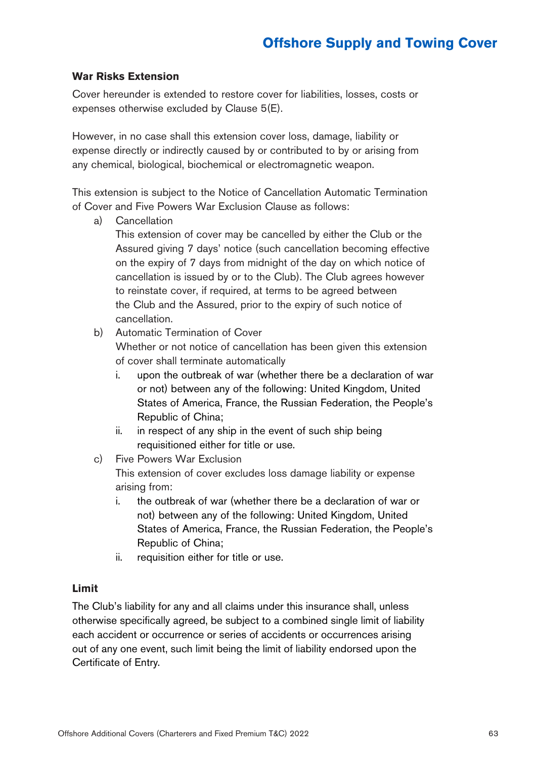## War Risks Extension

Cover hereunder is extended to restore cover for liabilities, losses, costs or expenses otherwise excluded by Clause 5(E).

However, in no case shall this extension cover loss, damage, liability or expense directly or indirectly caused by or contributed to by or arising from any chemical, biological, biochemical or electromagnetic weapon.

This extension is subject to the Notice of Cancellation Automatic Termination of Cover and Five Powers War Exclusion Clause as follows:

a) Cancellation

   This extension of cover may be cancelled by either the Club or the Assured giving 7 days' notice (such cancellation becoming effective on the expiry of 7 days from midnight of the day on which notice of cancellation is issued by or to the Club). The Club agrees however to reinstate cover, if required, at terms to be agreed between the Club and the Assured, prior to the expiry of such notice of cancellation.

b) Automatic Termination of Cover

   Whether or not notice of cancellation has been given this extension of cover shall terminate automatically

   i. upon the outbreak of war (whether there be a declaration of war or not) between any of the following: United Kingdom, United States of America, France, the Russian Federation, the People's Republic of China;

   ii. in respect of any ship in the event of such ship being requisitioned either for title or use.

c) Five Powers War Exclusion

   This extension of cover excludes loss damage liability or expense arising from:

   i. the outbreak of war (whether there be a declaration of war or not) between any of the following: United Kingdom, United States of America, France, the Russian Federation, the People's Republic of China;

   ii. requisition either for title or use.

## Limit

The Club's liability for any and all claims under this insurance shall, unless otherwise specifically agreed, be subject to a combined single limit of liability each accident or occurrence or series of accidents or occurrences arising out of any one event, such limit being the limit of liability endorsed upon the Certificate of Entry.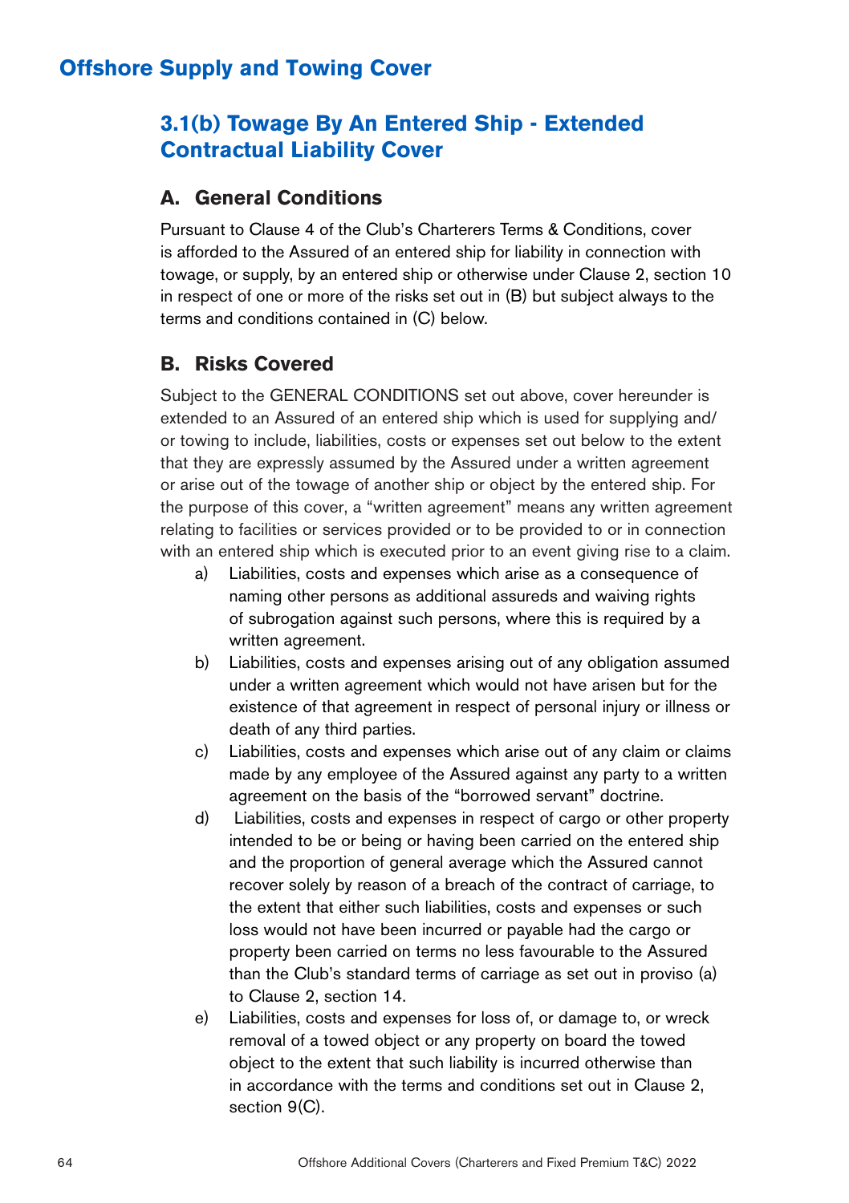# Offshore Supply and Towing Cover

## 3.1(b) Towage By An Entered Ship - Extended Contractual Liability Cover

### A. General Conditions

Pursuant to Clause 4 of the Club's Charterers Terms & Conditions, cover is afforded to the Assured of an entered ship for liability in connection with towage, or supply, by an entered ship or otherwise under Clause 2, section 10 in respect of one or more of the risks set out in (B) but subject always to the terms and conditions contained in (C) below.

### B. Risks Covered

Subject to the GENERAL CONDITIONS set out above, cover hereunder is extended to an Assured of an entered ship which is used for supplying and/or towing to include, liabilities, costs or expenses set out below to the extent that they are expressly assumed by the Assured under a written agreement or arise out of the towage of another ship or object by the entered ship. For the purpose of this cover, a "written agreement" means any written agreement relating to facilities or services provided or to be provided to or in connection with an entered ship which is executed prior to an event giving rise to a claim.

a) Liabilities, costs and expenses which arise as a consequence of naming other persons as additional assureds and waiving rights of subrogation against such persons, where this is required by a written agreement.

b) Liabilities, costs and expenses arising out of any obligation assumed under a written agreement which would not have arisen but for the existence of that agreement in respect of personal injury or illness or death of any third parties.

c) Liabilities, costs and expenses which arise out of any claim or claims made by any employee of the Assured against any party to a written agreement on the basis of the "borrowed servant" doctrine.

d) Liabilities, costs and expenses in respect of cargo or other property intended to be or being or having been carried on the entered ship and the proportion of general average which the Assured cannot recover solely by reason of a breach of the contract of carriage, to the extent that either such liabilities, costs and expenses or such loss would not have been incurred or payable had the cargo or property been carried on terms no less favourable to the Assured than the Club's standard terms of carriage as set out in proviso (a) to Clause 2, section 14.

e) Liabilities, costs and expenses for loss of, or damage to, or wreck removal of a towed object or any property on board the towed object to the extent that such liability is incurred otherwise than in accordance with the terms and conditions set out in Clause 2, section 9(C).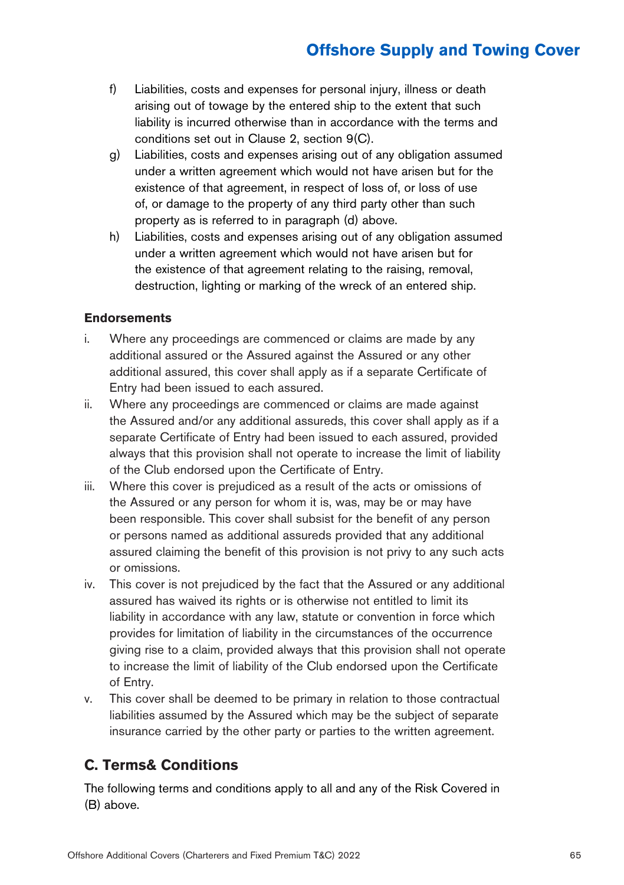f) Liabilities, costs and expenses for personal injury, illness or death arising out of towage by the entered ship to the extent that such liability is incurred otherwise than in accordance with the terms and conditions set out in Clause 2, section 9(C).

g) Liabilities, costs and expenses arising out of any obligation assumed under a written agreement which would not have arisen but for the existence of that agreement, in respect of loss of, or loss of use of, or damage to the property of any third party other than such property as is referred to in paragraph (d) above.

h) Liabilities, costs and expenses arising out of any obligation assumed under a written agreement which would not have arisen but for the existence of that agreement relating to the raising, removal, destruction, lighting or marking of the wreck of an entered ship.

**Endorsements**

i. Where any proceedings are commenced or claims are made by any additional assured or the Assured against the Assured or any other additional assured, this cover shall apply as if a separate Certificate of Entry had been issued to each assured.

ii. Where any proceedings are commenced or claims are made against the Assured and/or any additional assureds, this cover shall apply as if a separate Certificate of Entry had been issued to each assured, provided always that this provision shall not operate to increase the limit of liability of the Club endorsed upon the Certificate of Entry.

iii. Where this cover is prejudiced as a result of the acts or omissions of the Assured or any person for whom it is, was, may be or may have been responsible. This cover shall subsist for the benefit of any person or persons named as additional assureds provided that any additional assured claiming the benefit of this provision is not privy to any such acts or omissions.

iv. This cover is not prejudiced by the fact that the Assured or any additional assured has waived its rights or is otherwise not entitled to limit its liability in accordance with any law, statute or convention in force which provides for limitation of liability in the circumstances of the occurrence giving rise to a claim, provided always that this provision shall not operate to increase the limit of liability of the Club endorsed upon the Certificate of Entry.

v. This cover shall be deemed to be primary in relation to those contractual liabilities assumed by the Assured which may be the subject of separate insurance carried by the other party or parties to the written agreement.

## C. Terms& Conditions

The following terms and conditions apply to all and any of the Risk Covered in (B) above.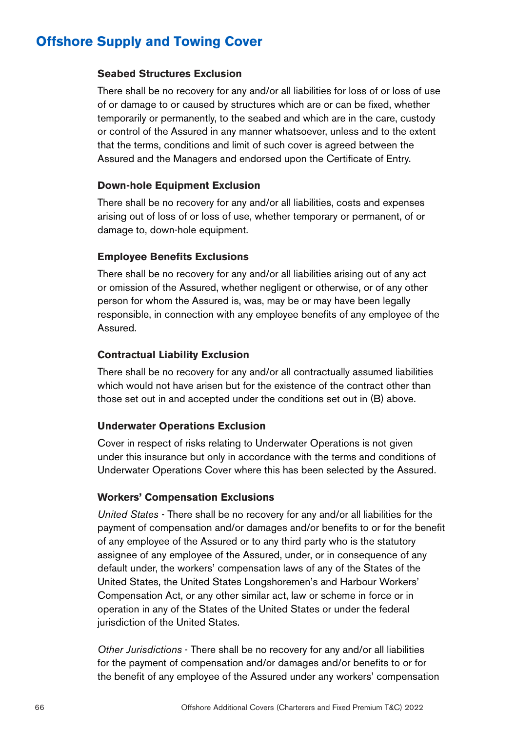# Offshore Supply and Towing Cover

### Seabed Structures Exclusion

There shall be no recovery for any and/or all liabilities for loss of or loss of use of or damage to or caused by structures which are or can be fixed, whether temporarily or permanently, to the seabed and which are in the care, custody or control of the Assured in any manner whatsoever, unless and to the extent that the terms, conditions and limit of such cover is agreed between the Assured and the Managers and endorsed upon the Certificate of Entry.

### Down-hole Equipment Exclusion

There shall be no recovery for any and/or all liabilities, costs and expenses arising out of loss of or loss of use, whether temporary or permanent, of or damage to, down-hole equipment.

### Employee Benefits Exclusions

There shall be no recovery for any and/or all liabilities arising out of any act or omission of the Assured, whether negligent or otherwise, or of any other person for whom the Assured is, was, may be or may have been legally responsible, in connection with any employee benefits of any employee of the Assured.

### Contractual Liability Exclusion

There shall be no recovery for any and/or all contractually assumed liabilities which would not have arisen but for the existence of the contract other than those set out in and accepted under the conditions set out in (B) above.

### Underwater Operations Exclusion

Cover in respect of risks relating to Underwater Operations is not given under this insurance but only in accordance with the terms and conditions of Underwater Operations Cover where this has been selected by the Assured.

### Workers' Compensation Exclusions

*United States* - There shall be no recovery for any and/or all liabilities for the payment of compensation and/or damages and/or benefits to or for the benefit of any employee of the Assured or to any third party who is the statutory assignee of any employee of the Assured, under, or in consequence of any default under, the workers' compensation laws of any of the States of the United States, the United States Longshoremen's and Harbour Workers' Compensation Act, or any other similar act, law or scheme in force or in operation in any of the States of the United States or under the federal jurisdiction of the United States.

*Other Jurisdictions* - There shall be no recovery for any and/or all liabilities for the payment of compensation and/or damages and/or benefits to or for the benefit of any employee of the Assured under any workers' compensation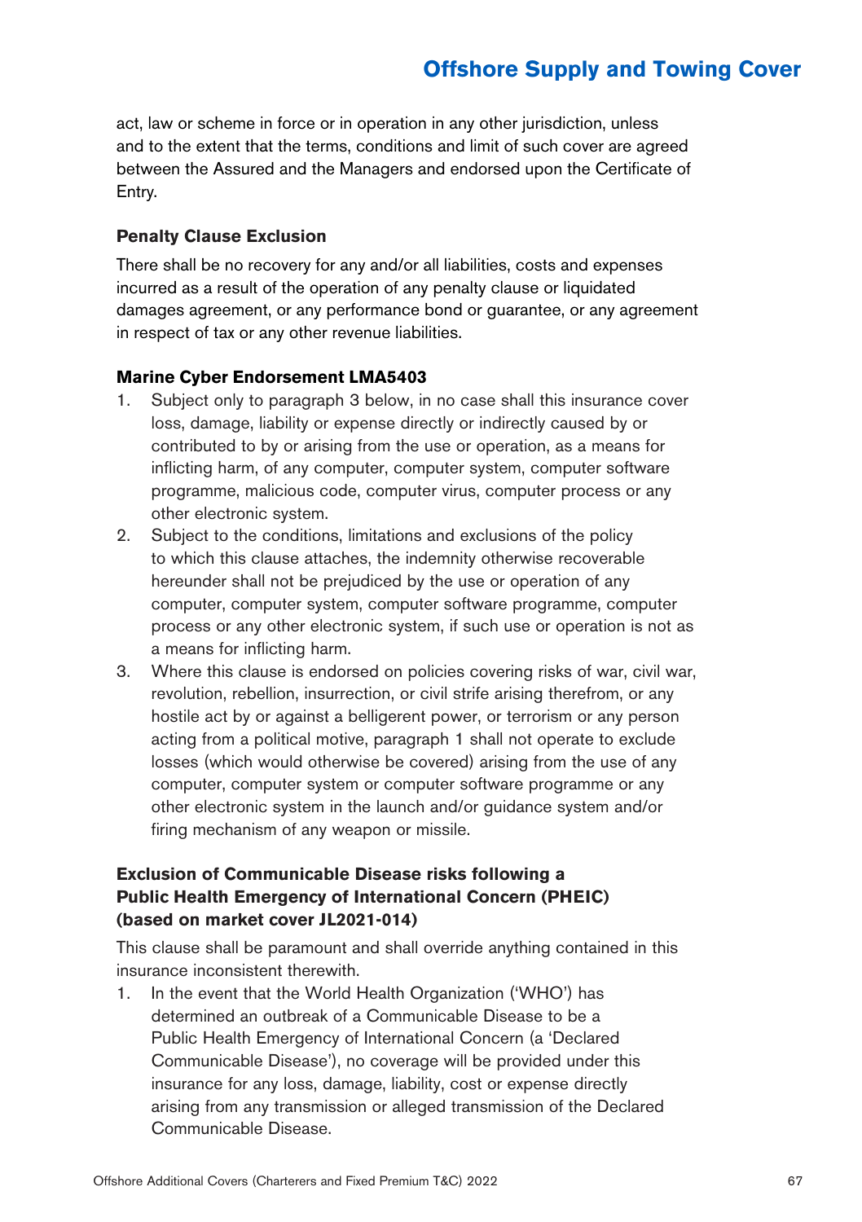act, law or scheme in force or in operation in any other jurisdiction, unless and to the extent that the terms, conditions and limit of such cover are agreed between the Assured and the Managers and endorsed upon the Certificate of Entry.

### Penalty Clause Exclusion

There shall be no recovery for any and/or all liabilities, costs and expenses incurred as a result of the operation of any penalty clause or liquidated damages agreement, or any performance bond or guarantee, or any agreement in respect of tax or any other revenue liabilities.

### Marine Cyber Endorsement LMA5403

1. Subject only to paragraph 3 below, in no case shall this insurance cover loss, damage, liability or expense directly or indirectly caused by or contributed to by or arising from the use or operation, as a means for inflicting harm, of any computer, computer system, computer software programme, malicious code, computer virus, computer process or any other electronic system.
2. Subject to the conditions, limitations and exclusions of the policy to which this clause attaches, the indemnity otherwise recoverable hereunder shall not be prejudiced by the use or operation of any computer, computer system, computer software programme, computer process or any other electronic system, if such use or operation is not as a means for inflicting harm.
3. Where this clause is endorsed on policies covering risks of war, civil war, revolution, rebellion, insurrection, or civil strife arising therefrom, or any hostile act by or against a belligerent power, or terrorism or any person acting from a political motive, paragraph 1 shall not operate to exclude losses (which would otherwise be covered) arising from the use of any computer, computer system or computer software programme or any other electronic system in the launch and/or guidance system and/or firing mechanism of any weapon or missile.

### Exclusion of Communicable Disease risks following a Public Health Emergency of International Concern (PHEIC) (based on market cover JL2021-014)

This clause shall be paramount and shall override anything contained in this insurance inconsistent therewith.

1. In the event that the World Health Organization ('WHO') has determined an outbreak of a Communicable Disease to be a Public Health Emergency of International Concern (a 'Declared Communicable Disease'), no coverage will be provided under this insurance for any loss, damage, liability, cost or expense directly arising from any transmission or alleged transmission of the Declared Communicable Disease.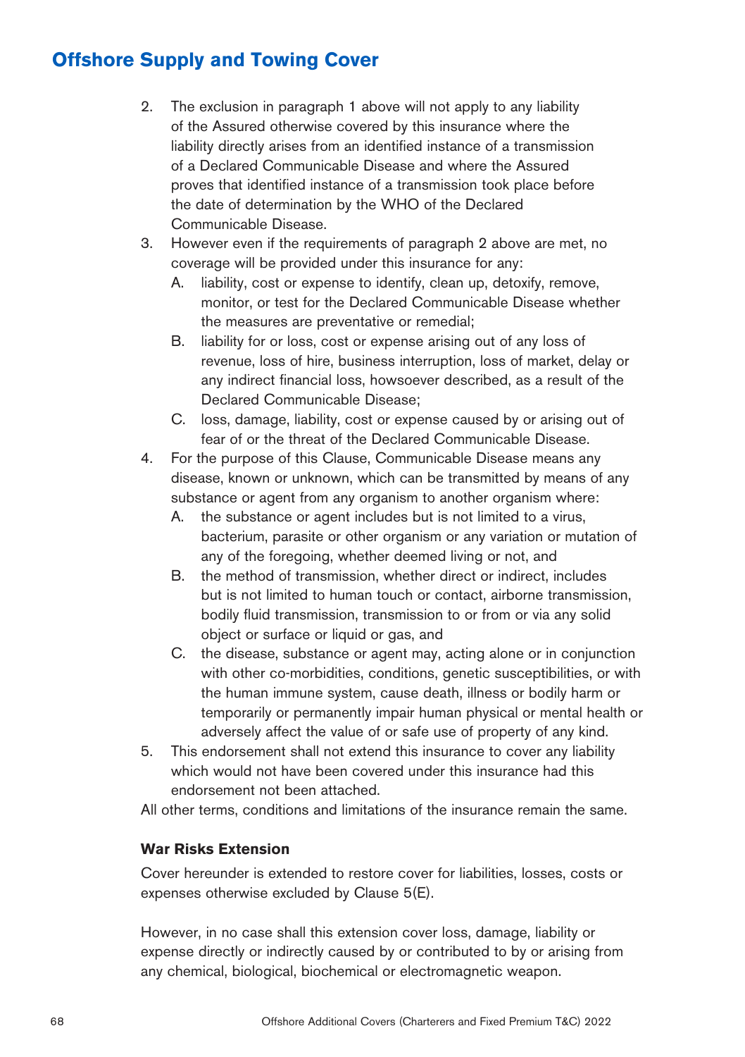2. The exclusion in paragraph 1 above will not apply to any liability of the Assured otherwise covered by this insurance where the liability directly arises from an identified instance of a transmission of a Declared Communicable Disease and where the Assured proves that identified instance of a transmission took place before the date of determination by the WHO of the Declared Communicable Disease.
3. However even if the requirements of paragraph 2 above are met, no coverage will be provided under this insurance for any:
   A. liability, cost or expense to identify, clean up, detoxify, remove, monitor, or test for the Declared Communicable Disease whether the measures are preventative or remedial;
   B. liability for or loss, cost or expense arising out of any loss of revenue, loss of hire, business interruption, loss of market, delay or any indirect financial loss, howsoever described, as a result of the Declared Communicable Disease;
   C. loss, damage, liability, cost or expense caused by or arising out of fear of or the threat of the Declared Communicable Disease.
4. For the purpose of this Clause, Communicable Disease means any disease, known or unknown, which can be transmitted by means of any substance or agent from any organism to another organism where:
   A. the substance or agent includes but is not limited to a virus, bacterium, parasite or other organism or any variation or mutation of any of the foregoing, whether deemed living or not, and
   B. the method of transmission, whether direct or indirect, includes but is not limited to human touch or contact, airborne transmission, bodily fluid transmission, transmission to or from or via any solid object or surface or liquid or gas, and
   C. the disease, substance or agent may, acting alone or in conjunction with other co-morbidities, conditions, genetic susceptibilities, or with the human immune system, cause death, illness or bodily harm or temporarily or permanently impair human physical or mental health or adversely affect the value of or safe use of property of any kind.
5. This endorsement shall not extend this insurance to cover any liability which would not have been covered under this insurance had this endorsement not been attached.

All other terms, conditions and limitations of the insurance remain the same.

### War Risks Extension

Cover hereunder is extended to restore cover for liabilities, losses, costs or expenses otherwise excluded by Clause 5(E).

However, in no case shall this extension cover loss, damage, liability or expense directly or indirectly caused by or contributed to by or arising from any chemical, biological, biochemical or electromagnetic weapon.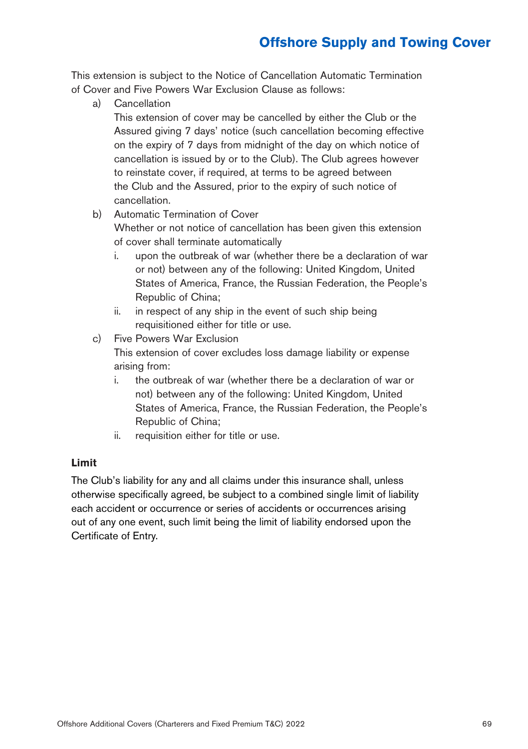This extension is subject to the Notice of Cancellation Automatic Termination of Cover and Five Powers War Exclusion Clause as follows:

a) Cancellation

   This extension of cover may be cancelled by either the Club or the Assured giving 7 days' notice (such cancellation becoming effective on the expiry of 7 days from midnight of the day on which notice of cancellation is issued by or to the Club). The Club agrees however to reinstate cover, if required, at terms to be agreed between the Club and the Assured, prior to the expiry of such notice of cancellation.

b) Automatic Termination of Cover

   Whether or not notice of cancellation has been given this extension of cover shall terminate automatically

   i. upon the outbreak of war (whether there be a declaration of war or not) between any of the following: United Kingdom, United States of America, France, the Russian Federation, the People's Republic of China;

   ii. in respect of any ship in the event of such ship being requisitioned either for title or use.

c) Five Powers War Exclusion

   This extension of cover excludes loss damage liability or expense arising from:

   i. the outbreak of war (whether there be a declaration of war or not) between any of the following: United Kingdom, United States of America, France, the Russian Federation, the People's Republic of China;

   ii. requisition either for title or use.

**Limit**

The Club's liability for any and all claims under this insurance shall, unless otherwise specifically agreed, be subject to a combined single limit of liability each accident or occurrence or series of accidents or occurrences arising out of any one event, such limit being the limit of liability endorsed upon the Certificate of Entry.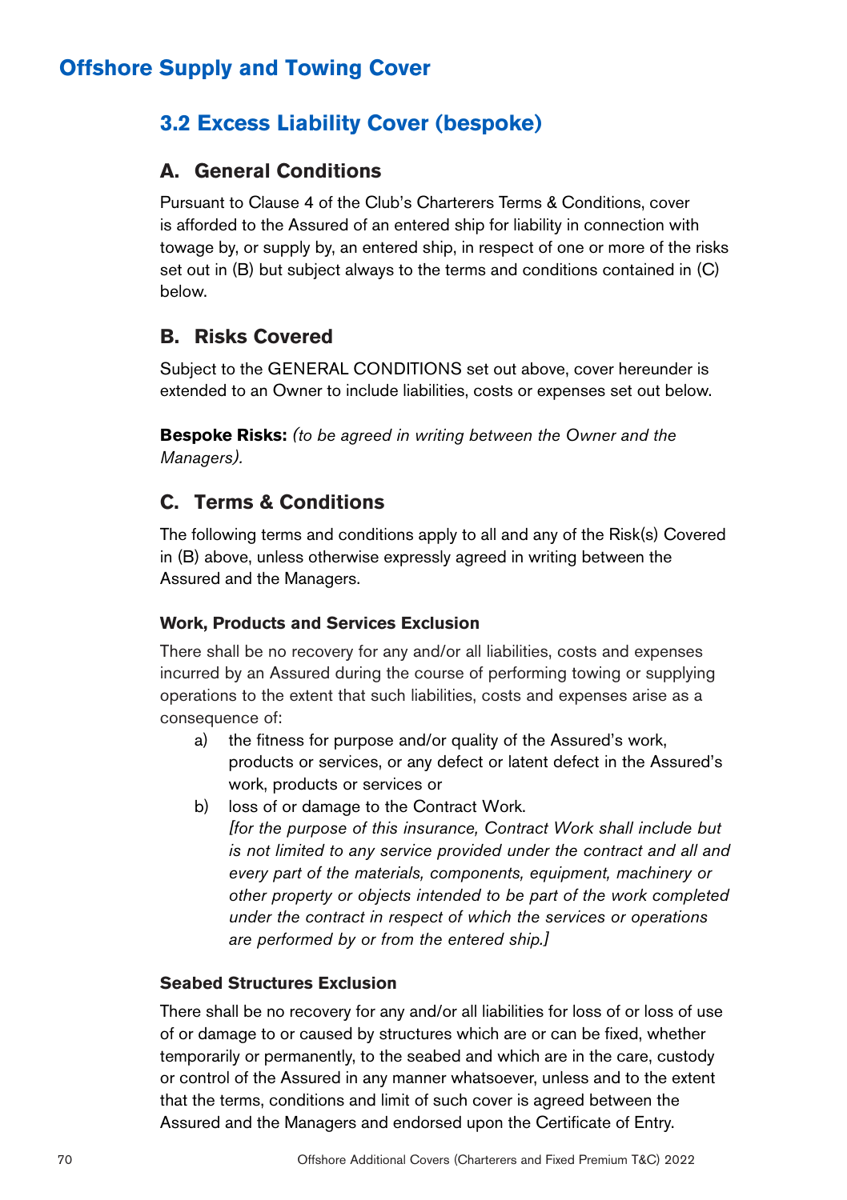# Offshore Supply and Towing Cover

## 3.2 Excess Liability Cover (bespoke)

### A. General Conditions

Pursuant to Clause 4 of the Club's Charterers Terms & Conditions, cover is afforded to the Assured of an entered ship for liability in connection with towage by, or supply by, an entered ship, in respect of one or more of the risks set out in (B) but subject always to the terms and conditions contained in (C) below.

### B. Risks Covered

Subject to the GENERAL CONDITIONS set out above, cover hereunder is extended to an Owner to include liabilities, costs or expenses set out below.

**Bespoke Risks:** *(to be agreed in writing between the Owner and the Managers).*

### C. Terms & Conditions

The following terms and conditions apply to all and any of the Risk(s) Covered in (B) above, unless otherwise expressly agreed in writing between the Assured and the Managers.

#### Work, Products and Services Exclusion

There shall be no recovery for any and/or all liabilities, costs and expenses incurred by an Assured during the course of performing towing or supplying operations to the extent that such liabilities, costs and expenses arise as a consequence of:

a) the fitness for purpose and/or quality of the Assured's work, products or services, or any defect or latent defect in the Assured's work, products or services or

b) loss of or damage to the Contract Work.
*[for the purpose of this insurance, Contract Work shall include but is not limited to any service provided under the contract and all and every part of the materials, components, equipment, machinery or other property or objects intended to be part of the work completed under the contract in respect of which the services or operations are performed by or from the entered ship.]*

#### Seabed Structures Exclusion

There shall be no recovery for any and/or all liabilities for loss of or loss of use of or damage to or caused by structures which are or can be fixed, whether temporarily or permanently, to the seabed and which are in the care, custody or control of the Assured in any manner whatsoever, unless and to the extent that the terms, conditions and limit of such cover is agreed between the Assured and the Managers and endorsed upon the Certificate of Entry.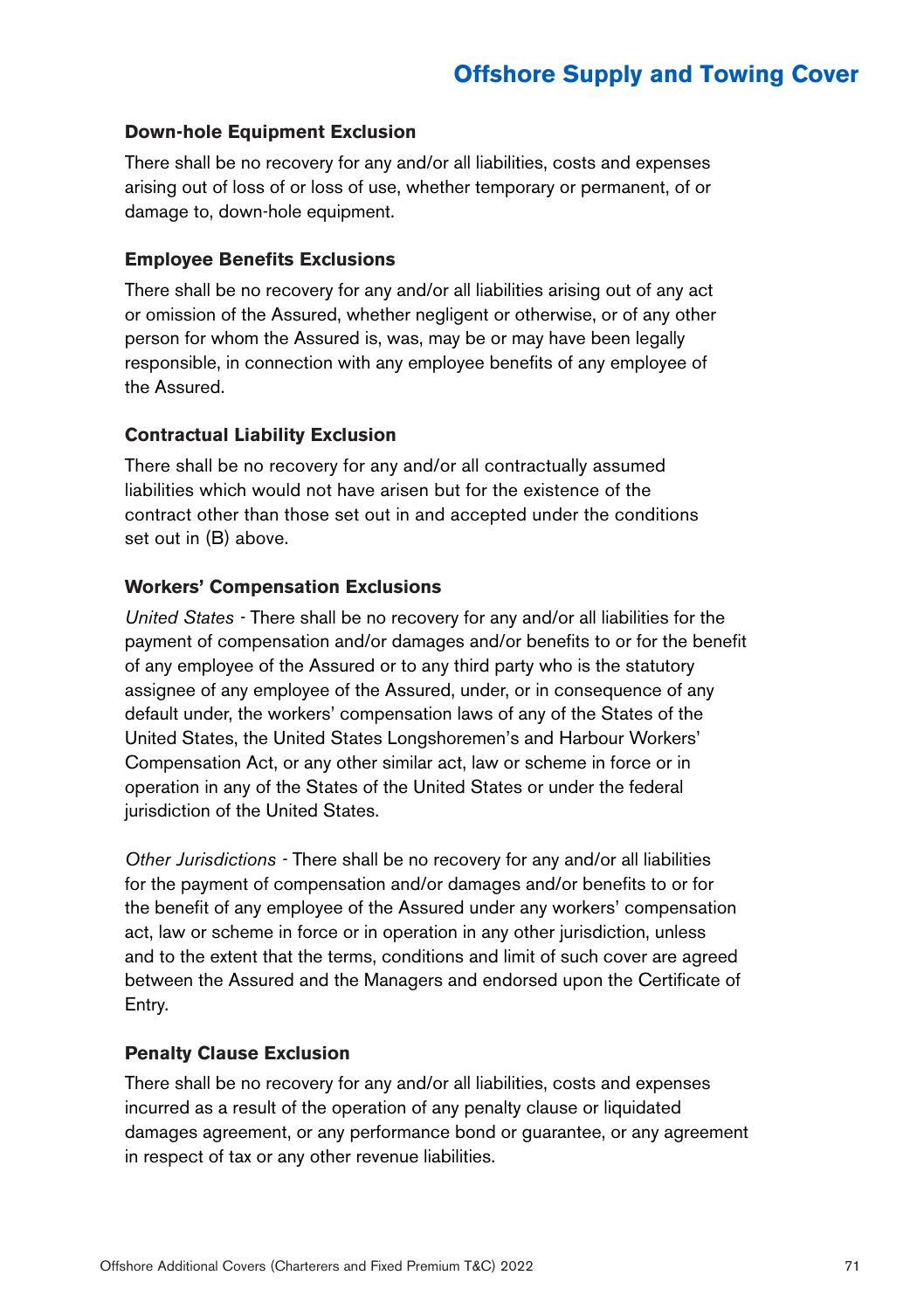**Down-hole Equipment Exclusion**

There shall be no recovery for any and/or all liabilities, costs and expenses arising out of loss of or loss of use, whether temporary or permanent, of or damage to, down-hole equipment.

**Employee Benefits Exclusions**

There shall be no recovery for any and/or all liabilities arising out of any act or omission of the Assured, whether negligent or otherwise, or of any other person for whom the Assured is, was, may be or may have been legally responsible, in connection with any employee benefits of any employee of the Assured.

**Contractual Liability Exclusion**

There shall be no recovery for any and/or all contractually assumed liabilities which would not have arisen but for the existence of the contract other than those set out in and accepted under the conditions set out in (B) above.

**Workers' Compensation Exclusions**

*United States* - There shall be no recovery for any and/or all liabilities for the payment of compensation and/or damages and/or benefits to or for the benefit of any employee of the Assured or to any third party who is the statutory assignee of any employee of the Assured, under, or in consequence of any default under, the workers' compensation laws of any of the States of the United States, the United States Longshoremen's and Harbour Workers' Compensation Act, or any other similar act, law or scheme in force or in operation in any of the States of the United States or under the federal jurisdiction of the United States.

*Other Jurisdictions* - There shall be no recovery for any and/or all liabilities for the payment of compensation and/or damages and/or benefits to or for the benefit of any employee of the Assured under any workers' compensation act, law or scheme in force or in operation in any other jurisdiction, unless and to the extent that the terms, conditions and limit of such cover are agreed between the Assured and the Managers and endorsed upon the Certificate of Entry.

**Penalty Clause Exclusion**

There shall be no recovery for any and/or all liabilities, costs and expenses incurred as a result of the operation of any penalty clause or liquidated damages agreement, or any performance bond or guarantee, or any agreement in respect of tax or any other revenue liabilities.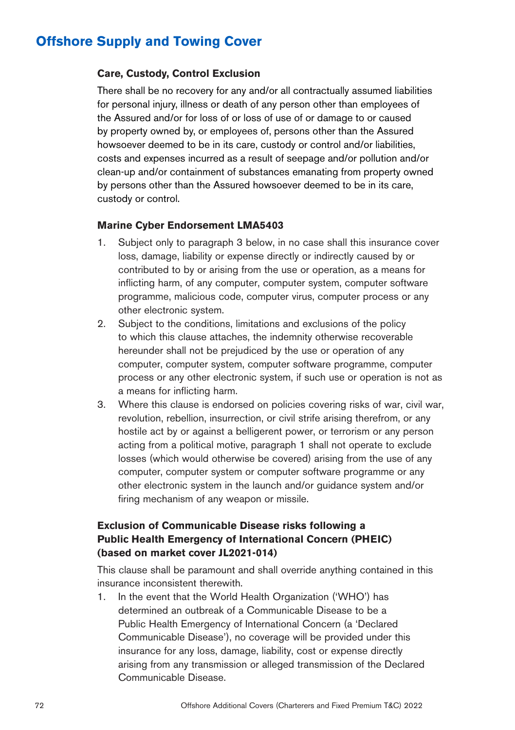# Offshore Supply and Towing Cover

### Care, Custody, Control Exclusion

There shall be no recovery for any and/or all contractually assumed liabilities for personal injury, illness or death of any person other than employees of the Assured and/or for loss of or loss of use of or damage to or caused by property owned by, or employees of, persons other than the Assured howsoever deemed to be in its care, custody or control and/or liabilities, costs and expenses incurred as a result of seepage and/or pollution and/or clean-up and/or containment of substances emanating from property owned by persons other than the Assured howsoever deemed to be in its care, custody or control.

### Marine Cyber Endorsement LMA5403

1. Subject only to paragraph 3 below, in no case shall this insurance cover loss, damage, liability or expense directly or indirectly caused by or contributed to by or arising from the use or operation, as a means for inflicting harm, of any computer, computer system, computer software programme, malicious code, computer virus, computer process or any other electronic system.
2. Subject to the conditions, limitations and exclusions of the policy to which this clause attaches, the indemnity otherwise recoverable hereunder shall not be prejudiced by the use or operation of any computer, computer system, computer software programme, computer process or any other electronic system, if such use or operation is not as a means for inflicting harm.
3. Where this clause is endorsed on policies covering risks of war, civil war, revolution, rebellion, insurrection, or civil strife arising therefrom, or any hostile act by or against a belligerent power, or terrorism or any person acting from a political motive, paragraph 1 shall not operate to exclude losses (which would otherwise be covered) arising from the use of any computer, computer system or computer software programme or any other electronic system in the launch and/or guidance system and/or firing mechanism of any weapon or missile.

### Exclusion of Communicable Disease risks following a Public Health Emergency of International Concern (PHEIC) (based on market cover JL2021-014)

This clause shall be paramount and shall override anything contained in this insurance inconsistent therewith.

1. In the event that the World Health Organization ('WHO') has determined an outbreak of a Communicable Disease to be a Public Health Emergency of International Concern (a 'Declared Communicable Disease'), no coverage will be provided under this insurance for any loss, damage, liability, cost or expense directly arising from any transmission or alleged transmission of the Declared Communicable Disease.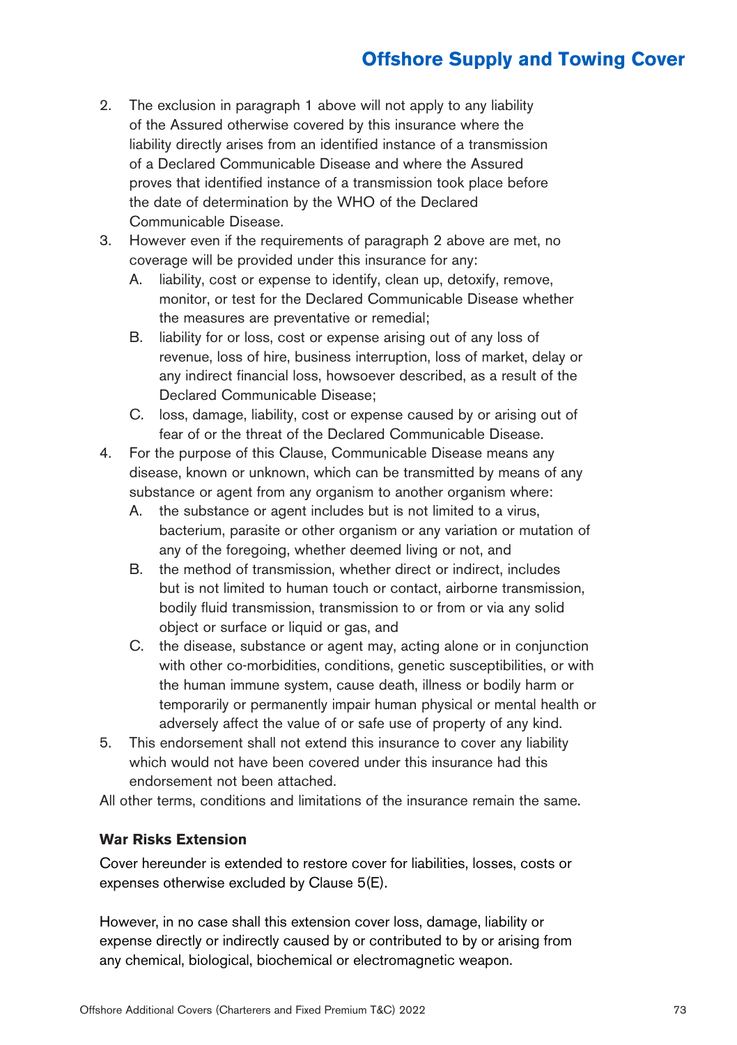2. The exclusion in paragraph 1 above will not apply to any liability of the Assured otherwise covered by this insurance where the liability directly arises from an identified instance of a transmission of a Declared Communicable Disease and where the Assured proves that identified instance of a transmission took place before the date of determination by the WHO of the Declared Communicable Disease.
3. However even if the requirements of paragraph 2 above are met, no coverage will be provided under this insurance for any:
   A. liability, cost or expense to identify, clean up, detoxify, remove, monitor, or test for the Declared Communicable Disease whether the measures are preventative or remedial;
   B. liability for or loss, cost or expense arising out of any loss of revenue, loss of hire, business interruption, loss of market, delay or any indirect financial loss, howsoever described, as a result of the Declared Communicable Disease;
   C. loss, damage, liability, cost or expense caused by or arising out of fear of or the threat of the Declared Communicable Disease.
4. For the purpose of this Clause, Communicable Disease means any disease, known or unknown, which can be transmitted by means of any substance or agent from any organism to another organism where:
   A. the substance or agent includes but is not limited to a virus, bacterium, parasite or other organism or any variation or mutation of any of the foregoing, whether deemed living or not, and
   B. the method of transmission, whether direct or indirect, includes but is not limited to human touch or contact, airborne transmission, bodily fluid transmission, transmission to or from or via any solid object or surface or liquid or gas, and
   C. the disease, substance or agent may, acting alone or in conjunction with other co-morbidities, conditions, genetic susceptibilities, or with the human immune system, cause death, illness or bodily harm or temporarily or permanently impair human physical or mental health or adversely affect the value of or safe use of property of any kind.
5. This endorsement shall not extend this insurance to cover any liability which would not have been covered under this insurance had this endorsement not been attached.

All other terms, conditions and limitations of the insurance remain the same.

### War Risks Extension

Cover hereunder is extended to restore cover for liabilities, losses, costs or expenses otherwise excluded by Clause 5(E).

However, in no case shall this extension cover loss, damage, liability or expense directly or indirectly caused by or contributed to by or arising from any chemical, biological, biochemical or electromagnetic weapon.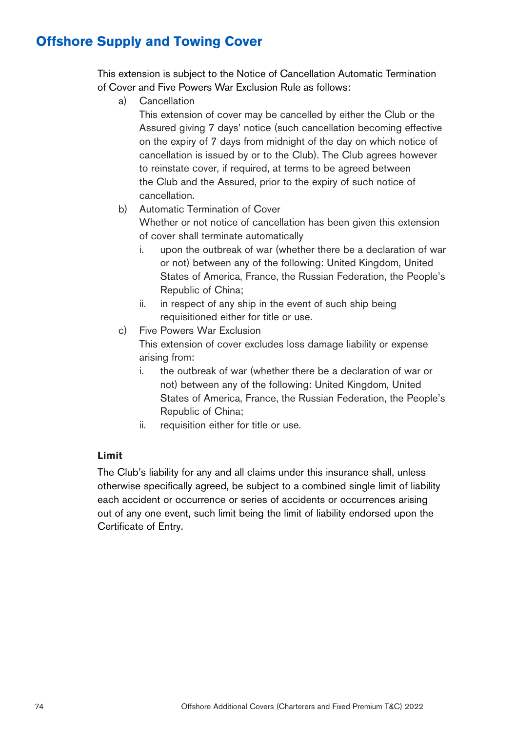## Offshore Supply and Towing Cover

This extension is subject to the Notice of Cancellation Automatic Termination of Cover and Five Powers War Exclusion Rule as follows:

a) Cancellation

   This extension of cover may be cancelled by either the Club or the Assured giving 7 days' notice (such cancellation becoming effective on the expiry of 7 days from midnight of the day on which notice of cancellation is issued by or to the Club). The Club agrees however to reinstate cover, if required, at terms to be agreed between the Club and the Assured, prior to the expiry of such notice of cancellation.

b) Automatic Termination of Cover

   Whether or not notice of cancellation has been given this extension of cover shall terminate automatically

   i. upon the outbreak of war (whether there be a declaration of war or not) between any of the following: United Kingdom, United States of America, France, the Russian Federation, the People's Republic of China;

   ii. in respect of any ship in the event of such ship being requisitioned either for title or use.

c) Five Powers War Exclusion

   This extension of cover excludes loss damage liability or expense arising from:

   i. the outbreak of war (whether there be a declaration of war or not) between any of the following: United Kingdom, United States of America, France, the Russian Federation, the People's Republic of China;

   ii. requisition either for title or use.

**Limit**

The Club's liability for any and all claims under this insurance shall, unless otherwise specifically agreed, be subject to a combined single limit of liability each accident or occurrence or series of accidents or occurrences arising out of any one event, such limit being the limit of liability endorsed upon the Certificate of Entry.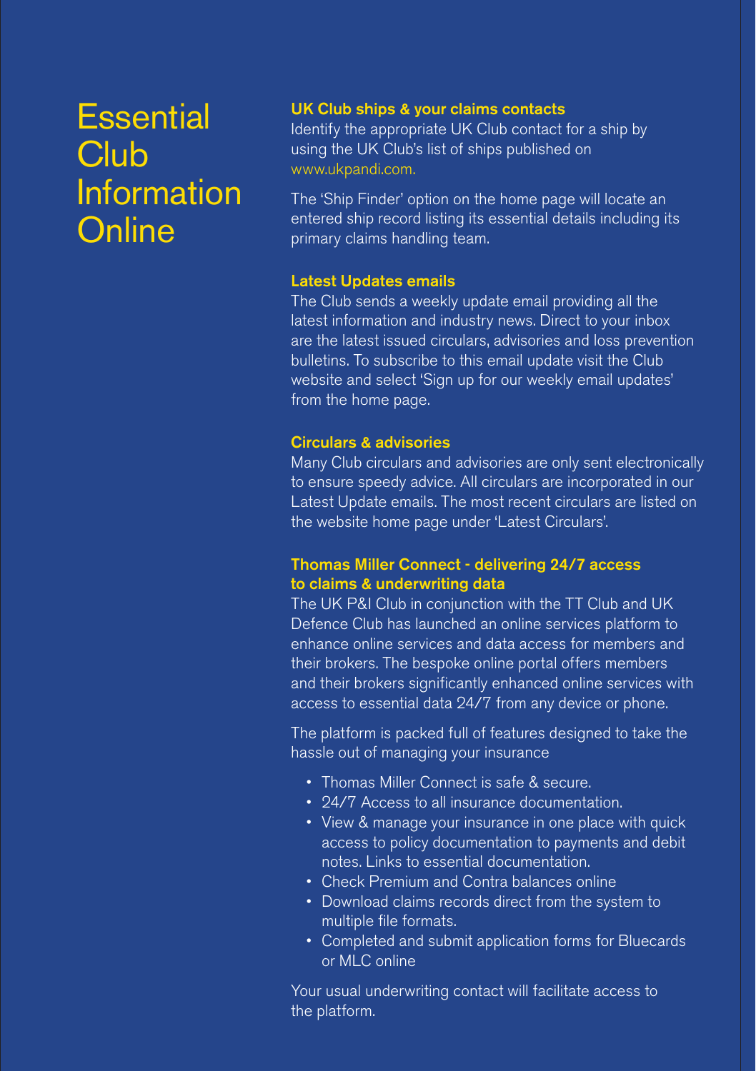# Essential Club Information Online

## UK Club ships & your claims contacts

Identify the appropriate UK Club contact for a ship by using the UK Club's list of ships published on www.ukpandi.com.

The 'Ship Finder' option on the home page will locate an entered ship record listing its essential details including its primary claims handling team.

## Latest Updates emails

The Club sends a weekly update email providing all the latest information and industry news. Direct to your inbox are the latest issued circulars, advisories and loss prevention bulletins. To subscribe to this email update visit the Club website and select 'Sign up for our weekly email updates' from the home page.

## Circulars & advisories

Many Club circulars and advisories are only sent electronically to ensure speedy advice. All circulars are incorporated in our Latest Update emails. The most recent circulars are listed on the website home page under 'Latest Circulars'.

## Thomas Miller Connect - delivering 24/7 access to claims & underwriting data

The UK P&I Club in conjunction with the TT Club and UK Defence Club has launched an online services platform to enhance online services and data access for members and their brokers. The bespoke online portal offers members and their brokers significantly enhanced online services with access to essential data 24/7 from any device or phone.

The platform is packed full of features designed to take the hassle out of managing your insurance

- Thomas Miller Connect is safe & secure.
- 24/7 Access to all insurance documentation.
- View & manage your insurance in one place with quick access to policy documentation to payments and debit notes. Links to essential documentation.
- Check Premium and Contra balances online
- Download claims records direct from the system to multiple file formats.
- Completed and submit application forms for Bluecards or MLC online

Your usual underwriting contact will facilitate access to the platform.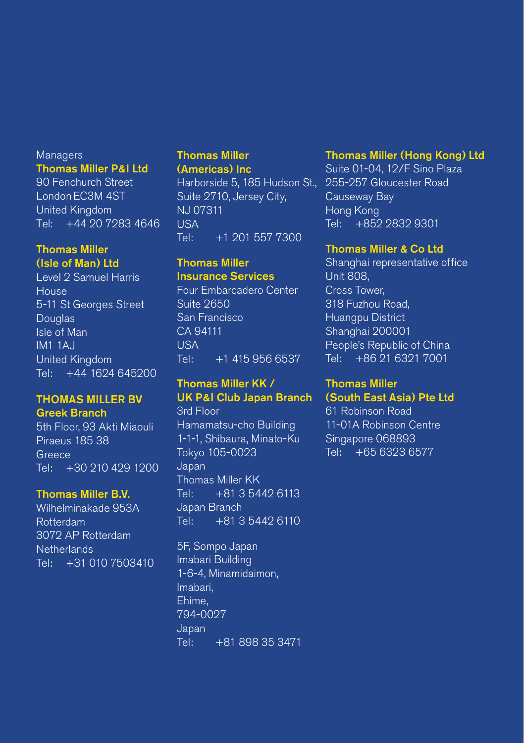Managers

**Thomas Miller P&I Ltd**
90 Fenchurch Street
London EC3M 4ST
United Kingdom
Tel: +44 20 7283 4646

**Thomas Miller (Isle of Man) Ltd**
Level 2 Samuel Harris House
5-11 St Georges Street
Douglas
Isle of Man
IM1 1AJ
United Kingdom
Tel: +44 1624 645200

**THOMAS MILLER BV Greek Branch**
5th Floor, 93 Akti Miaouli
Piraeus 185 38
Greece
Tel: +30 210 429 1200

**Thomas Miller B.V.**
Wilhelminakade 953A
Rotterdam
3072 AP Rotterdam
Netherlands
Tel: +31 010 7503410

**Thomas Miller (Americas) Inc**
Harborside 5, 185 Hudson St.,
Suite 2710, Jersey City,
NJ 07311
USA
Tel: +1 201 557 7300

**Thomas Miller Insurance Services**
Four Embarcadero Center
Suite 2650
San Francisco
CA 94111
USA
Tel: +1 415 956 6537

**Thomas Miller KK / UK P&I Club Japan Branch**
3rd Floor
Hamamatsu-cho Building
1-1-1, Shibaura, Minato-Ku
Tokyo 105-0023
Japan
Thomas Miller KK
Tel: +81 3 5442 6113
Japan Branch
Tel: +81 3 5442 6110

5F, Sompo Japan
Imabari Building
1-6-4, Minamidaimon,
Imabari,
Ehime,
794-0027
Japan
Tel: +81 898 35 3471

**Thomas Miller (Hong Kong) Ltd**
Suite 01-04, 12/F Sino Plaza
255-257 Gloucester Road
Causeway Bay
Hong Kong
Tel: +852 2832 9301

**Thomas Miller & Co Ltd**
Shanghai representative office
Unit 808,
Cross Tower,
318 Fuzhou Road,
Huangpu District
Shanghai 200001
People's Republic of China
Tel: +86 21 6321 7001

**Thomas Miller (South East Asia) Pte Ltd**
61 Robinson Road
11-01A Robinson Centre
Singapore 068893
Tel: +65 6323 6577